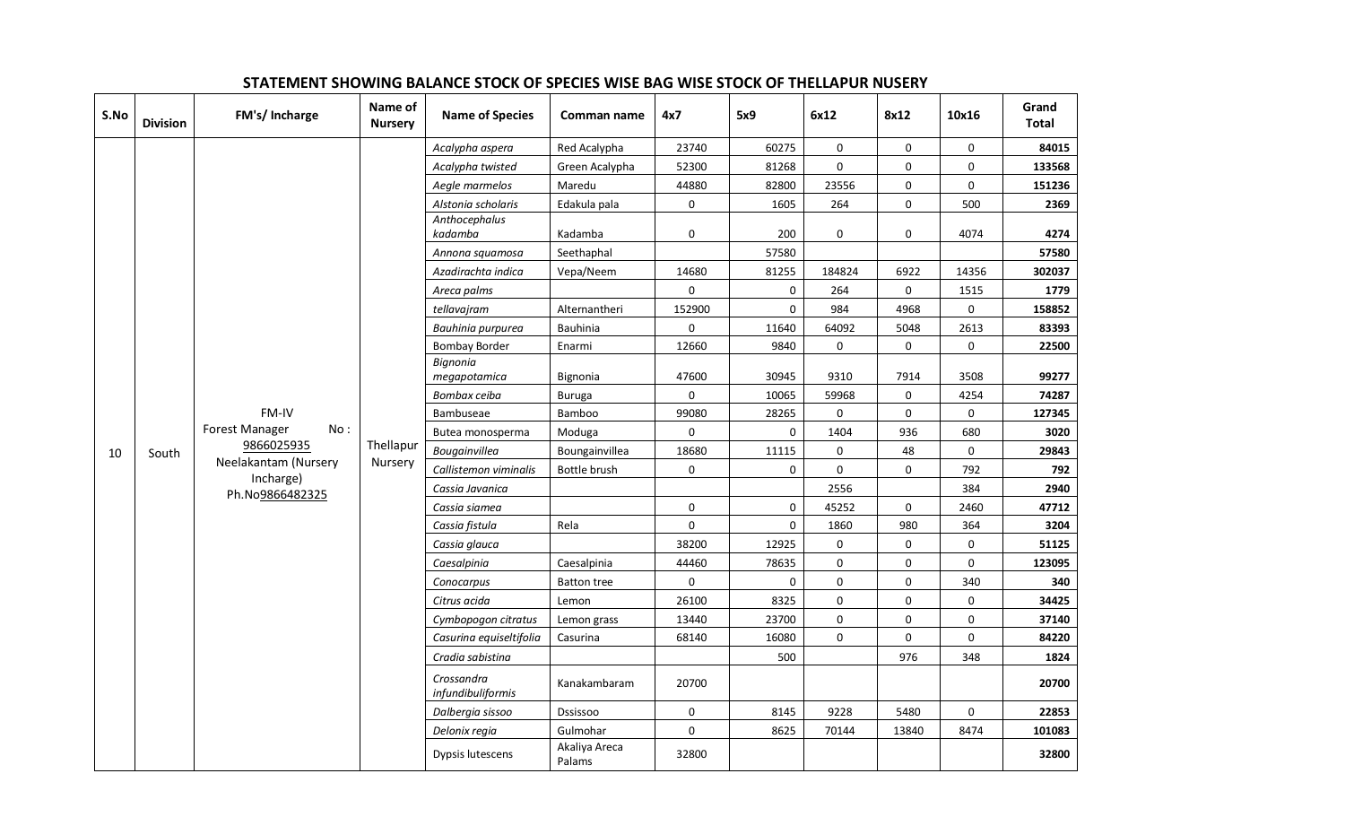## STATEMENT SHOWING BALANCE STOCK OF SPECIES WISE BAG WISE STOCK OF THELLAPUR NUSERY

| S.No | Division | FM's/ Incharge | Name of Nursery | Name of Species | Comman name | 4x7 | 5x9 | 6x12 | 8x12 | 10x16 | Grand Total |
|---|---|---|---|---|---|---|---|---|---|---|---|
| 10 | South | FM-IV Forest Manager No : 9866025935 Neelakantam (Nursery Incharge) Ph.No9866482325 | Thellapur Nursery | *Acalypha aspera* | Red Acalypha | 23740 | 60275 | 0 | 0 | 0 | **84015** |
| | | | | *Acalypha twisted* | Green Acalypha | 52300 | 81268 | 0 | 0 | 0 | **133568** |
| | | | | *Aegle marmelos* | Maredu | 44880 | 82800 | 23556 | 0 | 0 | **151236** |
| | | | | *Alstonia scholaris* | Edakula pala | 0 | 1605 | 264 | 0 | 500 | **2369** |
| | | | | *Anthocephalus kadamba* | Kadamba | 0 | 200 | 0 | 0 | 4074 | **4274** |
| | | | | *Annona squamosa* | Seethaphal | | 57580 | | | | **57580** |
| | | | | *Azadirachta indica* | Vepa/Neem | 14680 | 81255 | 184824 | 6922 | 14356 | **302037** |
| | | | | *Areca palms* | | 0 | 0 | 264 | 0 | 1515 | **1779** |
| | | | | *tellavajram* | Alternantheri | 152900 | 0 | 984 | 4968 | 0 | **158852** |
| | | | | *Bauhinia purpurea* | Bauhinia | 0 | 11640 | 64092 | 5048 | 2613 | **83393** |
| | | | | Bombay Border | Enarmi | 12660 | 9840 | 0 | 0 | 0 | **22500** |
| | | | | *Bignonia megapotamica* | Bignonia | 47600 | 30945 | 9310 | 7914 | 3508 | **99277** |
| | | | | *Bombax ceiba* | Buruga | 0 | 10065 | 59968 | 0 | 4254 | **74287** |
| | | | | Bambuseae | Bamboo | 99080 | 28265 | 0 | 0 | 0 | **127345** |
| | | | | Butea monosperma | Moduga | 0 | 0 | 1404 | 936 | 680 | **3020** |
| | | | | *Bougainvillea* | Boungainvillea | 18680 | 11115 | 0 | 48 | 0 | **29843** |
| | | | | *Callistemon viminalis* | Bottle brush | 0 | 0 | 0 | 0 | 792 | **792** |
| | | | | *Cassia Javanica* | | | | 2556 | | 384 | **2940** |
| | | | | *Cassia siamea* | | 0 | 0 | 45252 | 0 | 2460 | **47712** |
| | | | | *Cassia fistula* | Rela | 0 | 0 | 1860 | 980 | 364 | **3204** |
| | | | | *Cassia glauca* | | 38200 | 12925 | 0 | 0 | 0 | **51125** |
| | | | | *Caesalpinia* | Caesalpinia | 44460 | 78635 | 0 | 0 | 0 | **123095** |
| | | | | *Conocarpus* | Batton tree | 0 | 0 | 0 | 0 | 340 | **340** |
| | | | | *Citrus acida* | Lemon | 26100 | 8325 | 0 | 0 | 0 | **34425** |
| | | | | *Cymbopogon citratus* | Lemon grass | 13440 | 23700 | 0 | 0 | 0 | **37140** |
| | | | | *Casurina equiseltifolia* | Casurina | 68140 | 16080 | 0 | 0 | 0 | **84220** |
| | | | | *Cradia sabistina* | | | 500 | | 976 | 348 | **1824** |
| | | | | *Crossandra infundibuliformis* | Kanakambaram | 20700 | | | | | **20700** |
| | | | | *Dalbergia sissoo* | Dssissoo | 0 | 8145 | 9228 | 5480 | 0 | **22853** |
| | | | | *Delonix regia* | Gulmohar | 0 | 8625 | 70144 | 13840 | 8474 | **101083** |
| | | | | Dypsis lutescens | Akaliya Areca Palams | 32800 | | | | | **32800** |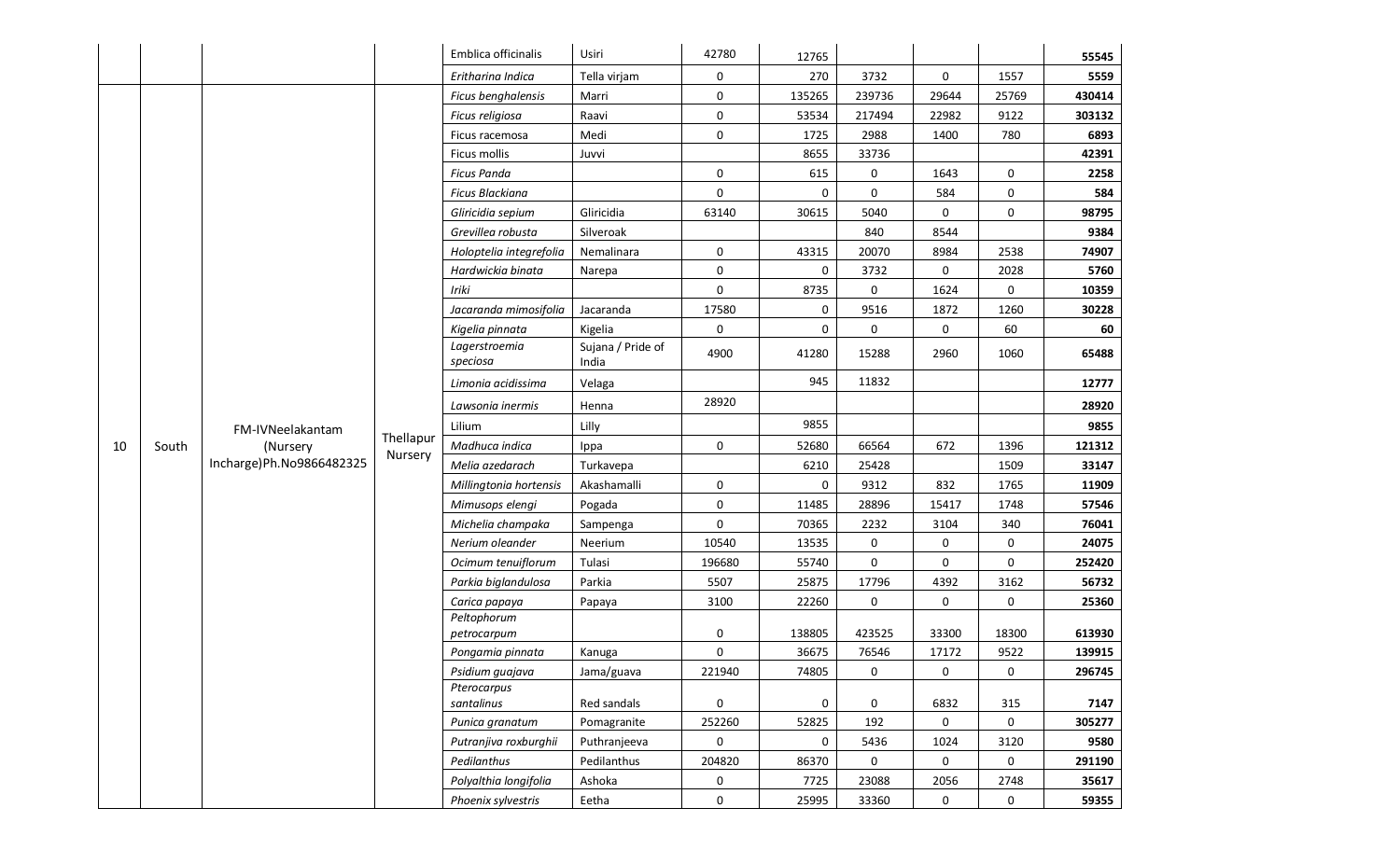| | | | | Emblica officinalis | Usiri | 42780 | 12765 | | | | 55545 |
|---|---|---|---|---|---|---|---|---|---|---|---|
| | | | | *Eritharina Indica* | Tella virjam | 0 | 270 | 3732 | 0 | 1557 | 5559 |
| 10 | South | FM-IVNeelakantam (Nursery Incharge)Ph.No9866482325 | Thellapur Nursery | *Ficus benghalensis* | Marri | 0 | 135265 | 239736 | 29644 | 25769 | 430414 |
| | | | | *Ficus religiosa* | Raavi | 0 | 53534 | 217494 | 22982 | 9122 | 303132 |
| | | | | Ficus racemosa | Medi | 0 | 1725 | 2988 | 1400 | 780 | 6893 |
| | | | | Ficus mollis | Juvvi | | 8655 | 33736 | | | 42391 |
| | | | | *Ficus Panda* | | 0 | 615 | 0 | 1643 | 0 | 2258 |
| | | | | *Ficus Blackiana* | | 0 | 0 | 0 | 584 | 0 | 584 |
| | | | | *Gliricidia sepium* | Gliricidia | 63140 | 30615 | 5040 | 0 | 0 | 98795 |
| | | | | *Grevillea robusta* | Silveroak | | | 840 | 8544 | | 9384 |
| | | | | *Holoptelia integrefolia* | Nemalinara | 0 | 43315 | 20070 | 8984 | 2538 | 74907 |
| | | | | *Hardwickia binata* | Narepa | 0 | 0 | 3732 | 0 | 2028 | 5760 |
| | | | | *Iriki* | | 0 | 8735 | 0 | 1624 | 0 | 10359 |
| | | | | *Jacaranda mimosifolia* | Jacaranda | 17580 | 0 | 9516 | 1872 | 1260 | 30228 |
| | | | | *Kigelia pinnata* | Kigelia | 0 | 0 | 0 | 0 | 60 | 60 |
| | | | | *Lagerstroemia speciosa* | Sujana / Pride of India | 4900 | 41280 | 15288 | 2960 | 1060 | 65488 |
| | | | | *Limonia acidissima* | Velaga | | 945 | 11832 | | | 12777 |
| | | | | *Lawsonia inermis* | Henna | 28920 | | | | | 28920 |
| | | | | Lilium | Lilly | | 9855 | | | | 9855 |
| | | | | *Madhuca indica* | Ippa | 0 | 52680 | 66564 | 672 | 1396 | 121312 |
| | | | | *Melia azedarach* | Turkavepa | | 6210 | 25428 | | 1509 | 33147 |
| | | | | *Millingtonia hortensis* | Akashamalli | 0 | 0 | 9312 | 832 | 1765 | 11909 |
| | | | | *Mimusops elengi* | Pogada | 0 | 11485 | 28896 | 15417 | 1748 | 57546 |
| | | | | *Michelia champaka* | Sampenga | 0 | 70365 | 2232 | 3104 | 340 | 76041 |
| | | | | *Nerium oleander* | Neerium | 10540 | 13535 | 0 | 0 | 0 | 24075 |
| | | | | *Ocimum tenuiflorum* | Tulasi | 196680 | 55740 | 0 | 0 | 0 | 252420 |
| | | | | *Parkia biglandulosa* | Parkia | 5507 | 25875 | 17796 | 4392 | 3162 | 56732 |
| | | | | *Carica papaya* | Papaya | 3100 | 22260 | 0 | 0 | 0 | 25360 |
| | | | | *Peltophorum petrocarpum* | | 0 | 138805 | 423525 | 33300 | 18300 | 613930 |
| | | | | *Pongamia pinnata* | Kanuga | 0 | 36675 | 76546 | 17172 | 9522 | 139915 |
| | | | | *Psidium guajava* | Jama/guava | 221940 | 74805 | 0 | 0 | 0 | 296745 |
| | | | | *Pterocarpus santalinus* | Red sandals | 0 | 0 | 0 | 6832 | 315 | 7147 |
| | | | | *Punica granatum* | Pomagranite | 252260 | 52825 | 192 | 0 | 0 | 305277 |
| | | | | *Putranjiva roxburghii* | Puthranjeeva | 0 | 0 | 5436 | 1024 | 3120 | 9580 |
| | | | | *Pedilanthus* | Pedilanthus | 204820 | 86370 | 0 | 0 | 0 | 291190 |
| | | | | *Polyalthia longifolia* | Ashoka | 0 | 7725 | 23088 | 2056 | 2748 | 35617 |
| | | | | *Phoenix sylvestris* | Eetha | 0 | 25995 | 33360 | 0 | 0 | 59355 |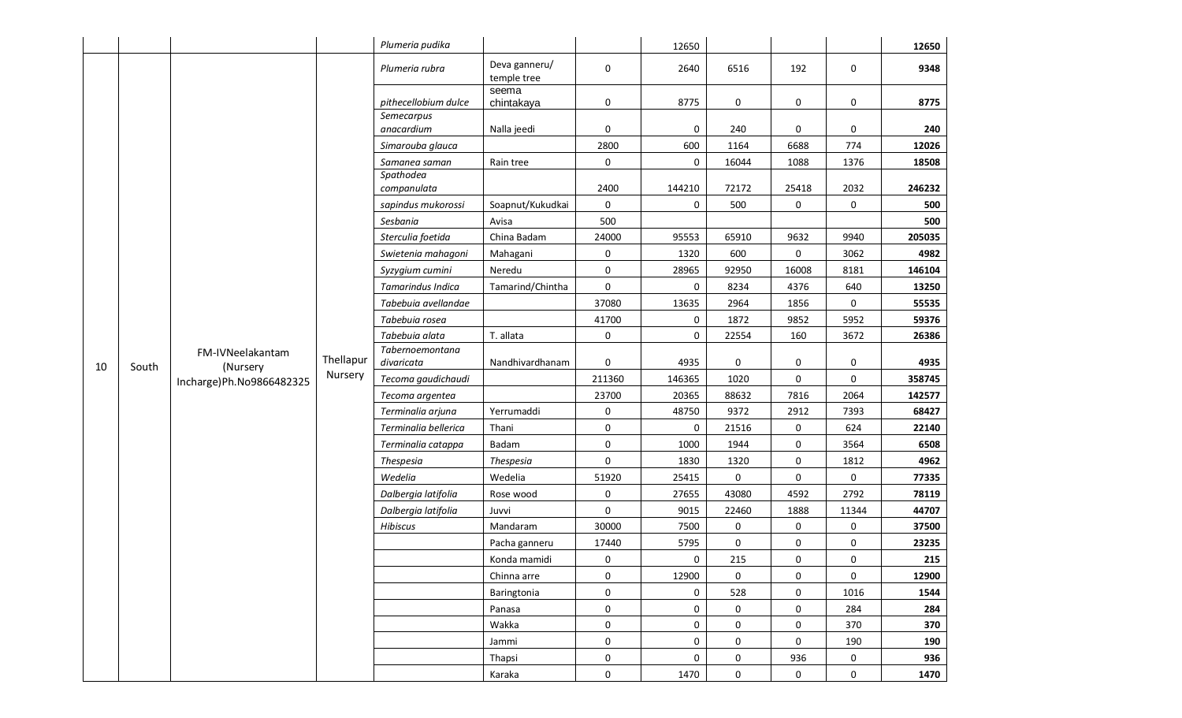| | | | | Plumeria pudika | | | 12650 | | | | 12650 |
|---|---|---|---|---|---|---|---|---|---|---|---|
| 10 | South | FM-IVNeelakantam (Nursery Incharge)Ph.No9866482325 | Thellapur Nursery | Plumeria rubra | Deva ganneru/ temple tree | 0 | 2640 | 6516 | 192 | 0 | **9348** |
| | | | | pithecellobium dulce | seema chintakaya | 0 | 8775 | 0 | 0 | 0 | **8775** |
| | | | | Semecarpus anacardium | Nalla jeedi | 0 | 0 | 240 | 0 | 0 | **240** |
| | | | | Simarouba glauca | | 2800 | 600 | 1164 | 6688 | 774 | **12026** |
| | | | | Samanea saman | Rain tree | 0 | 0 | 16044 | 1088 | 1376 | **18508** |
| | | | | Spathodea companulata | | 2400 | 144210 | 72172 | 25418 | 2032 | **246232** |
| | | | | sapindus mukorossi | Soapnut/Kukudkai | 0 | 0 | 500 | 0 | 0 | **500** |
| | | | | Sesbania | Avisa | 500 | | | | | **500** |
| | | | | Sterculia foetida | China Badam | 24000 | 95553 | 65910 | 9632 | 9940 | **205035** |
| | | | | Swietenia mahagoni | Mahagani | 0 | 1320 | 600 | 0 | 3062 | **4982** |
| | | | | Syzygium cumini | Neredu | 0 | 28965 | 92950 | 16008 | 8181 | **146104** |
| | | | | Tamarindus Indica | Tamarind/Chintha | 0 | 0 | 8234 | 4376 | 640 | **13250** |
| | | | | Tabebuia avellandae | | 37080 | 13635 | 2964 | 1856 | 0 | **55535** |
| | | | | Tabebuia rosea | | 41700 | 0 | 1872 | 9852 | 5952 | **59376** |
| | | | | Tabebuia alata | T. allata | 0 | 0 | 22554 | 160 | 3672 | **26386** |
| | | | | Tabernoemontana divaricata | Nandhivardhanam | 0 | 4935 | 0 | 0 | 0 | **4935** |
| | | | | Tecoma gaudichaudi | | 211360 | 146365 | 1020 | 0 | 0 | **358745** |
| | | | | Tecoma argentea | | 23700 | 20365 | 88632 | 7816 | 2064 | **142577** |
| | | | | Terminalia arjuna | Yerrumaddi | 0 | 48750 | 9372 | 2912 | 7393 | **68427** |
| | | | | Terminalia bellerica | Thani | 0 | 0 | 21516 | 0 | 624 | **22140** |
| | | | | Terminalia catappa | Badam | 0 | 1000 | 1944 | 0 | 3564 | **6508** |
| | | | | Thespesia | Thespesia | 0 | 1830 | 1320 | 0 | 1812 | **4962** |
| | | | | Wedelia | Wedelia | 51920 | 25415 | 0 | 0 | 0 | **77335** |
| | | | | Dalbergia latifolia | Rose wood | 0 | 27655 | 43080 | 4592 | 2792 | **78119** |
| | | | | Dalbergia latifolia | Juvvi | 0 | 9015 | 22460 | 1888 | 11344 | **44707** |
| | | | | Hibiscus | Mandaram | 30000 | 7500 | 0 | 0 | 0 | **37500** |
| | | | | | Pacha ganneru | 17440 | 5795 | 0 | 0 | 0 | **23235** |
| | | | | | Konda mamidi | 0 | 0 | 215 | 0 | 0 | **215** |
| | | | | | Chinna arre | 0 | 12900 | 0 | 0 | 0 | **12900** |
| | | | | | Baringtonia | 0 | 0 | 528 | 0 | 1016 | **1544** |
| | | | | | Panasa | 0 | 0 | 0 | 0 | 284 | **284** |
| | | | | | Wakka | 0 | 0 | 0 | 0 | 370 | **370** |
| | | | | | Jammi | 0 | 0 | 0 | 0 | 190 | **190** |
| | | | | | Thapsi | 0 | 0 | 0 | 936 | 0 | **936** |
| | | | | | Karaka | 0 | 1470 | 0 | 0 | 0 | **1470** |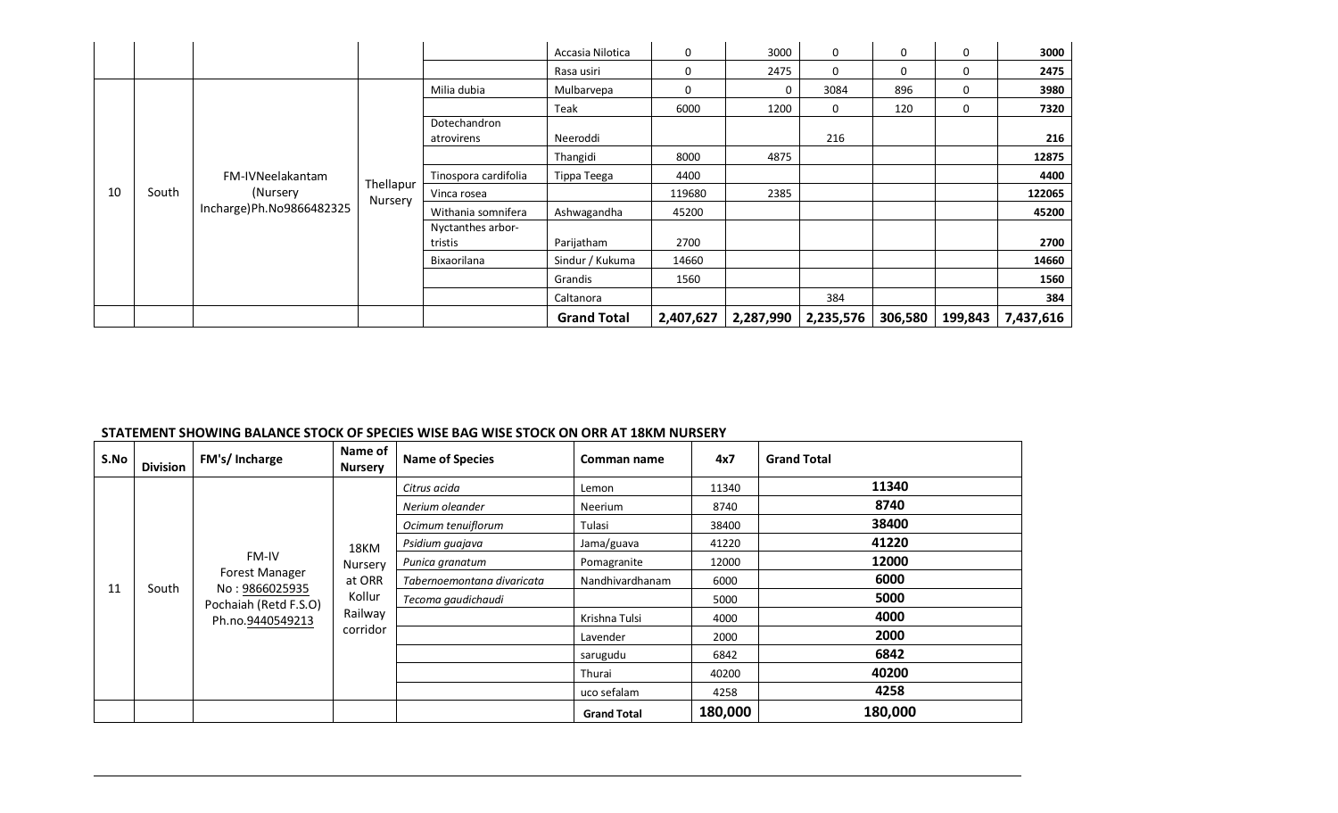| | | | | | Accasia Nilotica | 0 | 3000 | 0 | 0 | 0 | 3000 |
|---|---|---|---|---|---|---|---|---|---|---|---|
| | | | | | Rasa usiri | 0 | 2475 | 0 | 0 | 0 | 2475 |
| 10 | South | FM-IVNeelakantam (Nursery Incharge)Ph.No9866482325 | Thellapur Nursery | Milia dubia | Mulbarvepa | 0 | 0 | 3084 | 896 | 0 | 3980 |
| | | | | | Teak | 6000 | 1200 | 0 | 120 | 0 | 7320 |
| | | | | Dotechandron atrovirens | Neeroddi | | | 216 | | | 216 |
| | | | | | Thangidi | 8000 | 4875 | | | | 12875 |
| | | | | Tinospora cardifolia | Tippa Teega | 4400 | | | | | 4400 |
| | | | | Vinca rosea | | 119680 | 2385 | | | | 122065 |
| | | | | Withania somnifera | Ashwagandha | 45200 | | | | | 45200 |
| | | | | Nyctanthes arbor-tristis | Parijatham | 2700 | | | | | 2700 |
| | | | | Bixaorilana | Sindur / Kukuma | 14660 | | | | | 14660 |
| | | | | | Grandis | 1560 | | | | | 1560 |
| | | | | | Caltanora | | | 384 | | | 384 |
| | | | | | **Grand Total** | **2,407,627** | **2,287,990** | **2,235,576** | **306,580** | **199,843** | **7,437,616** |

**STATEMENT SHOWING BALANCE STOCK OF SPECIES WISE BAG WISE STOCK ON ORR AT 18KM NURSERY**

| S.No | Division | FM's/ Incharge | Name of Nursery | Name of Species | Comman name | 4x7 | Grand Total |
|---|---|---|---|---|---|---|---|
| 11 | South | FM-IV Forest Manager No : 9866025935 Pochaiah (Retd F.S.O) Ph.no.9440549213 | 18KM Nursery at ORR Kollur Railway corridor | *Citrus acida* | Lemon | 11340 | **11340** |
| | | | | *Nerium oleander* | Neerium | 8740 | **8740** |
| | | | | *Ocimum tenuiflorum* | Tulasi | 38400 | **38400** |
| | | | | *Psidium guajava* | Jama/guava | 41220 | **41220** |
| | | | | *Punica granatum* | Pomagranite | 12000 | **12000** |
| | | | | *Tabernoemontana divaricata* | Nandhivardhanam | 6000 | **6000** |
| | | | | *Tecoma gaudichaudi* | | 5000 | **5000** |
| | | | | | Krishna Tulsi | 4000 | **4000** |
| | | | | | Lavender | 2000 | **2000** |
| | | | | | sarugudu | 6842 | **6842** |
| | | | | | Thurai | 40200 | **40200** |
| | | | | | uco sefalam | 4258 | **4258** |
| | | | | | **Grand Total** | **180,000** | **180,000** |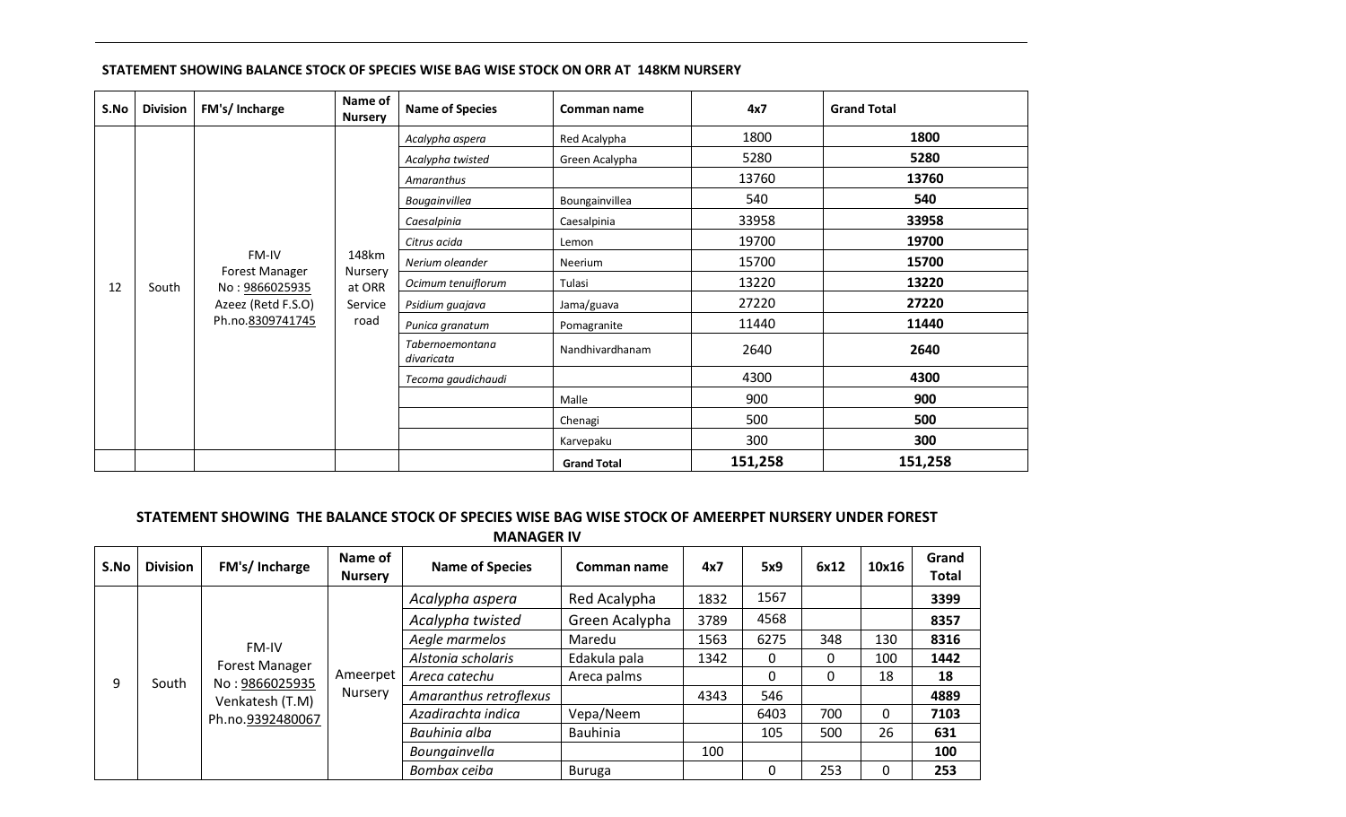**STATEMENT SHOWING BALANCE STOCK OF SPECIES WISE BAG WISE STOCK ON ORR AT 148KM NURSERY**

| S.No | Division | FM's/ Incharge | Name of Nursery | Name of Species | Comman name | 4x7 | Grand Total |
|---|---|---|---|---|---|---|---|
| 12 | South | FM-IV Forest Manager No : 9866025935 Azeez (Retd F.S.O) Ph.no.8309741745 | 148km Nursery at ORR Service road | *Acalypha aspera* | Red Acalypha | 1800 | **1800** |
| | | | | *Acalypha twisted* | Green Acalypha | 5280 | **5280** |
| | | | | *Amaranthus* | | 13760 | **13760** |
| | | | | *Bougainvillea* | Boungainvillea | 540 | **540** |
| | | | | *Caesalpinia* | Caesalpinia | 33958 | **33958** |
| | | | | *Citrus acida* | Lemon | 19700 | **19700** |
| | | | | *Nerium oleander* | Neerium | 15700 | **15700** |
| | | | | *Ocimum tenuiflorum* | Tulasi | 13220 | **13220** |
| | | | | *Psidium guajava* | Jama/guava | 27220 | **27220** |
| | | | | *Punica granatum* | Pomagranite | 11440 | **11440** |
| | | | | *Tabernoemontana divaricata* | Nandhivardhanam | 2640 | **2640** |
| | | | | *Tecoma gaudichaudi* | | 4300 | **4300** |
| | | | | | Malle | 900 | **900** |
| | | | | | Chenagi | 500 | **500** |
| | | | | | Karvepaku | 300 | **300** |
| | | | | | **Grand Total** | **151,258** | **151,258** |

**STATEMENT SHOWING THE BALANCE STOCK OF SPECIES WISE BAG WISE STOCK OF AMEERPET NURSERY UNDER FOREST MANAGER IV**

| S.No | Division | FM's/ Incharge | Name of Nursery | Name of Species | Comman name | 4x7 | 5x9 | 6x12 | 10x16 | Grand Total |
|---|---|---|---|---|---|---|---|---|---|---|
| 9 | South | FM-IV Forest Manager No : 9866025935 Venkatesh (T.M) Ph.no.9392480067 | Ameerpet Nursery | *Acalypha aspera* | Red Acalypha | 1832 | 1567 | | | **3399** |
| | | | | *Acalypha twisted* | Green Acalypha | 3789 | 4568 | | | **8357** |
| | | | | *Aegle marmelos* | Maredu | 1563 | 6275 | 348 | 130 | **8316** |
| | | | | *Alstonia scholaris* | Edakula pala | 1342 | 0 | 0 | 100 | **1442** |
| | | | | *Areca catechu* | Areca palms | | 0 | 0 | 18 | **18** |
| | | | | *Amaranthus retroflexus* | | 4343 | 546 | | | **4889** |
| | | | | *Azadirachta indica* | Vepa/Neem | | 6403 | 700 | 0 | **7103** |
| | | | | *Bauhinia alba* | Bauhinia | | 105 | 500 | 26 | **631** |
| | | | | *Boungainvella* | | 100 | | | | **100** |
| | | | | *Bombax ceiba* | Buruga | | 0 | 253 | 0 | **253** |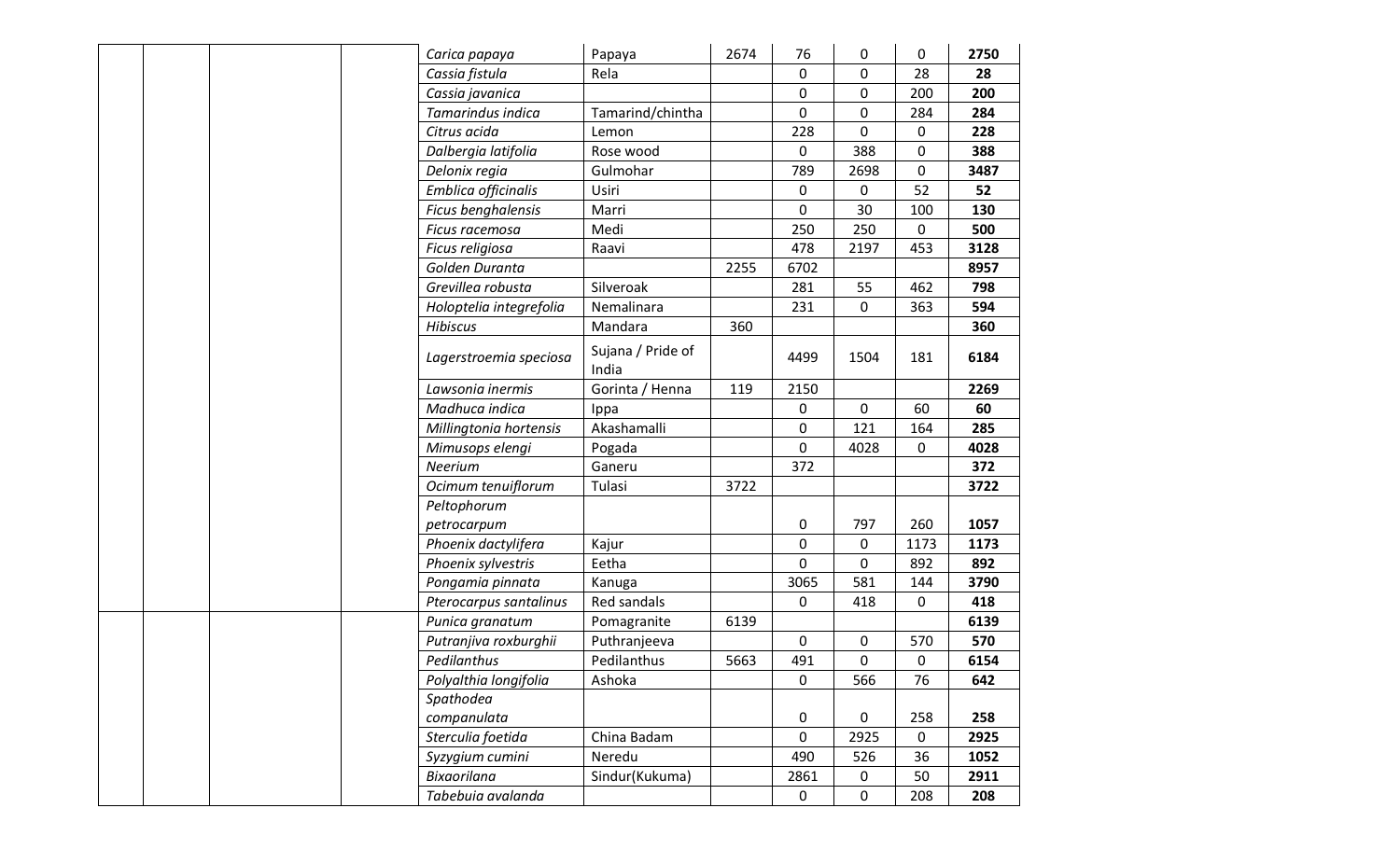| | | | | | | | | | | |
|---|---|---|---|---|---|---|---|---|---|---|
| | | | | *Carica papaya* | Papaya | 2674 | 76 | 0 | 0 | **2750** |
| | | | | *Cassia fistula* | Rela | | 0 | 0 | 28 | **28** |
| | | | | *Cassia javanica* | | | 0 | 0 | 200 | **200** |
| | | | | *Tamarindus indica* | Tamarind/chintha | | 0 | 0 | 284 | **284** |
| | | | | *Citrus acida* | Lemon | | 228 | 0 | 0 | **228** |
| | | | | *Dalbergia latifolia* | Rose wood | | 0 | 388 | 0 | **388** |
| | | | | *Delonix regia* | Gulmohar | | 789 | 2698 | 0 | **3487** |
| | | | | *Emblica officinalis* | Usiri | | 0 | 0 | 52 | **52** |
| | | | | *Ficus benghalensis* | Marri | | 0 | 30 | 100 | **130** |
| | | | | *Ficus racemosa* | Medi | | 250 | 250 | 0 | **500** |
| | | | | *Ficus religiosa* | Raavi | | 478 | 2197 | 453 | **3128** |
| | | | | *Golden Duranta* | | 2255 | 6702 | | | **8957** |
| | | | | *Grevillea robusta* | Silveroak | | 281 | 55 | 462 | **798** |
| | | | | *Holoptelia integrefolia* | Nemalinara | | 231 | 0 | 363 | **594** |
| | | | | *Hibiscus* | Mandara | 360 | | | | **360** |
| | | | | *Lagerstroemia speciosa* | Sujana / Pride of India | | 4499 | 1504 | 181 | **6184** |
| | | | | *Lawsonia inermis* | Gorinta / Henna | 119 | 2150 | | | **2269** |
| | | | | *Madhuca indica* | Ippa | | 0 | 0 | 60 | **60** |
| | | | | *Millingtonia hortensis* | Akashamalli | | 0 | 121 | 164 | **285** |
| | | | | *Mimusops elengi* | Pogada | | 0 | 4028 | 0 | **4028** |
| | | | | *Neerium* | Ganeru | | 372 | | | **372** |
| | | | | *Ocimum tenuiflorum* | Tulasi | 3722 | | | | **3722** |
| | | | | *Peltophorum petrocarpum* | | | 0 | 797 | 260 | **1057** |
| | | | | *Phoenix dactylifera* | Kajur | | 0 | 0 | 1173 | **1173** |
| | | | | *Phoenix sylvestris* | Eetha | | 0 | 0 | 892 | **892** |
| | | | | *Pongamia pinnata* | Kanuga | | 3065 | 581 | 144 | **3790** |
| | | | | *Pterocarpus santalinus* | Red sandals | | 0 | 418 | 0 | **418** |
| | | | | *Punica granatum* | Pomagranite | 6139 | | | | **6139** |
| | | | | *Putranjiva roxburghii* | Puthranjeeva | | 0 | 0 | 570 | **570** |
| | | | | *Pedilanthus* | Pedilanthus | 5663 | 491 | 0 | 0 | **6154** |
| | | | | *Polyalthia longifolia* | Ashoka | | 0 | 566 | 76 | **642** |
| | | | | *Spathodea companulata* | | | 0 | 0 | 258 | **258** |
| | | | | *Sterculia foetida* | China Badam | | 0 | 2925 | 0 | **2925** |
| | | | | *Syzygium cumini* | Neredu | | 490 | 526 | 36 | **1052** |
| | | | | *Bixaorilana* | Sindur(Kukuma) | | 2861 | 0 | 50 | **2911** |
| | | | | *Tabebuia avalanda* | | | 0 | 0 | 208 | **208** |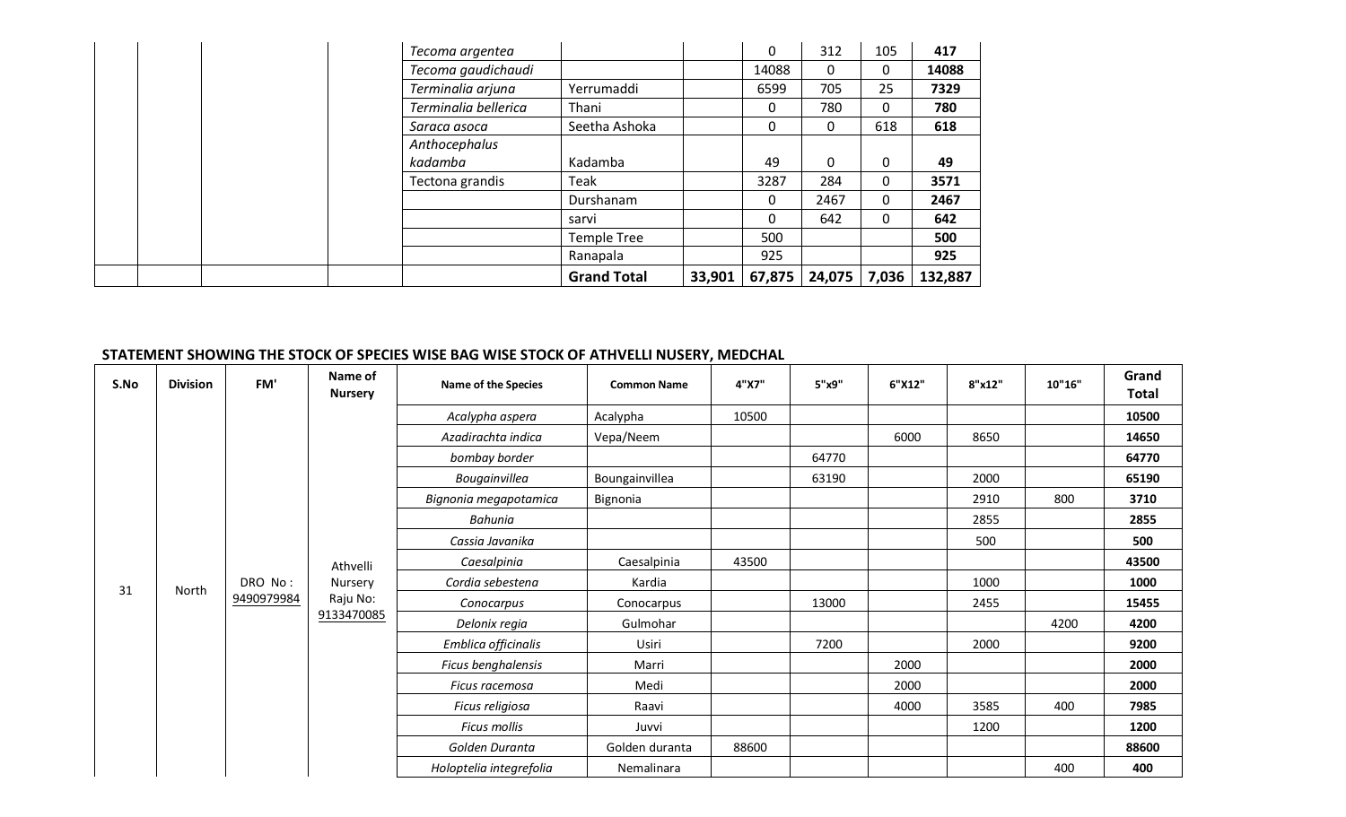| | | | | | | | | | | |
|---|---|---|---|---|---|---|---|---|---|---|
| | | | | *Tecoma argentea* | | | 0 | 312 | 105 | **417** |
| | | | | *Tecoma gaudichaudi* | | | 14088 | 0 | 0 | **14088** |
| | | | | *Terminalia arjuna* | Yerrumaddi | | 6599 | 705 | 25 | **7329** |
| | | | | *Terminalia bellerica* | Thani | | 0 | 780 | 0 | **780** |
| | | | | *Saraca asoca* | Seetha Ashoka | | 0 | 0 | 618 | **618** |
| | | | | *Anthocephalus kadamba* | Kadamba | | 49 | 0 | 0 | **49** |
| | | | | Tectona grandis | Teak | | 3287 | 284 | 0 | **3571** |
| | | | | | Durshanam | | 0 | 2467 | 0 | **2467** |
| | | | | | sarvi | | 0 | 642 | 0 | **642** |
| | | | | | Temple Tree | | 500 | | | **500** |
| | | | | | Ranapala | | 925 | | | **925** |
| | | | | | **Grand Total** | **33,901** | **67,875** | **24,075** | **7,036** | **132,887** |

**STATEMENT SHOWING THE STOCK OF SPECIES WISE BAG WISE STOCK OF ATHVELLI NUSERY, MEDCHAL**

| S.No | Division | FM' | Name of Nursery | Name of the Species | Common Name | 4"X7" | 5"x9" | 6"X12" | 8"x12" | 10"16" | Grand Total |
|---|---|---|---|---|---|---|---|---|---|---|---|
| 31 | North | DRO No : 9490979984 | Athvelli Nursery Raju No: 9133470085 | *Acalypha aspera* | Acalypha | 10500 | | | | | **10500** |
| | | | | *Azadirachta indica* | Vepa/Neem | | | 6000 | 8650 | | **14650** |
| | | | | *bombay border* | | | 64770 | | | | **64770** |
| | | | | *Bougainvillea* | Boungainvillea | | 63190 | | 2000 | | **65190** |
| | | | | *Bignonia megapotamica* | Bignonia | | | | 2910 | 800 | **3710** |
| | | | | *Bahunia* | | | | | 2855 | | **2855** |
| | | | | *Cassia Javanika* | | | | | 500 | | **500** |
| | | | | *Caesalpinia* | Caesalpinia | 43500 | | | | | **43500** |
| | | | | *Cordia sebestena* | Kardia | | | | 1000 | | **1000** |
| | | | | *Conocarpus* | Conocarpus | | 13000 | | 2455 | | **15455** |
| | | | | *Delonix regia* | Gulmohar | | | | | 4200 | **4200** |
| | | | | *Emblica officinalis* | Usiri | | 7200 | | 2000 | | **9200** |
| | | | | *Ficus benghalensis* | Marri | | | 2000 | | | **2000** |
| | | | | *Ficus racemosa* | Medi | | | 2000 | | | **2000** |
| | | | | *Ficus religiosa* | Raavi | | | 4000 | 3585 | 400 | **7985** |
| | | | | *Ficus mollis* | Juvvi | | | | 1200 | | **1200** |
| | | | | *Golden Duranta* | Golden duranta | 88600 | | | | | **88600** |
| | | | | *Holoptelia integrefolia* | Nemalinara | | | | | 400 | **400** |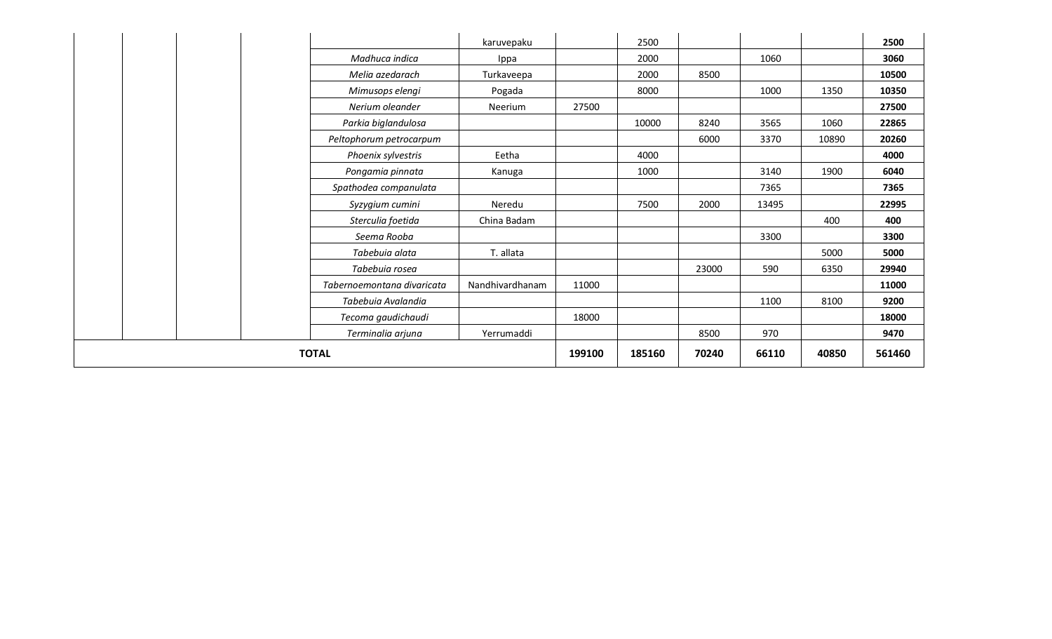| | | | | | | | | | | | |
|---|---|---|---|---|---|---|---|---|---|---|---|
| | | | | | karuvepaku | | 2500 | | | | **2500** |
| | | | | *Madhuca indica* | Ippa | | 2000 | | 1060 | | **3060** |
| | | | | *Melia azedarach* | Turkaveepa | | 2000 | 8500 | | | **10500** |
| | | | | *Mimusops elengi* | Pogada | | 8000 | | 1000 | 1350 | **10350** |
| | | | | *Nerium oleander* | Neerium | 27500 | | | | | **27500** |
| | | | | *Parkia biglandulosa* | | | 10000 | 8240 | 3565 | 1060 | **22865** |
| | | | | *Peltophorum petrocarpum* | | | | 6000 | 3370 | 10890 | **20260** |
| | | | | *Phoenix sylvestris* | Eetha | | 4000 | | | | **4000** |
| | | | | *Pongamia pinnata* | Kanuga | | 1000 | | 3140 | 1900 | **6040** |
| | | | | *Spathodea companulata* | | | | | 7365 | | **7365** |
| | | | | *Syzygium cumini* | Neredu | | 7500 | 2000 | 13495 | | **22995** |
| | | | | *Sterculia foetida* | China Badam | | | | | 400 | **400** |
| | | | | *Seema Rooba* | | | | | 3300 | | **3300** |
| | | | | *Tabebuia alata* | T. allata | | | | | 5000 | **5000** |
| | | | | *Tabebuia rosea* | | | | 23000 | 590 | 6350 | **29940** |
| | | | | *Tabernoemontana divaricata* | Nandhivardhanam | 11000 | | | | | **11000** |
| | | | | *Tabebuia Avalandia* | | | | | 1100 | 8100 | **9200** |
| | | | | *Tecoma gaudichaudi* | | 18000 | | | | | **18000** |
| | | | | *Terminalia arjuna* | Yerrumaddi | | | 8500 | 970 | | **9470** |
| **TOTAL** | | | | | | **199100** | **185160** | **70240** | **66110** | **40850** | **561460** |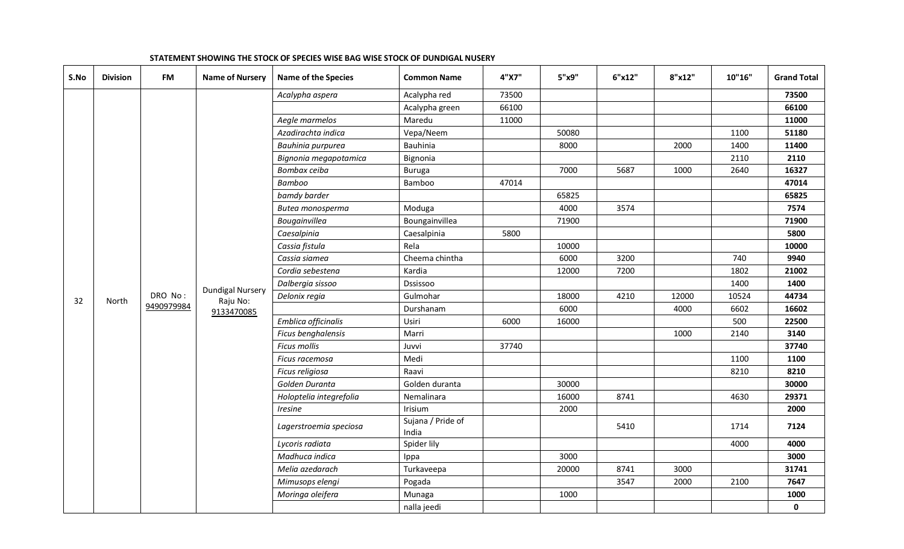**STATEMENT SHOWING THE STOCK OF SPECIES WISE BAG WISE STOCK OF DUNDIGAL NUSERY**

| S.No | Division | FM | Name of Nursery | Name of the Species | Common Name | 4"X7" | 5"x9" | 6"x12" | 8"x12" | 10"16" | Grand Total |
|---|---|---|---|---|---|---|---|---|---|---|---|
| 32 | North | DRO No: 9490979984 | Dundigal Nursery Raju No: 9133470085 | *Acalypha aspera* | Acalypha red | 73500 | | | | | **73500** |
| | | | | | Acalypha green | 66100 | | | | | **66100** |
| | | | | *Aegle marmelos* | Maredu | 11000 | | | | | **11000** |
| | | | | *Azadirachta indica* | Vepa/Neem | | 50080 | | | 1100 | **51180** |
| | | | | *Bauhinia purpurea* | Bauhinia | | 8000 | | 2000 | 1400 | **11400** |
| | | | | *Bignonia megapotamica* | Bignonia | | | | | 2110 | **2110** |
| | | | | *Bombax ceiba* | Buruga | | 7000 | 5687 | 1000 | 2640 | **16327** |
| | | | | *Bamboo* | Bamboo | 47014 | | | | | **47014** |
| | | | | *bamdy barder* | | | 65825 | | | | **65825** |
| | | | | *Butea monosperma* | Moduga | | 4000 | 3574 | | | **7574** |
| | | | | *Bougainvillea* | Boungainvillea | | 71900 | | | | **71900** |
| | | | | *Caesalpinia* | Caesalpinia | 5800 | | | | | **5800** |
| | | | | *Cassia fistula* | Rela | | 10000 | | | | **10000** |
| | | | | *Cassia siamea* | Cheema chintha | | 6000 | 3200 | | 740 | **9940** |
| | | | | *Cordia sebestena* | Kardia | | 12000 | 7200 | | 1802 | **21002** |
| | | | | *Dalbergia sissoo* | Dssissoo | | | | | 1400 | **1400** |
| | | | | *Delonix regia* | Gulmohar | | 18000 | 4210 | 12000 | 10524 | **44734** |
| | | | | | Durshanam | | 6000 | | 4000 | 6602 | **16602** |
| | | | | *Emblica officinalis* | Usiri | 6000 | 16000 | | | 500 | **22500** |
| | | | | *Ficus benghalensis* | Marri | | | | 1000 | 2140 | **3140** |
| | | | | *Ficus mollis* | Juvvi | 37740 | | | | | **37740** |
| | | | | *Ficus racemosa* | Medi | | | | | 1100 | **1100** |
| | | | | *Ficus religiosa* | Raavi | | | | | 8210 | **8210** |
| | | | | *Golden Duranta* | Golden duranta | | 30000 | | | | **30000** |
| | | | | *Holoptelia integrefolia* | Nemalinara | | 16000 | 8741 | | 4630 | **29371** |
| | | | | *Iresine* | Irisium | | 2000 | | | | **2000** |
| | | | | *Lagerstroemia speciosa* | Sujana / Pride of India | | | 5410 | | 1714 | **7124** |
| | | | | *Lycoris radiata* | Spider lily | | | | | 4000 | **4000** |
| | | | | *Madhuca indica* | Ippa | | 3000 | | | | **3000** |
| | | | | *Melia azedarach* | Turkaveepa | | 20000 | 8741 | 3000 | | **31741** |
| | | | | *Mimusops elengi* | Pogada | | | 3547 | 2000 | 2100 | **7647** |
| | | | | *Moringa oleifera* | Munaga | | 1000 | | | | **1000** |
| | | | | | nalla jeedi | | | | | | **0** |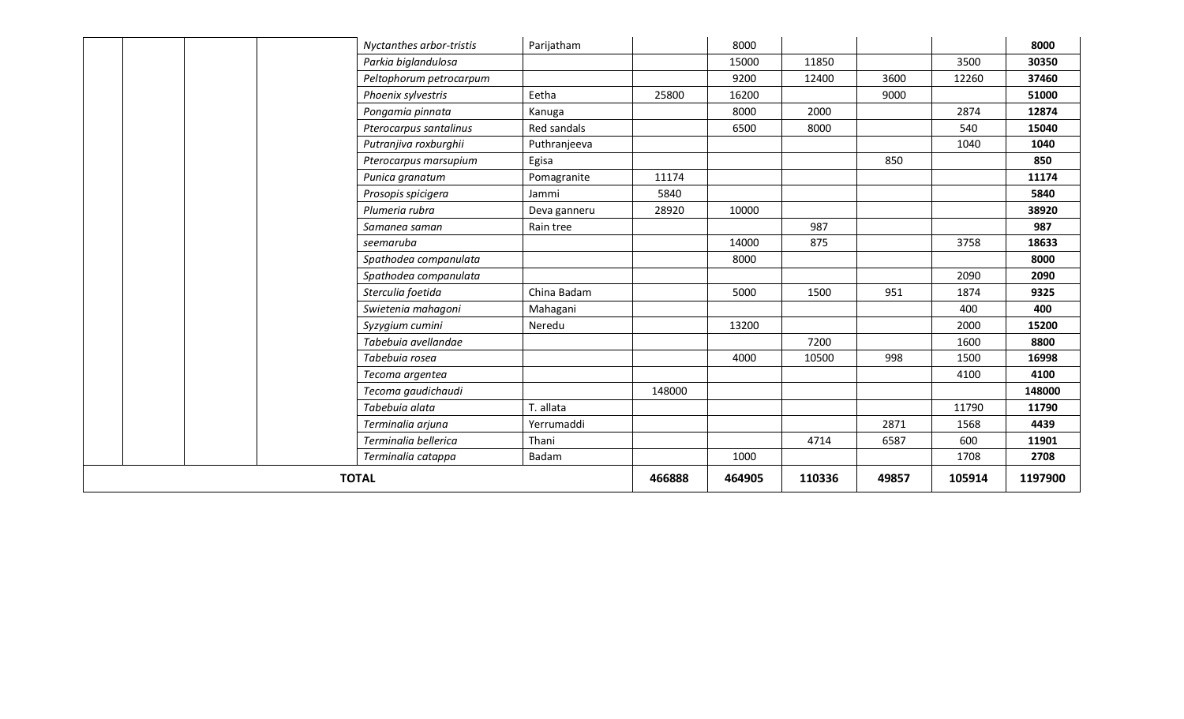| | | | | | | | | | | |
|---|---|---|---|---|---|---|---|---|---|---|
| | | | | *Nyctanthes arbor-tristis* | Parijatham | | 8000 | | | | **8000** |
| | | | | *Parkia biglandulosa* | | | 15000 | 11850 | | 3500 | **30350** |
| | | | | *Peltophorum petrocarpum* | | | 9200 | 12400 | 3600 | 12260 | **37460** |
| | | | | *Phoenix sylvestris* | Eetha | 25800 | 16200 | | 9000 | | **51000** |
| | | | | *Pongamia pinnata* | Kanuga | | 8000 | 2000 | | 2874 | **12874** |
| | | | | *Pterocarpus santalinus* | Red sandals | | 6500 | 8000 | | 540 | **15040** |
| | | | | *Putranjiva roxburghii* | Puthranjeeva | | | | | 1040 | **1040** |
| | | | | *Pterocarpus marsupium* | Egisa | | | | 850 | | **850** |
| | | | | *Punica granatum* | Pomagranite | 11174 | | | | | **11174** |
| | | | | *Prosopis spicigera* | Jammi | 5840 | | | | | **5840** |
| | | | | *Plumeria rubra* | Deva ganneru | 28920 | 10000 | | | | **38920** |
| | | | | *Samanea saman* | Rain tree | | | 987 | | | **987** |
| | | | | *seemaruba* | | | 14000 | 875 | | 3758 | **18633** |
| | | | | *Spathodea companulata* | | | 8000 | | | | **8000** |
| | | | | *Spathodea companulata* | | | | | | 2090 | **2090** |
| | | | | *Sterculia foetida* | China Badam | | 5000 | 1500 | 951 | 1874 | **9325** |
| | | | | *Swietenia mahagoni* | Mahagani | | | | | 400 | **400** |
| | | | | *Syzygium cumini* | Neredu | | 13200 | | | 2000 | **15200** |
| | | | | *Tabebuia avellandae* | | | | 7200 | | 1600 | **8800** |
| | | | | *Tabebuia rosea* | | | 4000 | 10500 | 998 | 1500 | **16998** |
| | | | | *Tecoma argentea* | | | | | | 4100 | **4100** |
| | | | | *Tecoma gaudichaudi* | | 148000 | | | | | **148000** |
| | | | | *Tabebuia alata* | T. allata | | | | | 11790 | **11790** |
| | | | | *Terminalia arjuna* | Yerrumaddi | | | | 2871 | 1568 | **4439** |
| | | | | *Terminalia bellerica* | Thani | | | 4714 | 6587 | 600 | **11901** |
| | | | | *Terminalia catappa* | Badam | | 1000 | | | 1708 | **2708** |
| **TOTAL** | | | | | | **466888** | **464905** | **110336** | **49857** | **105914** | **1197900** |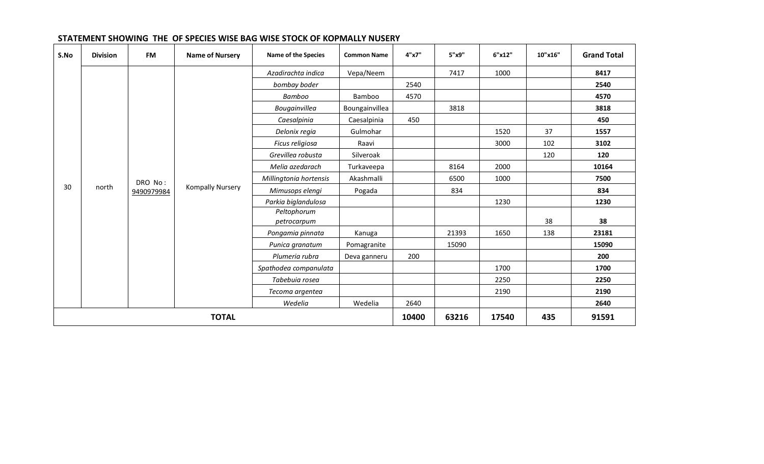**STATEMENT SHOWING THE OF SPECIES WISE BAG WISE STOCK OF KOPMALLY NUSERY**

| S.No | Division | FM | Name of Nursery | Name of the Species | Common Name | 4"x7" | 5"x9" | 6"x12" | 10"x16" | Grand Total |
|---|---|---|---|---|---|---|---|---|---|---|
| 30 | north | DRO No : 9490979984 | Kompally Nursery | *Azadirachta indica* | Vepa/Neem | | 7417 | 1000 | | **8417** |
| | | | | *bombay boder* | | 2540 | | | | **2540** |
| | | | | *Bamboo* | Bamboo | 4570 | | | | **4570** |
| | | | | *Bougainvillea* | Boungainvillea | | 3818 | | | **3818** |
| | | | | *Caesalpinia* | Caesalpinia | 450 | | | | **450** |
| | | | | *Delonix regia* | Gulmohar | | | 1520 | 37 | **1557** |
| | | | | *Ficus religiosa* | Raavi | | | 3000 | 102 | **3102** |
| | | | | *Grevillea robusta* | Silveroak | | | | 120 | **120** |
| | | | | *Melia azedarach* | Turkaveepa | | 8164 | 2000 | | **10164** |
| | | | | *Millingtonia hortensis* | Akashmalli | | 6500 | 1000 | | **7500** |
| | | | | *Mimusops elengi* | Pogada | | 834 | | | **834** |
| | | | | *Parkia biglandulosa* | | | | 1230 | | **1230** |
| | | | | *Peltophorum petrocarpum* | | | | | 38 | **38** |
| | | | | *Pongamia pinnata* | Kanuga | | 21393 | 1650 | 138 | **23181** |
| | | | | *Punica granatum* | Pomagranite | | 15090 | | | **15090** |
| | | | | *Plumeria rubra* | Deva ganneru | 200 | | | | **200** |
| | | | | *Spathodea companulata* | | | | 1700 | | **1700** |
| | | | | *Tabebuia rosea* | | | | 2250 | | **2250** |
| | | | | *Tecoma argentea* | | | | 2190 | | **2190** |
| | | | | *Wedelia* | Wedelia | 2640 | | | | **2640** |
| **TOTAL** | | | | | | **10400** | **63216** | **17540** | **435** | **91591** |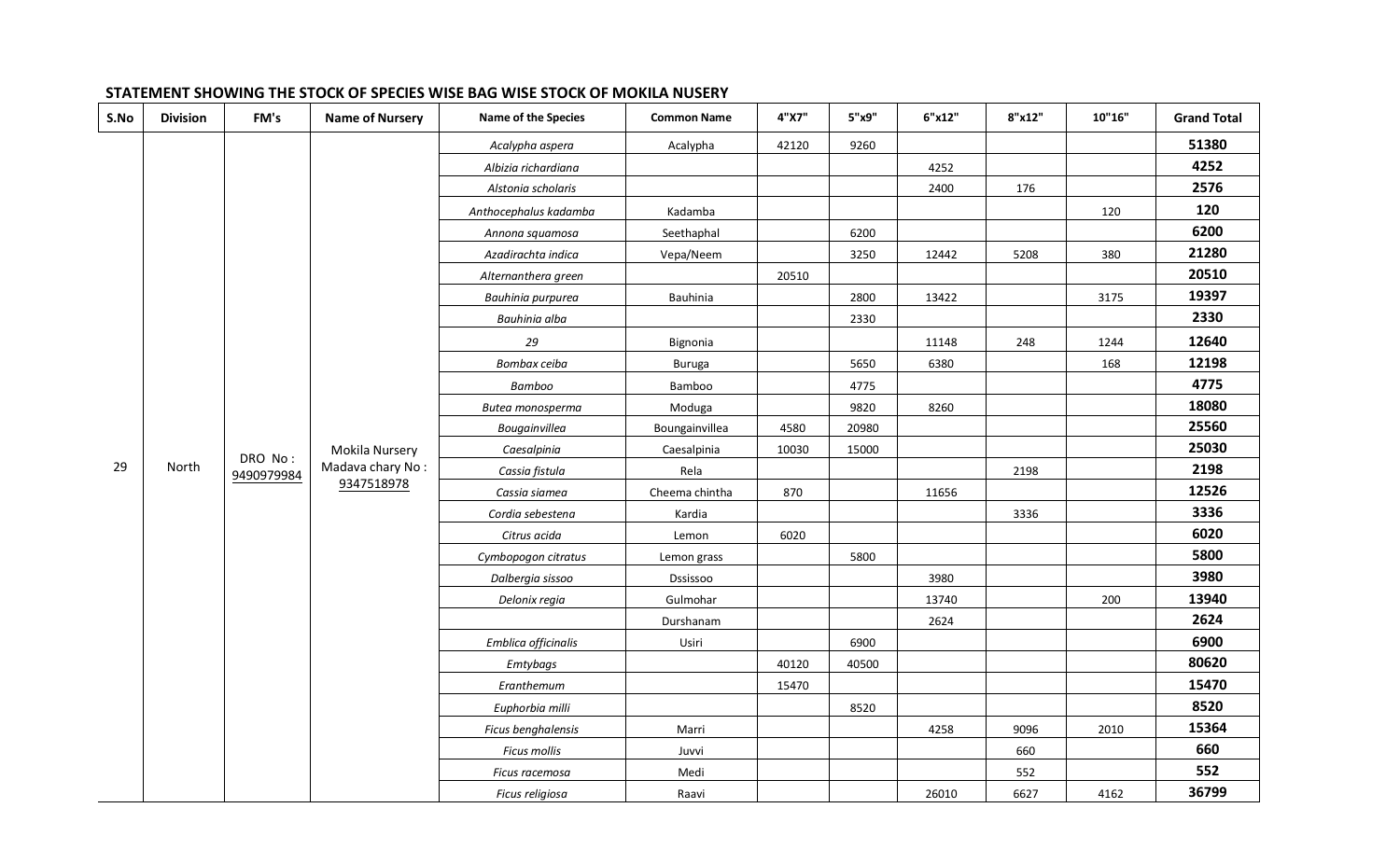**STATEMENT SHOWING THE STOCK OF SPECIES WISE BAG WISE STOCK OF MOKILA NUSERY**

| S.No | Division | FM's | Name of Nursery | Name of the Species | Common Name | 4"X7" | 5"x9" | 6"x12" | 8"x12" | 10"16" | Grand Total |
|---|---|---|---|---|---|---|---|---|---|---|---|
| 29 | North | DRO No : 9490979984 | Mokila Nursery Madava chary No : 9347518978 | *Acalypha aspera* | Acalypha | 42120 | 9260 | | | | **51380** |
| | | | | *Albizia richardiana* | | | | 4252 | | | **4252** |
| | | | | *Alstonia scholaris* | | | | 2400 | 176 | | **2576** |
| | | | | *Anthocephalus kadamba* | Kadamba | | | | | 120 | **120** |
| | | | | *Annona squamosa* | Seethaphal | | 6200 | | | | **6200** |
| | | | | *Azadirachta indica* | Vepa/Neem | | 3250 | 12442 | 5208 | 380 | **21280** |
| | | | | *Alternanthera green* | | 20510 | | | | | **20510** |
| | | | | *Bauhinia purpurea* | Bauhinia | | 2800 | 13422 | | 3175 | **19397** |
| | | | | *Bauhinia alba* | | | 2330 | | | | **2330** |
| | | | | *29* | Bignonia | | | 11148 | 248 | 1244 | **12640** |
| | | | | *Bombax ceiba* | Buruga | | 5650 | 6380 | | 168 | **12198** |
| | | | | *Bamboo* | Bamboo | | 4775 | | | | **4775** |
| | | | | *Butea monosperma* | Moduga | | 9820 | 8260 | | | **18080** |
| | | | | *Bougainvillea* | Boungainvillea | 4580 | 20980 | | | | **25560** |
| | | | | *Caesalpinia* | Caesalpinia | 10030 | 15000 | | | | **25030** |
| | | | | *Cassia fistula* | Rela | | | | 2198 | | **2198** |
| | | | | *Cassia siamea* | Cheema chintha | 870 | | 11656 | | | **12526** |
| | | | | *Cordia sebestena* | Kardia | | | | 3336 | | **3336** |
| | | | | *Citrus acida* | Lemon | 6020 | | | | | **6020** |
| | | | | *Cymbopogon citratus* | Lemon grass | | 5800 | | | | **5800** |
| | | | | *Dalbergia sissoo* | Dssissoo | | | 3980 | | | **3980** |
| | | | | *Delonix regia* | Gulmohar | | | 13740 | | 200 | **13940** |
| | | | | | Durshanam | | | 2624 | | | **2624** |
| | | | | *Emblica officinalis* | Usiri | | 6900 | | | | **6900** |
| | | | | *Emtybags* | | 40120 | 40500 | | | | **80620** |
| | | | | *Eranthemum* | | 15470 | | | | | **15470** |
| | | | | *Euphorbia milli* | | | 8520 | | | | **8520** |
| | | | | *Ficus benghalensis* | Marri | | | 4258 | 9096 | 2010 | **15364** |
| | | | | *Ficus mollis* | Juvvi | | | | 660 | | **660** |
| | | | | *Ficus racemosa* | Medi | | | | 552 | | **552** |
| | | | | *Ficus religiosa* | Raavi | | | 26010 | 6627 | 4162 | **36799** |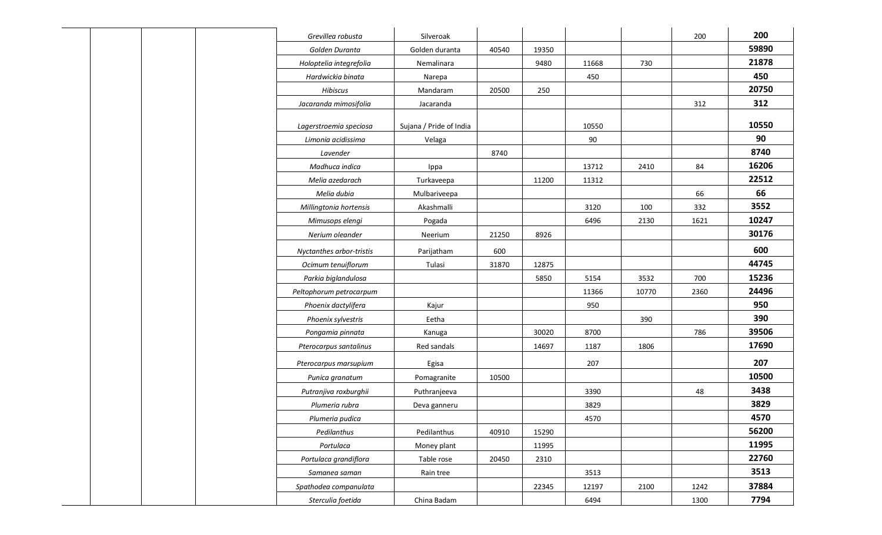| | | | | | | | | | | | |
|---|---|---|---|---|---|---|---|---|---|---|---|
| | | | | *Grevillea robusta* | Silveroak | | | | | 200 | **200** |
| | | | | *Golden Duranta* | Golden duranta | 40540 | 19350 | | | | **59890** |
| | | | | *Holoptelia integrefolia* | Nemalinara | | 9480 | 11668 | 730 | | **21878** |
| | | | | *Hardwickia binata* | Narepa | | | 450 | | | **450** |
| | | | | *Hibiscus* | Mandaram | 20500 | 250 | | | | **20750** |
| | | | | *Jacaranda mimosifolia* | Jacaranda | | | | | 312 | **312** |
| | | | | *Lagerstroemia speciosa* | Sujana / Pride of India | | | 10550 | | | **10550** |
| | | | | *Limonia acidissima* | Velaga | | | 90 | | | **90** |
| | | | | *Lavender* | | 8740 | | | | | **8740** |
| | | | | *Madhuca indica* | Ippa | | | 13712 | 2410 | 84 | **16206** |
| | | | | *Melia azedarach* | Turkaveepa | | 11200 | 11312 | | | **22512** |
| | | | | *Melia dubia* | Mulbariveepa | | | | | 66 | **66** |
| | | | | *Millingtonia hortensis* | Akashmalli | | | 3120 | 100 | 332 | **3552** |
| | | | | *Mimusops elengi* | Pogada | | | 6496 | 2130 | 1621 | **10247** |
| | | | | *Nerium oleander* | Neerium | 21250 | 8926 | | | | **30176** |
| | | | | *Nyctanthes arbor-tristis* | Parijatham | 600 | | | | | **600** |
| | | | | *Ocimum tenuiflorum* | Tulasi | 31870 | 12875 | | | | **44745** |
| | | | | *Parkia biglandulosa* | | | 5850 | 5154 | 3532 | 700 | **15236** |
| | | | | *Peltophorum petrocarpum* | | | | 11366 | 10770 | 2360 | **24496** |
| | | | | *Phoenix dactylifera* | Kajur | | | 950 | | | **950** |
| | | | | *Phoenix sylvestris* | Eetha | | | | 390 | | **390** |
| | | | | *Pongamia pinnata* | Kanuga | | 30020 | 8700 | | 786 | **39506** |
| | | | | *Pterocarpus santalinus* | Red sandals | | 14697 | 1187 | 1806 | | **17690** |
| | | | | *Pterocarpus marsupium* | Egisa | | | 207 | | | **207** |
| | | | | *Punica granatum* | Pomagranite | 10500 | | | | | **10500** |
| | | | | *Putranjiva roxburghii* | Puthranjeeva | | | 3390 | | 48 | **3438** |
| | | | | *Plumeria rubra* | Deva ganneru | | | 3829 | | | **3829** |
| | | | | *Plumeria pudica* | | | | 4570 | | | **4570** |
| | | | | *Pedilanthus* | Pedilanthus | 40910 | 15290 | | | | **56200** |
| | | | | *Portulaca* | Money plant | | 11995 | | | | **11995** |
| | | | | *Portulaca grandiflora* | Table rose | 20450 | 2310 | | | | **22760** |
| | | | | *Samanea saman* | Rain tree | | | 3513 | | | **3513** |
| | | | | *Spathodea companulata* | | | 22345 | 12197 | 2100 | 1242 | **37884** |
| | | | | *Sterculia foetida* | China Badam | | | 6494 | | 1300 | **7794** |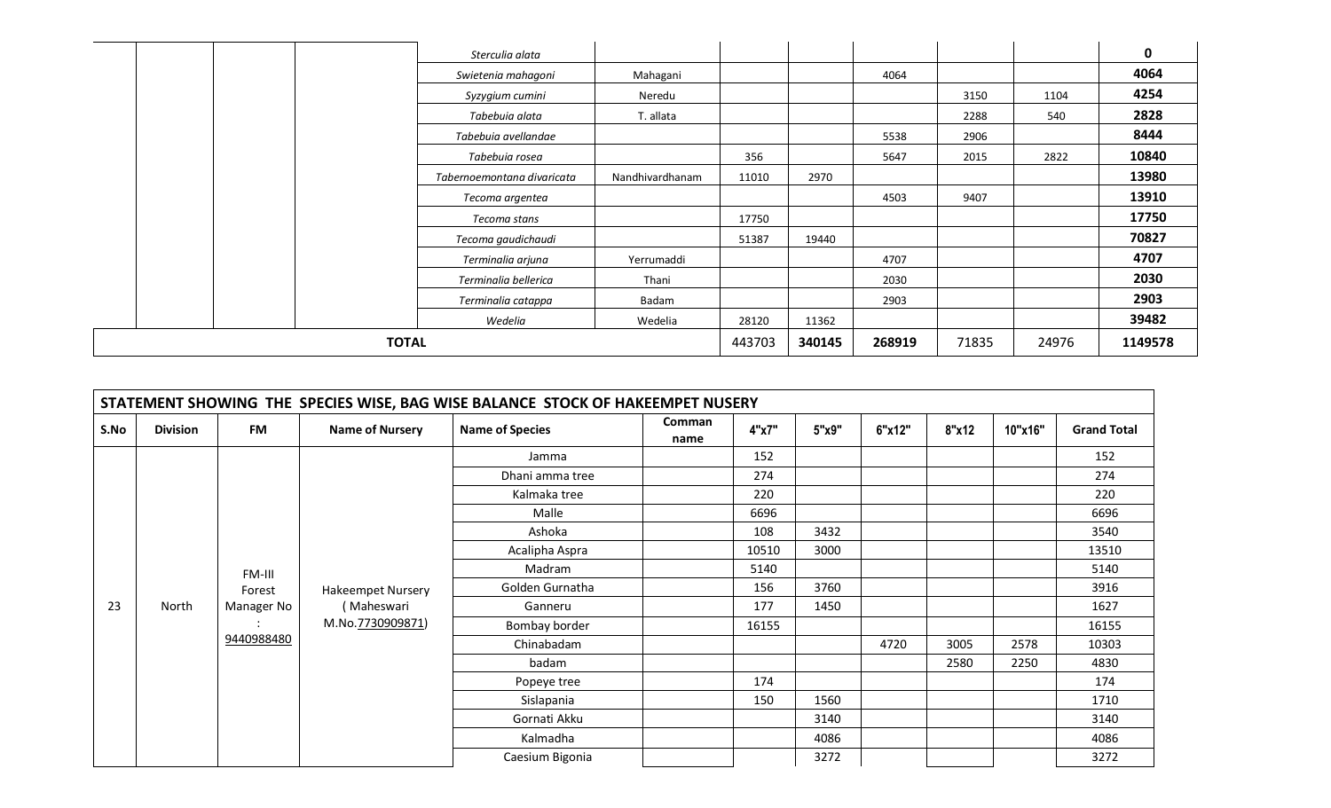| | | | | Name of Species | Comman name | 4"x7" | 5"x9" | 6"x12" | 8"x12 | 10"x16" | Grand Total |
|---|---|---|---|---|---|---|---|---|---|---|---|
| | | | | *Sterculia alata* | | | | | | | **0** |
| | | | | *Swietenia mahagoni* | Mahagani | | | 4064 | | | **4064** |
| | | | | *Syzygium cumini* | Neredu | | | | 3150 | 1104 | **4254** |
| | | | | *Tabebuia alata* | T. allata | | | | 2288 | 540 | **2828** |
| | | | | *Tabebuia avellandae* | | | | 5538 | 2906 | | **8444** |
| | | | | *Tabebuia rosea* | | 356 | | 5647 | 2015 | 2822 | **10840** |
| | | | | *Tabernoemontana divaricata* | Nandhivardhanam | 11010 | 2970 | | | | **13980** |
| | | | | *Tecoma argentea* | | | | 4503 | 9407 | | **13910** |
| | | | | *Tecoma stans* | | 17750 | | | | | **17750** |
| | | | | *Tecoma gaudichaudi* | | 51387 | 19440 | | | | **70827** |
| | | | | *Terminalia arjuna* | Yerrumaddi | | | 4707 | | | **4707** |
| | | | | *Terminalia bellerica* | Thani | | | 2030 | | | **2030** |
| | | | | *Terminalia catappa* | Badam | | | 2903 | | | **2903** |
| | | | | *Wedelia* | Wedelia | 28120 | 11362 | | | | **39482** |
| **TOTAL** | | | | | | 443703 | **340145** | **268919** | 71835 | 24976 | **1149578** |

**STATEMENT SHOWING THE SPECIES WISE, BAG WISE BALANCE STOCK OF HAKEEMPET NUSERY**

| S.No | Division | FM | Name of Nursery | Name of Species | Comman name | 4"x7" | 5"x9" | 6"x12" | 8"x12 | 10"x16" | Grand Total |
|---|---|---|---|---|---|---|---|---|---|---|---|
| 23 | North | FM-III Forest Manager No : 9440988480 | Hakeempet Nursery ( Maheswari M.No.7730909871) | Jamma | | 152 | | | | | 152 |
| | | | | Dhani amma tree | | 274 | | | | | 274 |
| | | | | Kalmaka tree | | 220 | | | | | 220 |
| | | | | Malle | | 6696 | | | | | 6696 |
| | | | | Ashoka | | 108 | 3432 | | | | 3540 |
| | | | | Acalipha Aspra | | 10510 | 3000 | | | | 13510 |
| | | | | Madram | | 5140 | | | | | 5140 |
| | | | | Golden Gurnatha | | 156 | 3760 | | | | 3916 |
| | | | | Ganneru | | 177 | 1450 | | | | 1627 |
| | | | | Bombay border | | 16155 | | | | | 16155 |
| | | | | Chinabadam | | | | 4720 | 3005 | 2578 | 10303 |
| | | | | badam | | | | | 2580 | 2250 | 4830 |
| | | | | Popeye tree | | 174 | | | | | 174 |
| | | | | Sislapania | | 150 | 1560 | | | | 1710 |
| | | | | Gornati Akku | | | 3140 | | | | 3140 |
| | | | | Kalmadha | | | 4086 | | | | 4086 |
| | | | | Caesium Bigonia | | | 3272 | | | | 3272 |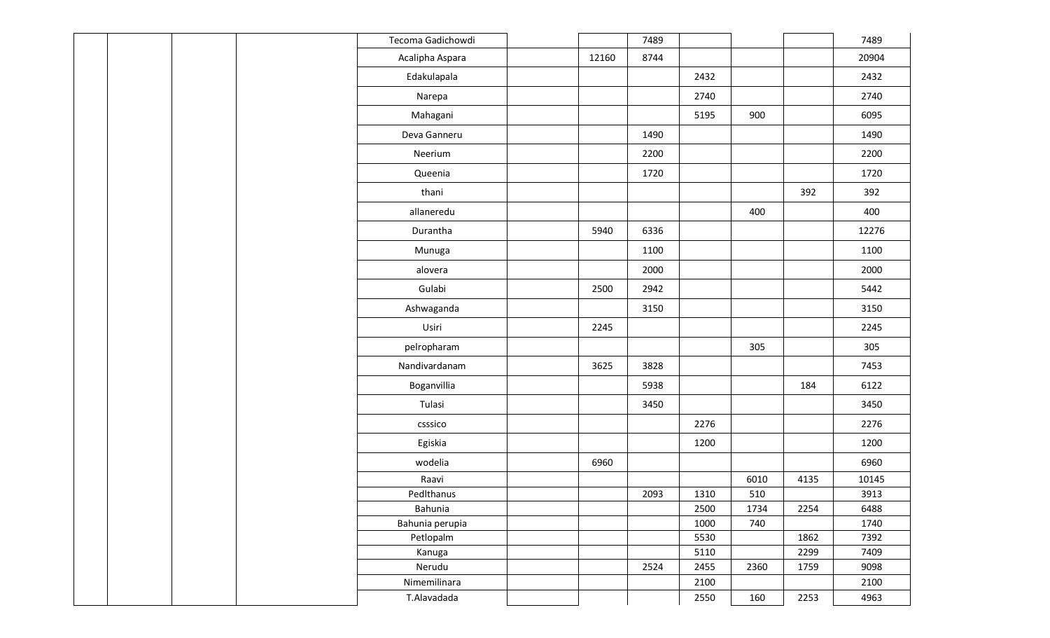| | | | | | | | | | | | |
|---|---|---|---|---|---|---|---|---|---|---|---|
| | | | | Tecoma Gadichowdi | | | 7489 | | | | 7489 |
| | | | | Acalipha Aspara | | 12160 | 8744 | | | | 20904 |
| | | | | Edakulapala | | | | 2432 | | | 2432 |
| | | | | Narepa | | | | 2740 | | | 2740 |
| | | | | Mahagani | | | | 5195 | 900 | | 6095 |
| | | | | Deva Ganneru | | | 1490 | | | | 1490 |
| | | | | Neerium | | | 2200 | | | | 2200 |
| | | | | Queenia | | | 1720 | | | | 1720 |
| | | | | thani | | | | | | 392 | 392 |
| | | | | allaneredu | | | | | 400 | | 400 |
| | | | | Durantha | | 5940 | 6336 | | | | 12276 |
| | | | | Munuga | | | 1100 | | | | 1100 |
| | | | | alovera | | | 2000 | | | | 2000 |
| | | | | Gulabi | | 2500 | 2942 | | | | 5442 |
| | | | | Ashwaganda | | | 3150 | | | | 3150 |
| | | | | Usiri | | 2245 | | | | | 2245 |
| | | | | pelropharam | | | | | 305 | | 305 |
| | | | | Nandivardanam | | 3625 | 3828 | | | | 7453 |
| | | | | Boganvillia | | | 5938 | | | 184 | 6122 |
| | | | | Tulasi | | | 3450 | | | | 3450 |
| | | | | csssico | | | | 2276 | | | 2276 |
| | | | | Egiskia | | | | 1200 | | | 1200 |
| | | | | wodelia | | 6960 | | | | | 6960 |
| | | | | Raavi | | | | | 6010 | 4135 | 10145 |
| | | | | Pedlthanus | | | 2093 | 1310 | 510 | | 3913 |
| | | | | Bahunia | | | | 2500 | 1734 | 2254 | 6488 |
| | | | | Bahunia perupia | | | | 1000 | 740 | | 1740 |
| | | | | Petlopalm | | | | 5530 | | 1862 | 7392 |
| | | | | Kanuga | | | | 5110 | | 2299 | 7409 |
| | | | | Nerudu | | | 2524 | 2455 | 2360 | 1759 | 9098 |
| | | | | Nimemilinara | | | | 2100 | | | 2100 |
| | | | | T.Alavadada | | | | 2550 | 160 | 2253 | 4963 |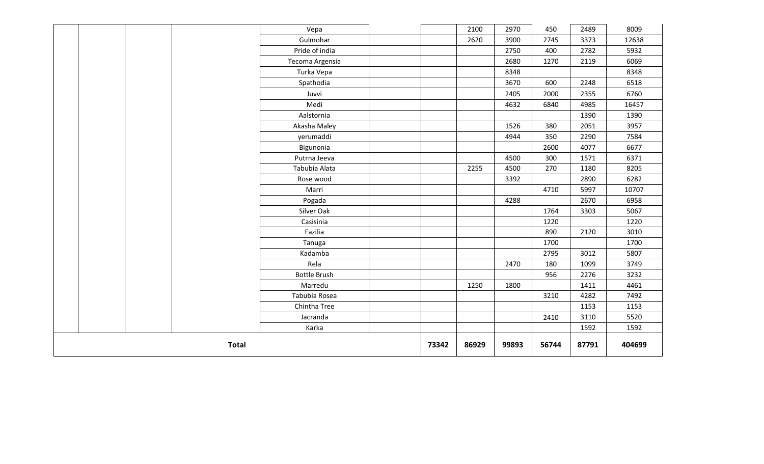| | | | | | | | | | | | |
|---|---|---|---|---|---|---|---|---|---|---|---|
| | | | | Vepa | | | 2100 | 2970 | 450 | 2489 | 8009 |
| | | | | Gulmohar | | | 2620 | 3900 | 2745 | 3373 | 12638 |
| | | | | Pride of india | | | | 2750 | 400 | 2782 | 5932 |
| | | | | Tecoma Argensia | | | | 2680 | 1270 | 2119 | 6069 |
| | | | | Turka Vepa | | | | 8348 | | | 8348 |
| | | | | Spathodia | | | | 3670 | 600 | 2248 | 6518 |
| | | | | Juvvi | | | | 2405 | 2000 | 2355 | 6760 |
| | | | | Medi | | | | 4632 | 6840 | 4985 | 16457 |
| | | | | Aalstornia | | | | | | 1390 | 1390 |
| | | | | Akasha Maley | | | | 1526 | 380 | 2051 | 3957 |
| | | | | yerumaddi | | | | 4944 | 350 | 2290 | 7584 |
| | | | | Bigunonia | | | | | 2600 | 4077 | 6677 |
| | | | | Putrna Jeeva | | | | 4500 | 300 | 1571 | 6371 |
| | | | | Tabubia Alata | | | 2255 | 4500 | 270 | 1180 | 8205 |
| | | | | Rose wood | | | | 3392 | | 2890 | 6282 |
| | | | | Marri | | | | | 4710 | 5997 | 10707 |
| | | | | Pogada | | | | 4288 | | 2670 | 6958 |
| | | | | Silver Oak | | | | | 1764 | 3303 | 5067 |
| | | | | Casisinia | | | | | 1220 | | 1220 |
| | | | | Fazilia | | | | | 890 | 2120 | 3010 |
| | | | | Tanuga | | | | | 1700 | | 1700 |
| | | | | Kadamba | | | | | 2795 | 3012 | 5807 |
| | | | | Rela | | | | 2470 | 180 | 1099 | 3749 |
| | | | | Bottle Brush | | | | | 956 | 2276 | 3232 |
| | | | | Marredu | | | 1250 | 1800 | | 1411 | 4461 |
| | | | | Tabubia Rosea | | | | | 3210 | 4282 | 7492 |
| | | | | Chintha Tree | | | | | | 1153 | 1153 |
| | | | | Jacranda | | | | | 2410 | 3110 | 5520 |
| | | | | Karka | | | | | | 1592 | 1592 |
| **Total** | | | | | | **73342** | **86929** | **99893** | **56744** | **87791** | **404699** |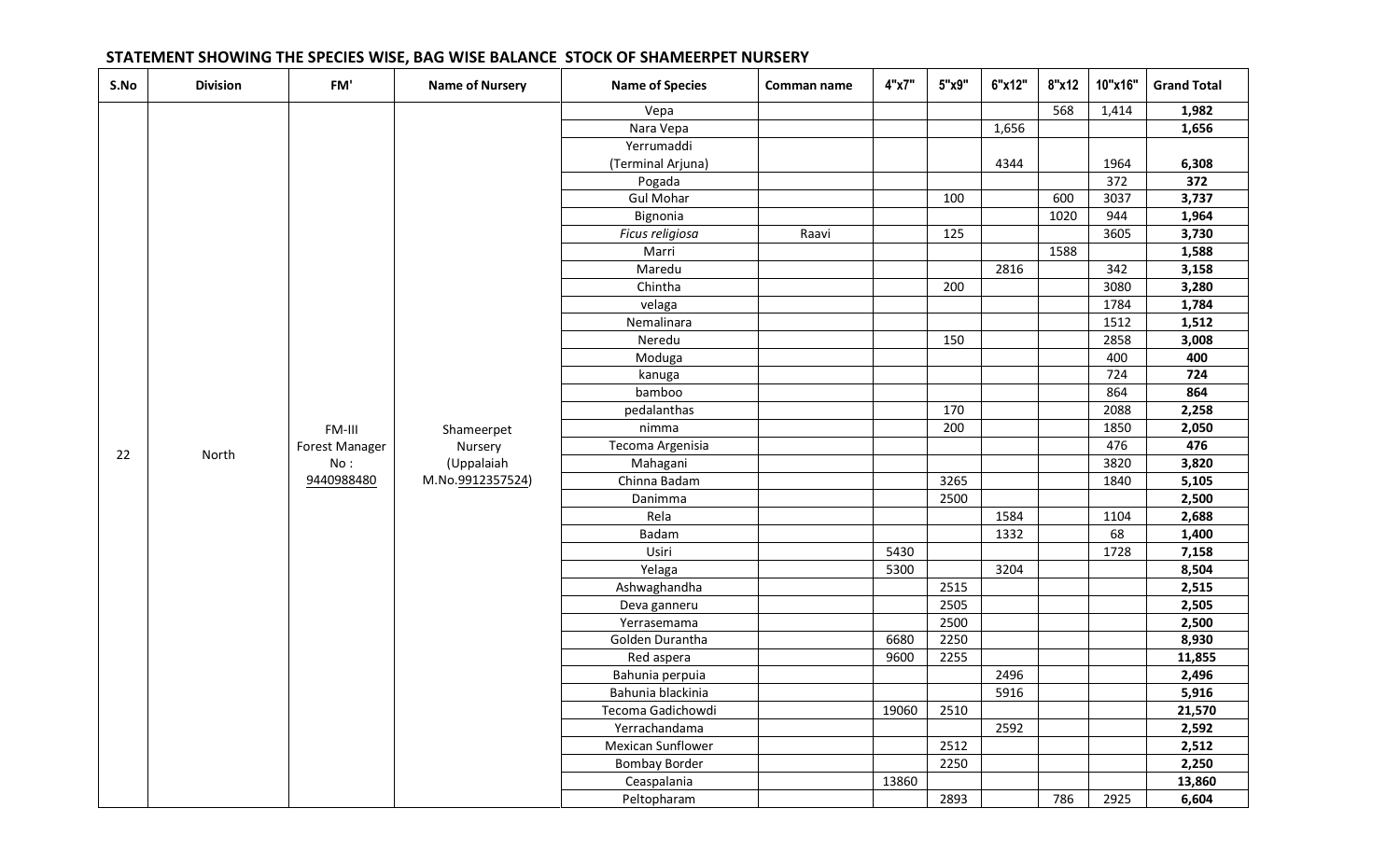## STATEMENT SHOWING THE SPECIES WISE, BAG WISE BALANCE STOCK OF SHAMEERPET NURSERY

| S.No | Division | FM' | Name of Nursery | Name of Species | Comman name | 4"x7" | 5"x9" | 6"x12" | 8"x12 | 10"x16" | Grand Total |
|---|---|---|---|---|---|---|---|---|---|---|---|
| 22 | North | FM-III Forest Manager No : 9440988480 | Shameerpet Nursery (Uppalaiah M.No.9912357524) | Vepa | | | | | 568 | 1,414 | **1,982** |
| | | | | Nara Vepa | | | | 1,656 | | | **1,656** |
| | | | | Yerrumaddi (Terminal Arjuna) | | | | 4344 | | 1964 | **6,308** |
| | | | | Pogada | | | | | | 372 | **372** |
| | | | | Gul Mohar | | | 100 | | 600 | 3037 | **3,737** |
| | | | | Bignonia | | | | | 1020 | 944 | **1,964** |
| | | | | *Ficus religiosa* | Raavi | | 125 | | | 3605 | **3,730** |
| | | | | Marri | | | | | 1588 | | **1,588** |
| | | | | Maredu | | | | 2816 | | 342 | **3,158** |
| | | | | Chintha | | | 200 | | | 3080 | **3,280** |
| | | | | velaga | | | | | | 1784 | **1,784** |
| | | | | Nemalinara | | | | | | 1512 | **1,512** |
| | | | | Neredu | | | 150 | | | 2858 | **3,008** |
| | | | | Moduga | | | | | | 400 | **400** |
| | | | | kanuga | | | | | | 724 | **724** |
| | | | | bamboo | | | | | | 864 | **864** |
| | | | | pedalanthas | | | 170 | | | 2088 | **2,258** |
| | | | | nimma | | | 200 | | | 1850 | **2,050** |
| | | | | Tecoma Argenisia | | | | | | 476 | **476** |
| | | | | Mahagani | | | | | | 3820 | **3,820** |
| | | | | Chinna Badam | | | 3265 | | | 1840 | **5,105** |
| | | | | Danimma | | | 2500 | | | | **2,500** |
| | | | | Rela | | | | 1584 | | 1104 | **2,688** |
| | | | | Badam | | | | 1332 | | 68 | **1,400** |
| | | | | Usiri | | 5430 | | | | 1728 | **7,158** |
| | | | | Yelaga | | 5300 | | 3204 | | | **8,504** |
| | | | | Ashwaghandha | | | 2515 | | | | **2,515** |
| | | | | Deva ganneru | | | 2505 | | | | **2,505** |
| | | | | Yerrasemama | | | 2500 | | | | **2,500** |
| | | | | Golden Durantha | | 6680 | 2250 | | | | **8,930** |
| | | | | Red aspera | | 9600 | 2255 | | | | **11,855** |
| | | | | Bahunia perpuia | | | | 2496 | | | **2,496** |
| | | | | Bahunia blackinia | | | | 5916 | | | **5,916** |
| | | | | Tecoma Gadichowdi | | 19060 | 2510 | | | | **21,570** |
| | | | | Yerrachandama | | | | 2592 | | | **2,592** |
| | | | | Mexican Sunflower | | | 2512 | | | | **2,512** |
| | | | | Bombay Border | | | 2250 | | | | **2,250** |
| | | | | Ceaspalania | | 13860 | | | | | **13,860** |
| | | | | Peltopharam | | | 2893 | | 786 | 2925 | **6,604** |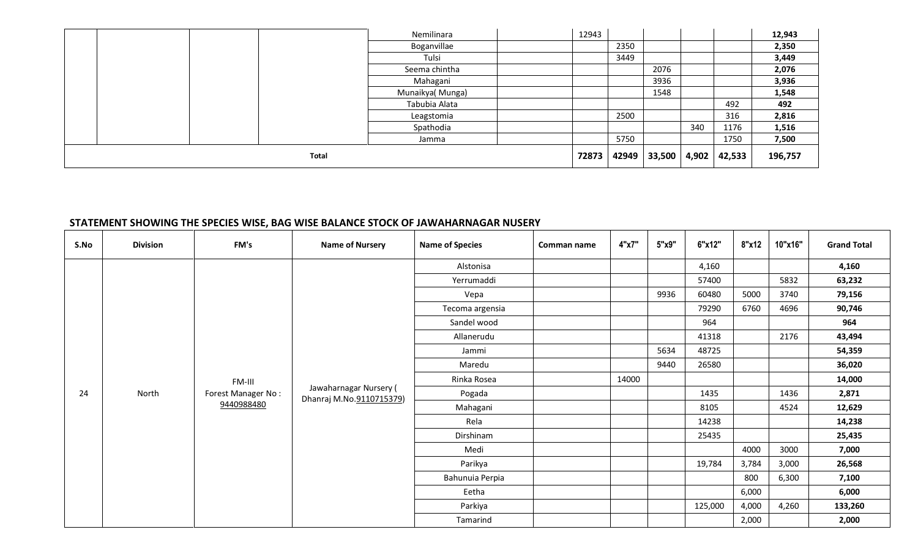| | | | | | | | | | | | |
|---|---|---|---|---|---|---|---|---|---|---|---|
| | | | | Nemilinara | | 12943 | | | | | **12,943** |
| | | | | Boganvillae | | | 2350 | | | | **2,350** |
| | | | | Tulsi | | | 3449 | | | | **3,449** |
| | | | | Seema chintha | | | | 2076 | | | **2,076** |
| | | | | Mahagani | | | | 3936 | | | **3,936** |
| | | | | Munaikya( Munga) | | | | 1548 | | | **1,548** |
| | | | | Tabubia Alata | | | | | | 492 | **492** |
| | | | | Leagstomia | | | 2500 | | | 316 | **2,816** |
| | | | | Spathodia | | | | | 340 | 1176 | **1,516** |
| | | | | Jamma | | | 5750 | | | 1750 | **7,500** |
| **Total** | | | | | | **72873** | **42949** | **33,500** | **4,902** | **42,533** | **196,757** |

## STATEMENT SHOWING THE SPECIES WISE, BAG WISE BALANCE STOCK OF JAWAHARNAGAR NUSERY

| S.No | Division | FM's | Name of Nursery | Name of Species | Comman name | 4"x7" | 5"x9" | 6"x12" | 8"x12 | 10"x16" | Grand Total |
|---|---|---|---|---|---|---|---|---|---|---|---|
| 24 | North | FM-III Forest Manager No : 9440988480 | Jawaharnagar Nursery ( Dhanraj M.No.9110715379) | Alstonisa | | | | 4,160 | | | **4,160** |
| | | | | Yerrumaddi | | | | 57400 | | 5832 | **63,232** |
| | | | | Vepa | | | 9936 | 60480 | 5000 | 3740 | **79,156** |
| | | | | Tecoma argensia | | | | 79290 | 6760 | 4696 | **90,746** |
| | | | | Sandel wood | | | | 964 | | | **964** |
| | | | | Allanerudu | | | | 41318 | | 2176 | **43,494** |
| | | | | Jammi | | | 5634 | 48725 | | | **54,359** |
| | | | | Maredu | | | 9440 | 26580 | | | **36,020** |
| | | | | Rinka Rosea | | 14000 | | | | | **14,000** |
| | | | | Pogada | | | | 1435 | | 1436 | **2,871** |
| | | | | Mahagani | | | | 8105 | | 4524 | **12,629** |
| | | | | Rela | | | | 14238 | | | **14,238** |
| | | | | Dirshinam | | | | 25435 | | | **25,435** |
| | | | | Medi | | | | | 4000 | 3000 | **7,000** |
| | | | | Parikya | | | | 19,784 | 3,784 | 3,000 | **26,568** |
| | | | | Bahunuia Perpia | | | | | 800 | 6,300 | **7,100** |
| | | | | Eetha | | | | | 6,000 | | **6,000** |
| | | | | Parkiya | | | | 125,000 | 4,000 | 4,260 | **133,260** |
| | | | | Tamarind | | | | | 2,000 | | **2,000** |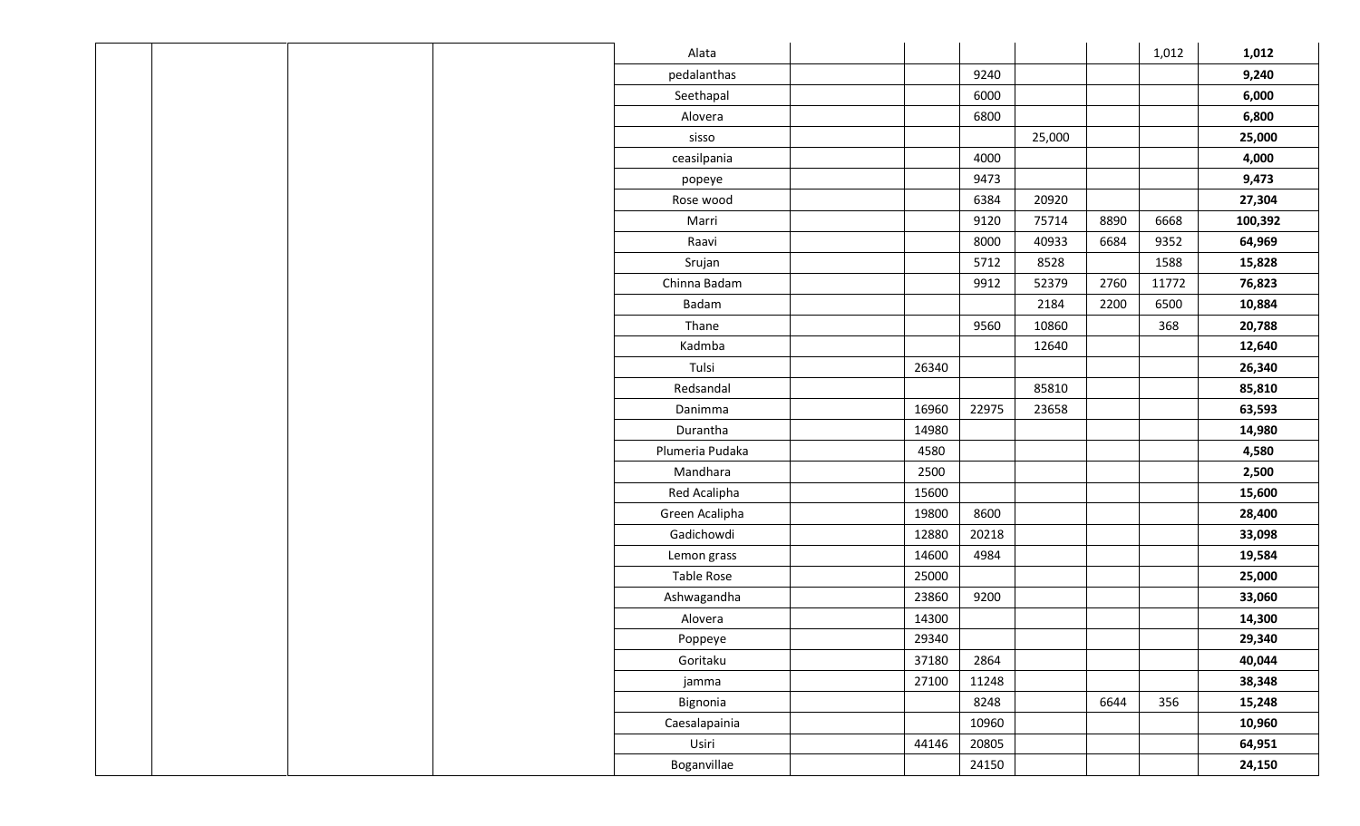| | | | | | | | | | | | | |
|---|---|---|---|---|---|---|---|---|---|---|---|---|
| | | | | Alata | | | | | | 1,012 | **1,012** |
| | | | | pedalanthas | | | 9240 | | | | **9,240** |
| | | | | Seethapal | | | 6000 | | | | **6,000** |
| | | | | Alovera | | | 6800 | | | | **6,800** |
| | | | | sisso | | | | 25,000 | | | **25,000** |
| | | | | ceasilpania | | | 4000 | | | | **4,000** |
| | | | | popeye | | | 9473 | | | | **9,473** |
| | | | | Rose wood | | | 6384 | 20920 | | | **27,304** |
| | | | | Marri | | | 9120 | 75714 | 8890 | 6668 | **100,392** |
| | | | | Raavi | | | 8000 | 40933 | 6684 | 9352 | **64,969** |
| | | | | Srujan | | | 5712 | 8528 | | 1588 | **15,828** |
| | | | | Chinna Badam | | | 9912 | 52379 | 2760 | 11772 | **76,823** |
| | | | | Badam | | | | 2184 | 2200 | 6500 | **10,884** |
| | | | | Thane | | | 9560 | 10860 | | 368 | **20,788** |
| | | | | Kadmba | | | | 12640 | | | **12,640** |
| | | | | Tulsi | | 26340 | | | | | **26,340** |
| | | | | Redsandal | | | | 85810 | | | **85,810** |
| | | | | Danimma | | 16960 | 22975 | 23658 | | | **63,593** |
| | | | | Durantha | | 14980 | | | | | **14,980** |
| | | | | Plumeria Pudaka | | 4580 | | | | | **4,580** |
| | | | | Mandhara | | 2500 | | | | | **2,500** |
| | | | | Red Acalipha | | 15600 | | | | | **15,600** |
| | | | | Green Acalipha | | 19800 | 8600 | | | | **28,400** |
| | | | | Gadichowdi | | 12880 | 20218 | | | | **33,098** |
| | | | | Lemon grass | | 14600 | 4984 | | | | **19,584** |
| | | | | Table Rose | | 25000 | | | | | **25,000** |
| | | | | Ashwagandha | | 23860 | 9200 | | | | **33,060** |
| | | | | Alovera | | 14300 | | | | | **14,300** |
| | | | | Poppeye | | 29340 | | | | | **29,340** |
| | | | | Goritaku | | 37180 | 2864 | | | | **40,044** |
| | | | | jamma | | 27100 | 11248 | | | | **38,348** |
| | | | | Bignonia | | | 8248 | | 6644 | 356 | **15,248** |
| | | | | Caesalapainia | | | 10960 | | | | **10,960** |
| | | | | Usiri | | 44146 | 20805 | | | | **64,951** |
| | | | | Boganvillae | | | 24150 | | | | **24,150** |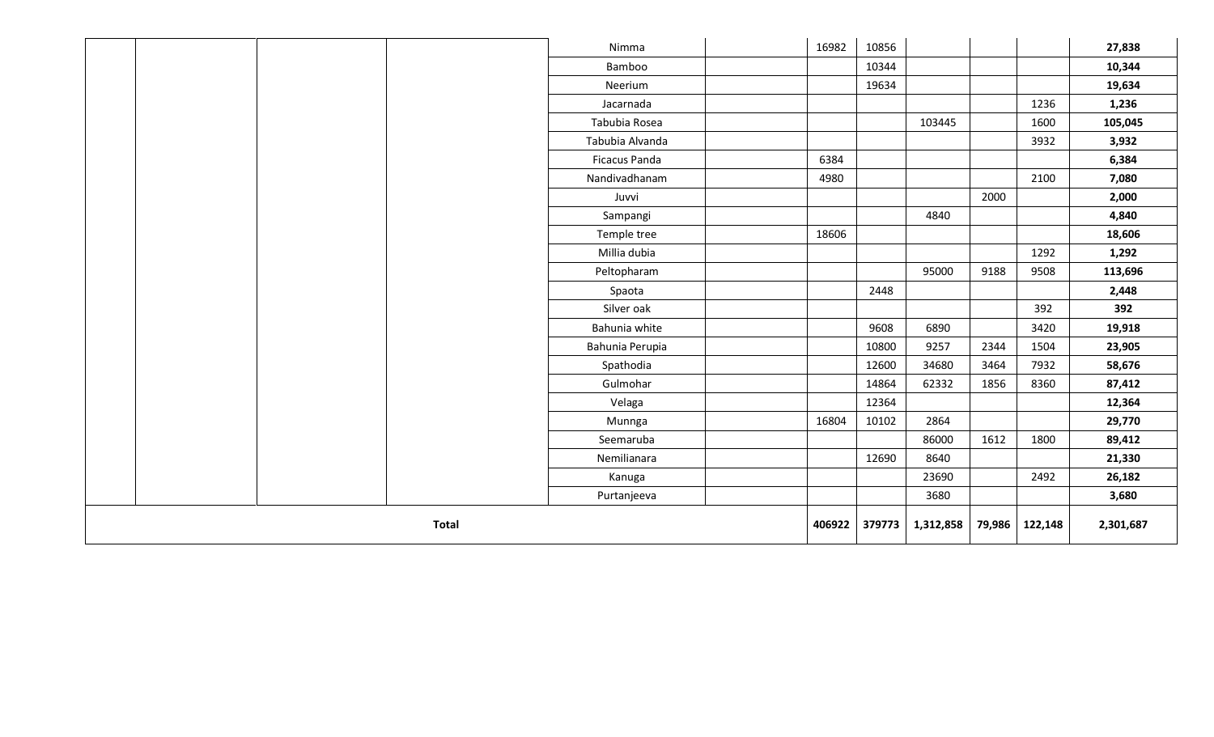| | | | | | | | | | | | |
|---|---|---|---|---|---|---|---|---|---|---|---|
| | | | | Nimma | | 16982 | 10856 | | | | **27,838** |
| | | | | Bamboo | | | 10344 | | | | **10,344** |
| | | | | Neerium | | | 19634 | | | | **19,634** |
| | | | | Jacarnada | | | | | | 1236 | **1,236** |
| | | | | Tabubia Rosea | | | | 103445 | | 1600 | **105,045** |
| | | | | Tabubia Alvanda | | | | | | 3932 | **3,932** |
| | | | | Ficacus Panda | | 6384 | | | | | **6,384** |
| | | | | Nandivadhanam | | 4980 | | | | 2100 | **7,080** |
| | | | | Juvvi | | | | | 2000 | | **2,000** |
| | | | | Sampangi | | | | 4840 | | | **4,840** |
| | | | | Temple tree | | 18606 | | | | | **18,606** |
| | | | | Millia dubia | | | | | | 1292 | **1,292** |
| | | | | Peltopharam | | | | 95000 | 9188 | 9508 | **113,696** |
| | | | | Spaota | | | 2448 | | | | **2,448** |
| | | | | Silver oak | | | | | | 392 | **392** |
| | | | | Bahunia white | | | 9608 | 6890 | | 3420 | **19,918** |
| | | | | Bahunia Perupia | | | 10800 | 9257 | 2344 | 1504 | **23,905** |
| | | | | Spathodia | | | 12600 | 34680 | 3464 | 7932 | **58,676** |
| | | | | Gulmohar | | | 14864 | 62332 | 1856 | 8360 | **87,412** |
| | | | | Velaga | | | 12364 | | | | **12,364** |
| | | | | Munnga | | 16804 | 10102 | 2864 | | | **29,770** |
| | | | | Seemaruba | | | | 86000 | 1612 | 1800 | **89,412** |
| | | | | Nemilianara | | | 12690 | 8640 | | | **21,330** |
| | | | | Kanuga | | | | 23690 | | 2492 | **26,182** |
| | | | | Purtanjeeva | | | | 3680 | | | **3,680** |
| **Total** | | | | | | **406922** | **379773** | **1,312,858** | **79,986** | **122,148** | **2,301,687** |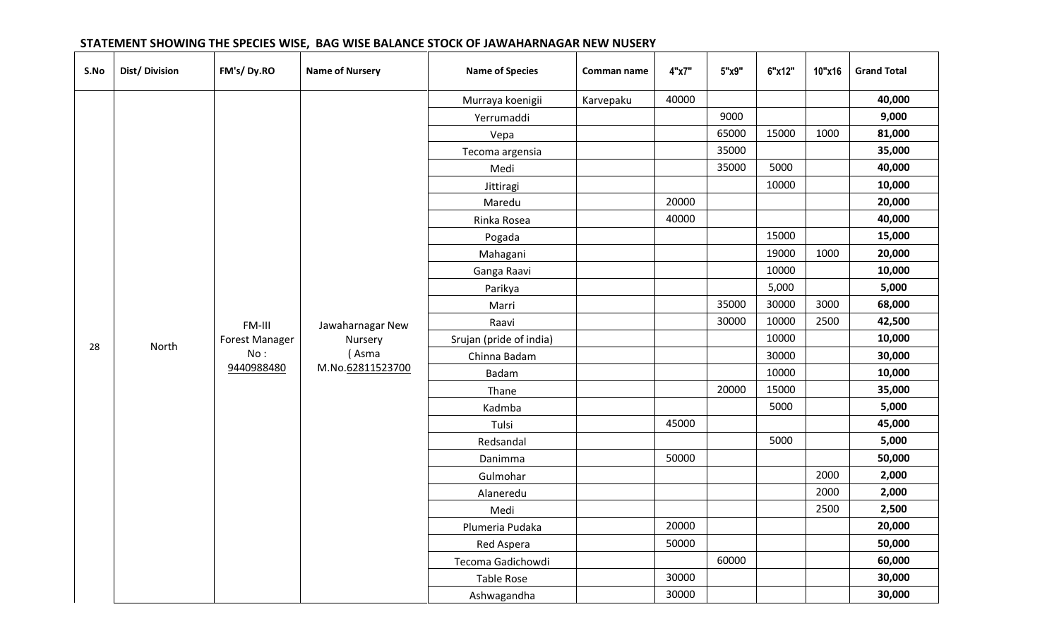**STATEMENT SHOWING THE SPECIES WISE, BAG WISE BALANCE STOCK OF JAWAHARNAGAR NEW NUSERY**

| S.No | Dist/ Division | FM's/ Dy.RO | Name of Nursery | Name of Species | Comman name | 4"x7" | 5"x9" | 6"x12" | 10"x16 | Grand Total |
|---|---|---|---|---|---|---|---|---|---|---|
| 28 | North | FM-III Forest Manager No : 9440988480 | Jawaharnagar New Nursery ( Asma M.No.62811523700 | Murraya koenigii | Karvepaku | 40000 | | | | **40,000** |
| | | | | Yerrumaddi | | | 9000 | | | **9,000** |
| | | | | Vepa | | | 65000 | 15000 | 1000 | **81,000** |
| | | | | Tecoma argensia | | | 35000 | | | **35,000** |
| | | | | Medi | | | 35000 | 5000 | | **40,000** |
| | | | | Jittiragi | | | | 10000 | | **10,000** |
| | | | | Maredu | | 20000 | | | | **20,000** |
| | | | | Rinka Rosea | | 40000 | | | | **40,000** |
| | | | | Pogada | | | | 15000 | | **15,000** |
| | | | | Mahagani | | | | 19000 | 1000 | **20,000** |
| | | | | Ganga Raavi | | | | 10000 | | **10,000** |
| | | | | Parikya | | | | 5,000 | | **5,000** |
| | | | | Marri | | | 35000 | 30000 | 3000 | **68,000** |
| | | | | Raavi | | | 30000 | 10000 | 2500 | **42,500** |
| | | | | Srujan (pride of india) | | | | 10000 | | **10,000** |
| | | | | Chinna Badam | | | | 30000 | | **30,000** |
| | | | | Badam | | | | 10000 | | **10,000** |
| | | | | Thane | | | 20000 | 15000 | | **35,000** |
| | | | | Kadmba | | | | 5000 | | **5,000** |
| | | | | Tulsi | | 45000 | | | | **45,000** |
| | | | | Redsandal | | | | 5000 | | **5,000** |
| | | | | Danimma | | 50000 | | | | **50,000** |
| | | | | Gulmohar | | | | | 2000 | **2,000** |
| | | | | Alaneredu | | | | | 2000 | **2,000** |
| | | | | Medi | | | | | 2500 | **2,500** |
| | | | | Plumeria Pudaka | | 20000 | | | | **20,000** |
| | | | | Red Aspera | | 50000 | | | | **50,000** |
| | | | | Tecoma Gadichowdi | | | 60000 | | | **60,000** |
| | | | | Table Rose | | 30000 | | | | **30,000** |
| | | | | Ashwagandha | | 30000 | | | | **30,000** |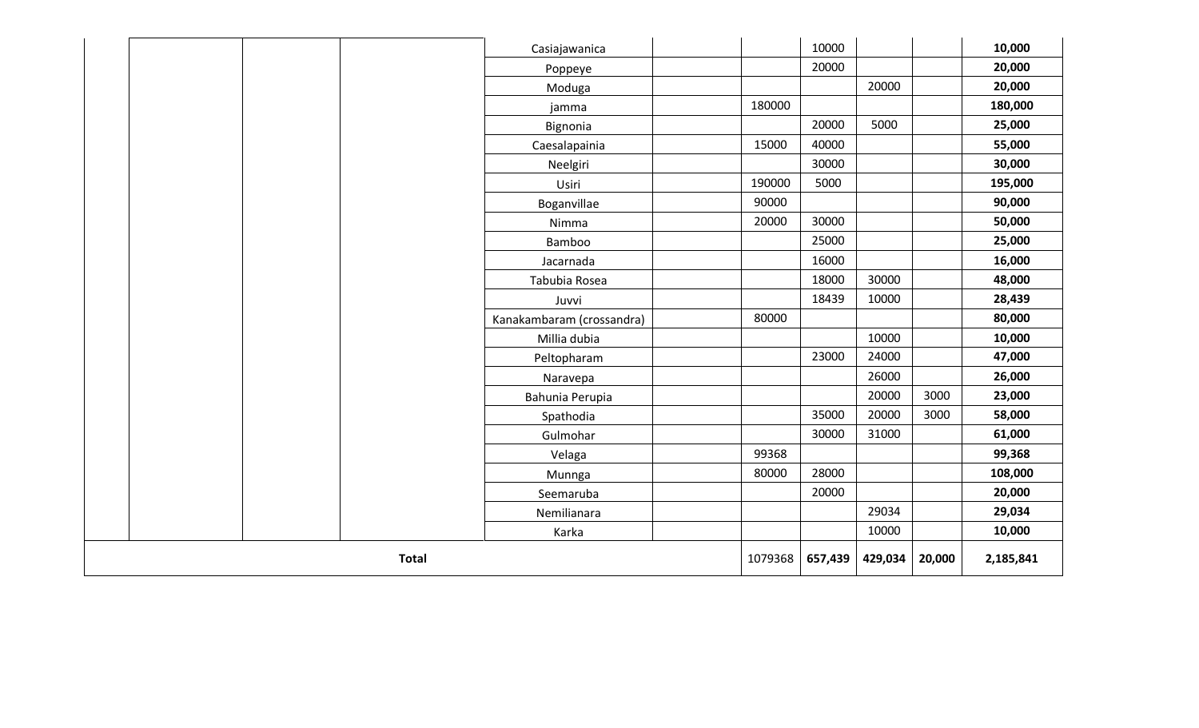| | | | | | | | | | | |
|---|---|---|---|---|---|---|---|---|---|---|
| | | | | Casiajawanica | | | 10000 | | | **10,000** |
| | | | | Poppeye | | | 20000 | | | **20,000** |
| | | | | Moduga | | | | 20000 | | **20,000** |
| | | | | jamma | | 180000 | | | | **180,000** |
| | | | | Bignonia | | | 20000 | 5000 | | **25,000** |
| | | | | Caesalapainia | | 15000 | 40000 | | | **55,000** |
| | | | | Neelgiri | | | 30000 | | | **30,000** |
| | | | | Usiri | | 190000 | 5000 | | | **195,000** |
| | | | | Boganvillae | | 90000 | | | | **90,000** |
| | | | | Nimma | | 20000 | 30000 | | | **50,000** |
| | | | | Bamboo | | | 25000 | | | **25,000** |
| | | | | Jacarnada | | | 16000 | | | **16,000** |
| | | | | Tabubia Rosea | | | 18000 | 30000 | | **48,000** |
| | | | | Juvvi | | | 18439 | 10000 | | **28,439** |
| | | | | Kanakambaram (crossandra) | | 80000 | | | | **80,000** |
| | | | | Millia dubia | | | | 10000 | | **10,000** |
| | | | | Peltopharam | | | 23000 | 24000 | | **47,000** |
| | | | | Naravepa | | | | 26000 | | **26,000** |
| | | | | Bahunia Perupia | | | | 20000 | 3000 | **23,000** |
| | | | | Spathodia | | | 35000 | 20000 | 3000 | **58,000** |
| | | | | Gulmohar | | | 30000 | 31000 | | **61,000** |
| | | | | Velaga | | 99368 | | | | **99,368** |
| | | | | Munnga | | 80000 | 28000 | | | **108,000** |
| | | | | Seemaruba | | | 20000 | | | **20,000** |
| | | | | Nemilianara | | | | 29034 | | **29,034** |
| | | | | Karka | | | | 10000 | | **10,000** |
| **Total** | | | | | | 1079368 | **657,439** | **429,034** | **20,000** | **2,185,841** |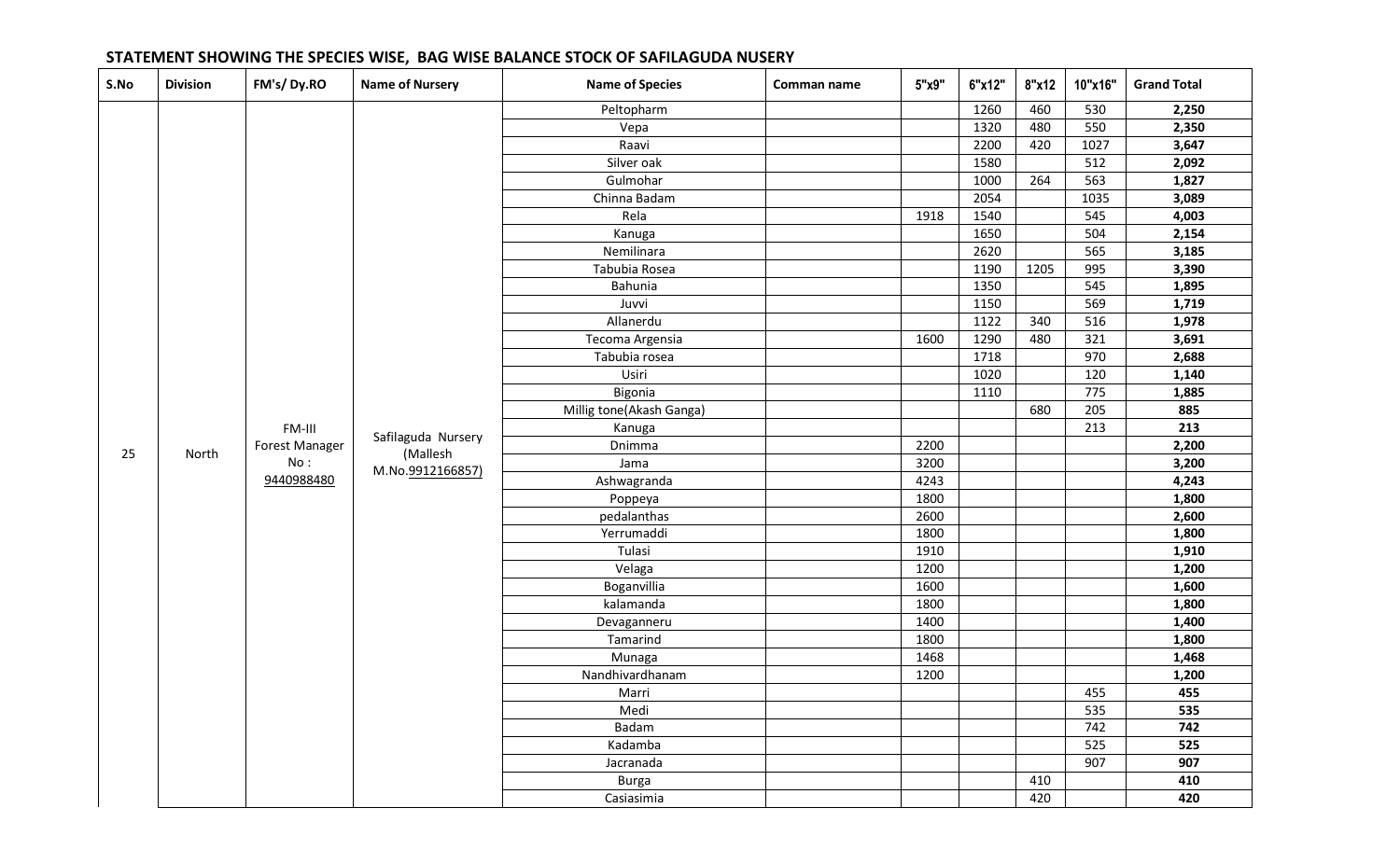## STATEMENT SHOWING THE SPECIES WISE, BAG WISE BALANCE STOCK OF SAFILAGUDA NUSERY

| S.No | Division | FM's/ Dy.RO | Name of Nursery | Name of Species | Comman name | 5"x9" | 6"x12" | 8"x12 | 10"x16" | Grand Total |
|---|---|---|---|---|---|---|---|---|---|---|
| 25 | North | FM-III Forest Manager No : 9440988480 | Safilaguda Nursery (Mallesh M.No.9912166857) | Peltopharm | | | 1260 | 460 | 530 | **2,250** |
| | | | | Vepa | | | 1320 | 480 | 550 | **2,350** |
| | | | | Raavi | | | 2200 | 420 | 1027 | **3,647** |
| | | | | Silver oak | | | 1580 | | 512 | **2,092** |
| | | | | Gulmohar | | | 1000 | 264 | 563 | **1,827** |
| | | | | Chinna Badam | | | 2054 | | 1035 | **3,089** |
| | | | | Rela | | 1918 | 1540 | | 545 | **4,003** |
| | | | | Kanuga | | | 1650 | | 504 | **2,154** |
| | | | | Nemilinara | | | 2620 | | 565 | **3,185** |
| | | | | Tabubia Rosea | | | 1190 | 1205 | 995 | **3,390** |
| | | | | Bahunia | | | 1350 | | 545 | **1,895** |
| | | | | Juvvi | | | 1150 | | 569 | **1,719** |
| | | | | Allanerdu | | | 1122 | 340 | 516 | **1,978** |
| | | | | Tecoma Argensia | | 1600 | 1290 | 480 | 321 | **3,691** |
| | | | | Tabubia rosea | | | 1718 | | 970 | **2,688** |
| | | | | Usiri | | | 1020 | | 120 | **1,140** |
| | | | | Bigonia | | | 1110 | | 775 | **1,885** |
| | | | | Millig tone(Akash Ganga) | | | | 680 | 205 | **885** |
| | | | | Kanuga | | | | | 213 | **213** |
| | | | | Dnimma | | 2200 | | | | **2,200** |
| | | | | Jama | | 3200 | | | | **3,200** |
| | | | | Ashwagranda | | 4243 | | | | **4,243** |
| | | | | Poppeya | | 1800 | | | | **1,800** |
| | | | | pedalanthas | | 2600 | | | | **2,600** |
| | | | | Yerrumaddi | | 1800 | | | | **1,800** |
| | | | | Tulasi | | 1910 | | | | **1,910** |
| | | | | Velaga | | 1200 | | | | **1,200** |
| | | | | Boganvillia | | 1600 | | | | **1,600** |
| | | | | kalamanda | | 1800 | | | | **1,800** |
| | | | | Devaganneru | | 1400 | | | | **1,400** |
| | | | | Tamarind | | 1800 | | | | **1,800** |
| | | | | Munaga | | 1468 | | | | **1,468** |
| | | | | Nandhivardhanam | | 1200 | | | | **1,200** |
| | | | | Marri | | | | | 455 | **455** |
| | | | | Medi | | | | | 535 | **535** |
| | | | | Badam | | | | | 742 | **742** |
| | | | | Kadamba | | | | | 525 | **525** |
| | | | | Jacranada | | | | | 907 | **907** |
| | | | | Burga | | | | 410 | | **410** |
| | | | | Casiasimia | | | | 420 | | **420** |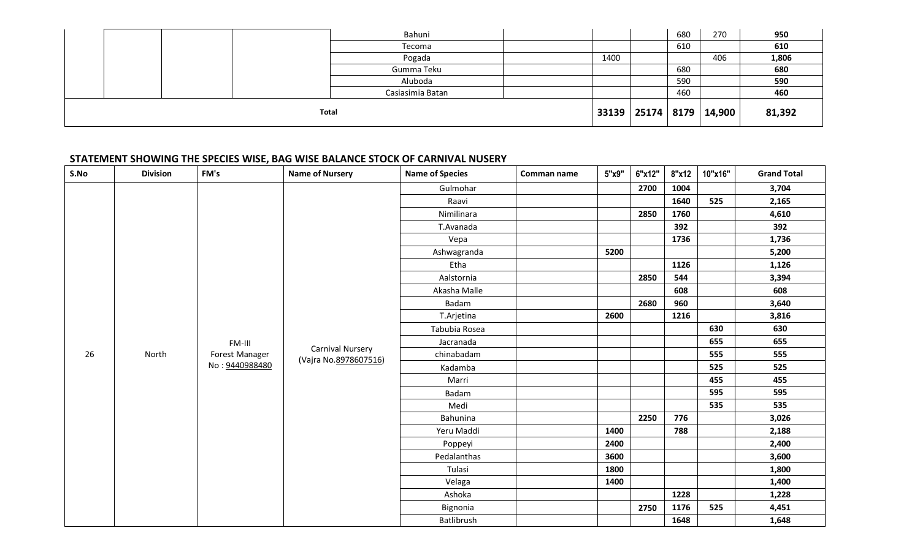| | | | | | | | | | | |
|---|---|---|---|---|---|---|---|---|---|---|
| | | | | Bahuni | | | | 680 | 270 | 950 |
| | | | | Tecoma | | | | 610 | | 610 |
| | | | | Pogada | | 1400 | | | 406 | 1,806 |
| | | | | Gumma Teku | | | | 680 | | 680 |
| | | | | Aluboda | | | | 590 | | 590 |
| | | | | Casiasimia Batan | | | | 460 | | 460 |
| **Total** | | | | | | **33139** | **25174** | **8179** | **14,900** | **81,392** |

### STATEMENT SHOWING THE SPECIES WISE, BAG WISE BALANCE STOCK OF CARNIVAL NUSERY

| S.No | Division | FM's | Name of Nursery | Name of Species | Comman name | 5"x9" | 6"x12" | 8"x12 | 10"x16" | Grand Total |
|---|---|---|---|---|---|---|---|---|---|---|
| 26 | North | FM-III Forest Manager No : 9440988480 | Carnival Nursery (Vajra No.8978607516) | Gulmohar | | | **2700** | **1004** | | **3,704** |
| | | | | Raavi | | | | **1640** | **525** | **2,165** |
| | | | | Nimilinara | | | **2850** | **1760** | | **4,610** |
| | | | | T.Avanada | | | | **392** | | **392** |
| | | | | Vepa | | | | **1736** | | **1,736** |
| | | | | Ashwagranda | | **5200** | | | | **5,200** |
| | | | | Etha | | | | **1126** | | **1,126** |
| | | | | Aalstornia | | | **2850** | **544** | | **3,394** |
| | | | | Akasha Malle | | | | **608** | | **608** |
| | | | | Badam | | | **2680** | **960** | | **3,640** |
| | | | | T.Arjetina | | **2600** | | **1216** | | **3,816** |
| | | | | Tabubia Rosea | | | | | **630** | **630** |
| | | | | Jacranada | | | | | **655** | **655** |
| | | | | chinabadam | | | | | **555** | **555** |
| | | | | Kadamba | | | | | **525** | **525** |
| | | | | Marri | | | | | **455** | **455** |
| | | | | Badam | | | | | **595** | **595** |
| | | | | Medi | | | | | **535** | **535** |
| | | | | Bahunina | | | **2250** | **776** | | **3,026** |
| | | | | Yeru Maddi | | **1400** | | **788** | | **2,188** |
| | | | | Poppeyi | | **2400** | | | | **2,400** |
| | | | | Pedalanthas | | **3600** | | | | **3,600** |
| | | | | Tulasi | | **1800** | | | | **1,800** |
| | | | | Velaga | | **1400** | | | | **1,400** |
| | | | | Ashoka | | | | **1228** | | **1,228** |
| | | | | Bignonia | | | **2750** | **1176** | **525** | **4,451** |
| | | | | Batlibrush | | | | **1648** | | **1,648** |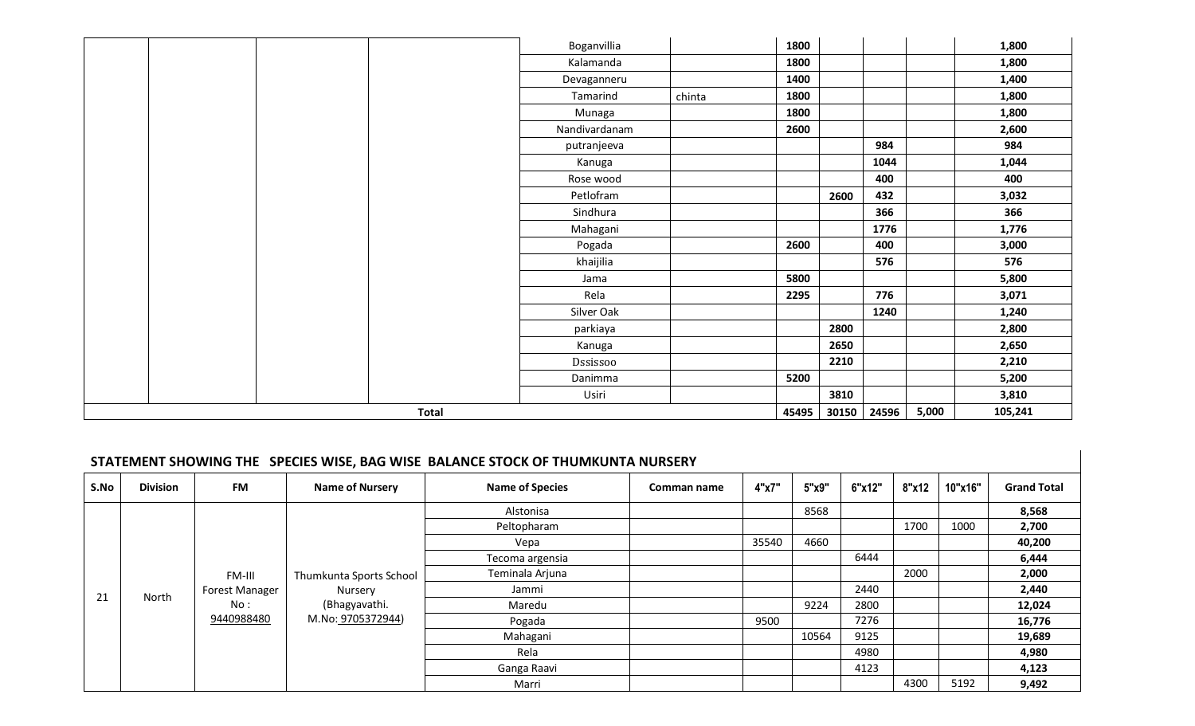| | | | | | | | | | | |
|---|---|---|---|---|---|---|---|---|---|---|
| | | | | Boganvillia | | 1800 | | | | 1,800 |
| | | | | Kalamanda | | 1800 | | | | 1,800 |
| | | | | Devaganneru | | 1400 | | | | 1,400 |
| | | | | Tamarind | chinta | 1800 | | | | 1,800 |
| | | | | Munaga | | 1800 | | | | 1,800 |
| | | | | Nandivardanam | | 2600 | | | | 2,600 |
| | | | | putranjeeva | | | | 984 | | 984 |
| | | | | Kanuga | | | | 1044 | | 1,044 |
| | | | | Rose wood | | | | 400 | | 400 |
| | | | | Petlofram | | | 2600 | 432 | | 3,032 |
| | | | | Sindhura | | | | 366 | | 366 |
| | | | | Mahagani | | | | 1776 | | 1,776 |
| | | | | Pogada | | 2600 | | 400 | | 3,000 |
| | | | | khaijilia | | | | 576 | | 576 |
| | | | | Jama | | 5800 | | | | 5,800 |
| | | | | Rela | | 2295 | | 776 | | 3,071 |
| | | | | Silver Oak | | | | 1240 | | 1,240 |
| | | | | parkiaya | | | 2800 | | | 2,800 |
| | | | | Kanuga | | | 2650 | | | 2,650 |
| | | | | Dssissoo | | | 2210 | | | 2,210 |
| | | | | Danimma | | 5200 | | | | 5,200 |
| | | | | Usiri | | | 3810 | | | 3,810 |
| **Total** | | | | | | **45495** | **30150** | **24596** | **5,000** | **105,241** |

## STATEMENT SHOWING THE SPECIES WISE, BAG WISE BALANCE STOCK OF THUMKUNTA NURSERY

| S.No | Division | FM | Name of Nursery | Name of Species | Comman name | 4"x7" | 5"x9" | 6"x12" | 8"x12 | 10"x16" | Grand Total |
|---|---|---|---|---|---|---|---|---|---|---|---|
| 21 | North | FM-III Forest Manager No : 9440988480 | Thumkunta Sports School Nursery (Bhagyavathi. M.No: 9705372944) | Alstonisa | | | 8568 | | | | **8,568** |
| | | | | Peltopharam | | | | | 1700 | 1000 | **2,700** |
| | | | | Vepa | | 35540 | 4660 | | | | **40,200** |
| | | | | Tecoma argensia | | | | 6444 | | | **6,444** |
| | | | | Teminala Arjuna | | | | | 2000 | | **2,000** |
| | | | | Jammi | | | | 2440 | | | **2,440** |
| | | | | Maredu | | | 9224 | 2800 | | | **12,024** |
| | | | | Pogada | | 9500 | | 7276 | | | **16,776** |
| | | | | Mahagani | | | 10564 | 9125 | | | **19,689** |
| | | | | Rela | | | | 4980 | | | **4,980** |
| | | | | Ganga Raavi | | | | 4123 | | | **4,123** |
| | | | | Marri | | | | | 4300 | 5192 | **9,492** |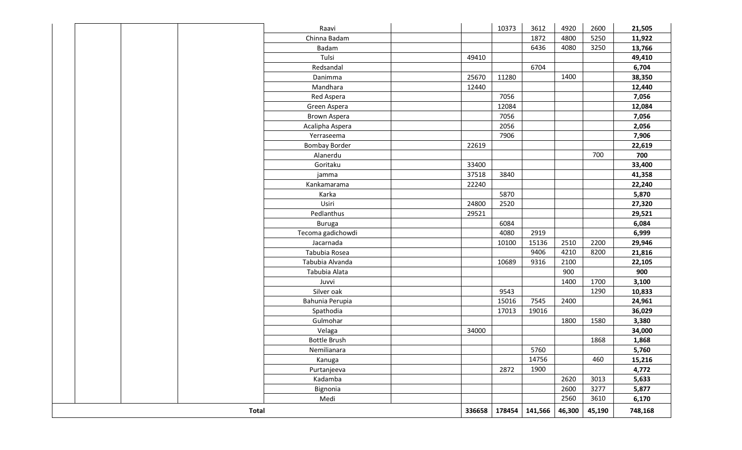| | | | | | | | | | | |
|---|---|---|---|---|---|---|---|---|---|---|
| | | | Raavi | | | 10373 | 3612 | 4920 | 2600 | **21,505** |
| | | | Chinna Badam | | | | 1872 | 4800 | 5250 | **11,922** |
| | | | Badam | | | | 6436 | 4080 | 3250 | **13,766** |
| | | | Tulsi | | 49410 | | | | | **49,410** |
| | | | Redsandal | | | | 6704 | | | **6,704** |
| | | | Danimma | | 25670 | 11280 | | 1400 | | **38,350** |
| | | | Mandhara | | 12440 | | | | | **12,440** |
| | | | Red Aspera | | | 7056 | | | | **7,056** |
| | | | Green Aspera | | | 12084 | | | | **12,084** |
| | | | Brown Aspera | | | 7056 | | | | **7,056** |
| | | | Acalipha Aspera | | | 2056 | | | | **2,056** |
| | | | Yerraseema | | | 7906 | | | | **7,906** |
| | | | Bombay Border | | 22619 | | | | | **22,619** |
| | | | Alanerdu | | | | | | 700 | **700** |
| | | | Goritaku | | 33400 | | | | | **33,400** |
| | | | jamma | | 37518 | 3840 | | | | **41,358** |
| | | | Kankamarama | | 22240 | | | | | **22,240** |
| | | | Karka | | | 5870 | | | | **5,870** |
| | | | Usiri | | 24800 | 2520 | | | | **27,320** |
| | | | Pedlanthus | | 29521 | | | | | **29,521** |
| | | | Buruga | | | 6084 | | | | **6,084** |
| | | | Tecoma gadichowdi | | | 4080 | 2919 | | | **6,999** |
| | | | Jacarnada | | | 10100 | 15136 | 2510 | 2200 | **29,946** |
| | | | Tabubia Rosea | | | | 9406 | 4210 | 8200 | **21,816** |
| | | | Tabubia Alvanda | | | 10689 | 9316 | 2100 | | **22,105** |
| | | | Tabubia Alata | | | | | 900 | | **900** |
| | | | Juvvi | | | | | 1400 | 1700 | **3,100** |
| | | | Silver oak | | | 9543 | | | 1290 | **10,833** |
| | | | Bahunia Perupia | | | 15016 | 7545 | 2400 | | **24,961** |
| | | | Spathodia | | | 17013 | 19016 | | | **36,029** |
| | | | Gulmohar | | | | | 1800 | 1580 | **3,380** |
| | | | Velaga | | 34000 | | | | | **34,000** |
| | | | Bottle Brush | | | | | | 1868 | **1,868** |
| | | | Nemilianara | | | | 5760 | | | **5,760** |
| | | | Kanuga | | | | 14756 | | 460 | **15,216** |
| | | | Purtanjeeva | | | 2872 | 1900 | | | **4,772** |
| | | | Kadamba | | | | | 2620 | 3013 | **5,633** |
| | | | Bignonia | | | | | 2600 | 3277 | **5,877** |
| | | | Medi | | | | | 2560 | 3610 | **6,170** |
| **Total** | | | | | **336658** | **178454** | **141,566** | **46,300** | **45,190** | **748,168** |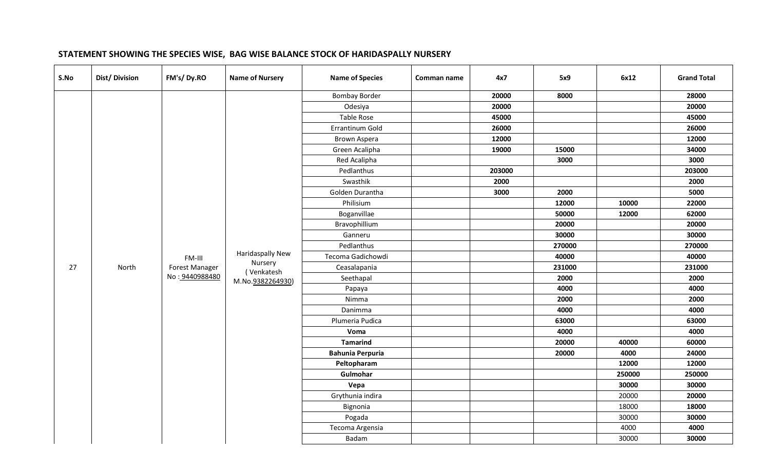## STATEMENT SHOWING THE SPECIES WISE, BAG WISE BALANCE STOCK OF HARIDASPALLY NURSERY

| S.No | Dist/ Division | FM's/ Dy.RO | Name of Nursery | Name of Species | Comman name | 4x7 | 5x9 | 6x12 | Grand Total |
|---|---|---|---|---|---|---|---|---|---|
| 27 | North | FM-III Forest Manager No : 9440988480 | Haridaspally New Nursery ( Venkatesh M.No.9382264930) | Bombay Border | | **20000** | **8000** | | **28000** |
| | | | | Odesiya | | **20000** | | | **20000** |
| | | | | Table Rose | | **45000** | | | **45000** |
| | | | | Errantinum Gold | | **26000** | | | **26000** |
| | | | | Brown Aspera | | **12000** | | | **12000** |
| | | | | Green Acalipha | | **19000** | **15000** | | **34000** |
| | | | | Red Acalipha | | | **3000** | | **3000** |
| | | | | Pedlanthus | | **203000** | | | **203000** |
| | | | | Swasthik | | **2000** | | | **2000** |
| | | | | Golden Durantha | | **3000** | **2000** | | **5000** |
| | | | | Philisium | | | **12000** | **10000** | **22000** |
| | | | | Boganvillae | | | **50000** | **12000** | **62000** |
| | | | | Bravophillium | | | **20000** | | **20000** |
| | | | | Ganneru | | | **30000** | | **30000** |
| | | | | Pedlanthus | | | **270000** | | **270000** |
| | | | | Tecoma Gadichowdi | | | **40000** | | **40000** |
| | | | | Ceasalapania | | | **231000** | | **231000** |
| | | | | Seethapal | | | **2000** | | **2000** |
| | | | | Papaya | | | **4000** | | **4000** |
| | | | | Nimma | | | **2000** | | **2000** |
| | | | | Danimma | | | **4000** | | **4000** |
| | | | | Plumeria Pudica | | | **63000** | | **63000** |
| | | | | **Voma** | | | **4000** | | **4000** |
| | | | | **Tamarind** | | | **20000** | **40000** | **60000** |
| | | | | **Bahunia Perpuria** | | | **20000** | **4000** | **24000** |
| | | | | **Peltopharam** | | | | **12000** | **12000** |
| | | | | **Gulmohar** | | | | **250000** | **250000** |
| | | | | **Vepa** | | | | **30000** | **30000** |
| | | | | Grythunia indira | | | | 20000 | **20000** |
| | | | | Bignonia | | | | 18000 | **18000** |
| | | | | Pogada | | | | 30000 | **30000** |
| | | | | Tecoma Argensia | | | | 4000 | **4000** |
| | | | | Badam | | | | 30000 | **30000** |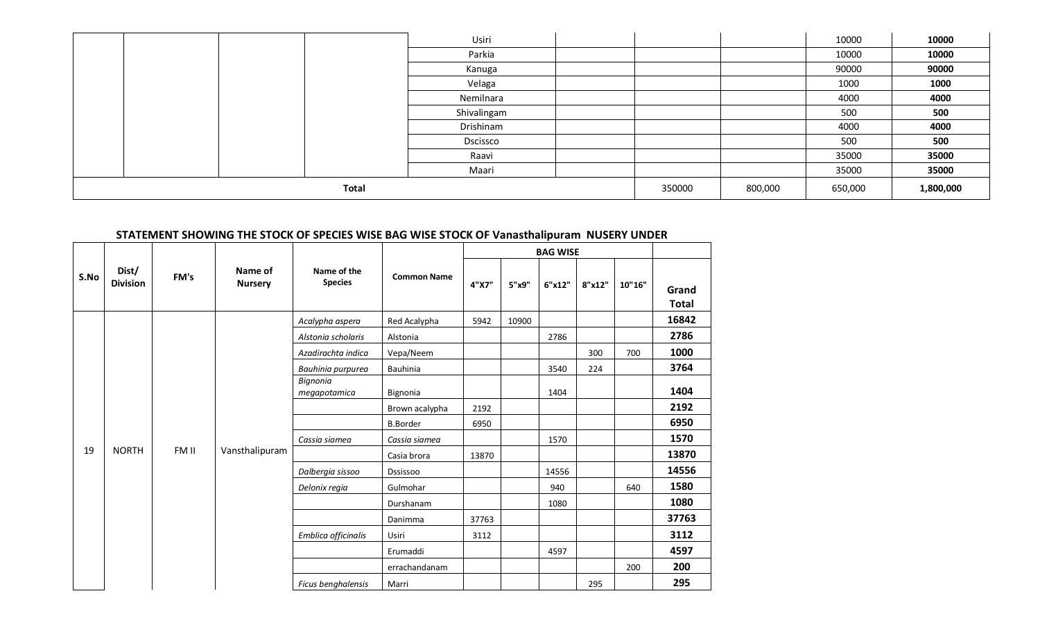| | | | | | | | | | |
|---|---|---|---|---|---|---|---|---|---|
| | | | | Usiri | | | | 10000 | **10000** |
| | | | | Parkia | | | | 10000 | **10000** |
| | | | | Kanuga | | | | 90000 | **90000** |
| | | | | Velaga | | | | 1000 | **1000** |
| | | | | Nemilnara | | | | 4000 | **4000** |
| | | | | Shivalingam | | | | 500 | **500** |
| | | | | Drishinam | | | | 4000 | **4000** |
| | | | | Dscissco | | | | 500 | **500** |
| | | | | Raavi | | | | 35000 | **35000** |
| | | | | Maari | | | | 35000 | **35000** |
| **Total** | | | | | | 350000 | 800,000 | 650,000 | **1,800,000** |

**STATEMENT SHOWING THE STOCK OF SPECIES WISE BAG WISE STOCK OF Vanasthalipuram NUSERY UNDER**

| S.No | Dist/ Division | FM's | Name of Nursery | Name of the Species | Common Name | BAG WISE | | | | | Grand Total |
|---|---|---|---|---|---|---|---|---|---|---|---|
| | | | | | | 4"X7" | 5"x9" | 6"x12" | 8"x12" | 10"16" | |
| 19 | NORTH | FM II | Vansthalipuram | *Acalypha aspera* | Red Acalypha | 5942 | 10900 | | | | **16842** |
| | | | | *Alstonia scholaris* | Alstonia | | | 2786 | | | **2786** |
| | | | | *Azadirachta indica* | Vepa/Neem | | | | 300 | 700 | **1000** |
| | | | | *Bauhinia purpurea* | Bauhinia | | | 3540 | 224 | | **3764** |
| | | | | *Bignonia megapotamica* | Bignonia | | | 1404 | | | **1404** |
| | | | | | Brown acalypha | 2192 | | | | | **2192** |
| | | | | | B.Border | 6950 | | | | | **6950** |
| | | | | *Cassia siamea* | *Cassia siamea* | | | 1570 | | | **1570** |
| | | | | | Casia brora | 13870 | | | | | **13870** |
| | | | | *Dalbergia sissoo* | Dssissoo | | | 14556 | | | **14556** |
| | | | | *Delonix regia* | Gulmohar | | | 940 | | 640 | **1580** |
| | | | | | Durshanam | | | 1080 | | | **1080** |
| | | | | | Danimma | 37763 | | | | | **37763** |
| | | | | *Emblica officinalis* | Usiri | 3112 | | | | | **3112** |
| | | | | | Erumaddi | | | 4597 | | | **4597** |
| | | | | | errachandanam | | | | | 200 | **200** |
| | | | | *Ficus benghalensis* | Marri | | | | 295 | | **295** |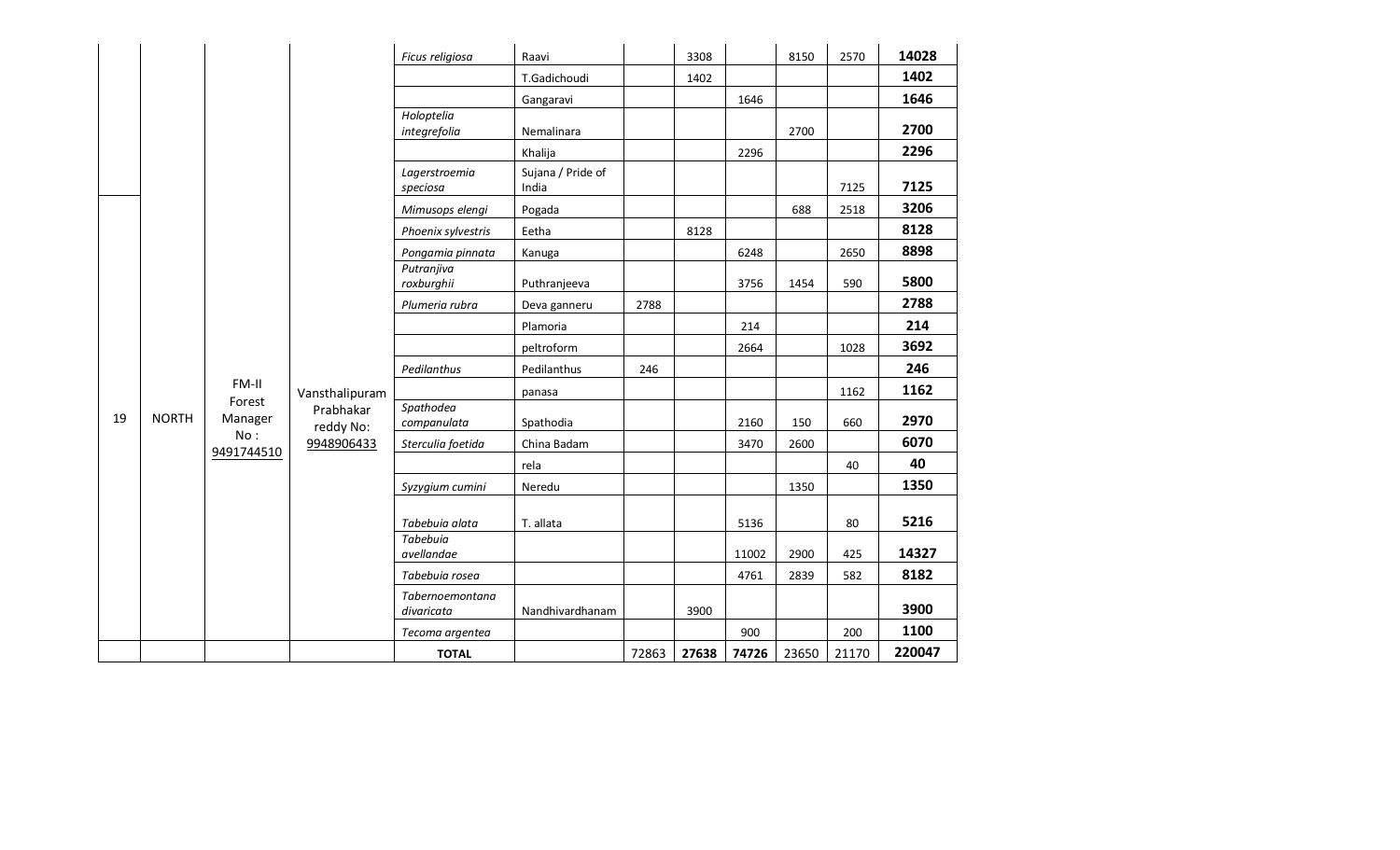| | | | | | | | | | | | |
|---|---|---|---|---|---|---|---|---|---|---|---|
| 19 | NORTH | FM-II Forest Manager No : 9491744510 | Vansthalipuram Prabhakar reddy No: 9948906433 | *Ficus religiosa* | Raavi | | 3308 | | 8150 | 2570 | **14028** |
| | | | | | T.Gadichoudi | | 1402 | | | | **1402** |
| | | | | | Gangaravi | | | 1646 | | | **1646** |
| | | | | *Holoptelia integrefolia* | Nemalinara | | | | 2700 | | **2700** |
| | | | | | Khalija | | | 2296 | | | **2296** |
| | | | | *Lagerstroemia speciosa* | Sujana / Pride of India | | | | | 7125 | **7125** |
| | | | | *Mimusops elengi* | Pogada | | | | 688 | 2518 | **3206** |
| | | | | *Phoenix sylvestris* | Eetha | | 8128 | | | | **8128** |
| | | | | *Pongamia pinnata* | Kanuga | | | 6248 | | 2650 | **8898** |
| | | | | *Putranjiva roxburghii* | Puthranjeeva | | | 3756 | 1454 | 590 | **5800** |
| | | | | *Plumeria rubra* | Deva ganneru | 2788 | | | | | **2788** |
| | | | | | Plamoria | | | 214 | | | **214** |
| | | | | | peltroform | | | 2664 | | 1028 | **3692** |
| | | | | *Pedilanthus* | Pedilanthus | 246 | | | | | **246** |
| | | | | | panasa | | | | | 1162 | **1162** |
| | | | | *Spathodea companulata* | Spathodia | | | 2160 | 150 | 660 | **2970** |
| | | | | *Sterculia foetida* | China Badam | | | 3470 | 2600 | | **6070** |
| | | | | | rela | | | | | 40 | **40** |
| | | | | *Syzygium cumini* | Neredu | | | | 1350 | | **1350** |
| | | | | *Tabebuia alata* | T. allata | | | 5136 | | 80 | **5216** |
| | | | | *Tabebuia avellandae* | | | | 11002 | 2900 | 425 | **14327** |
| | | | | *Tabebuia rosea* | | | | 4761 | 2839 | 582 | **8182** |
| | | | | *Tabernoemontana divaricata* | Nandhivardhanam | | 3900 | | | | **3900** |
| | | | | *Tecoma argentea* | | | | 900 | | 200 | **1100** |
| | | | | **TOTAL** | | 72863 | **27638** | **74726** | 23650 | 21170 | **220047** |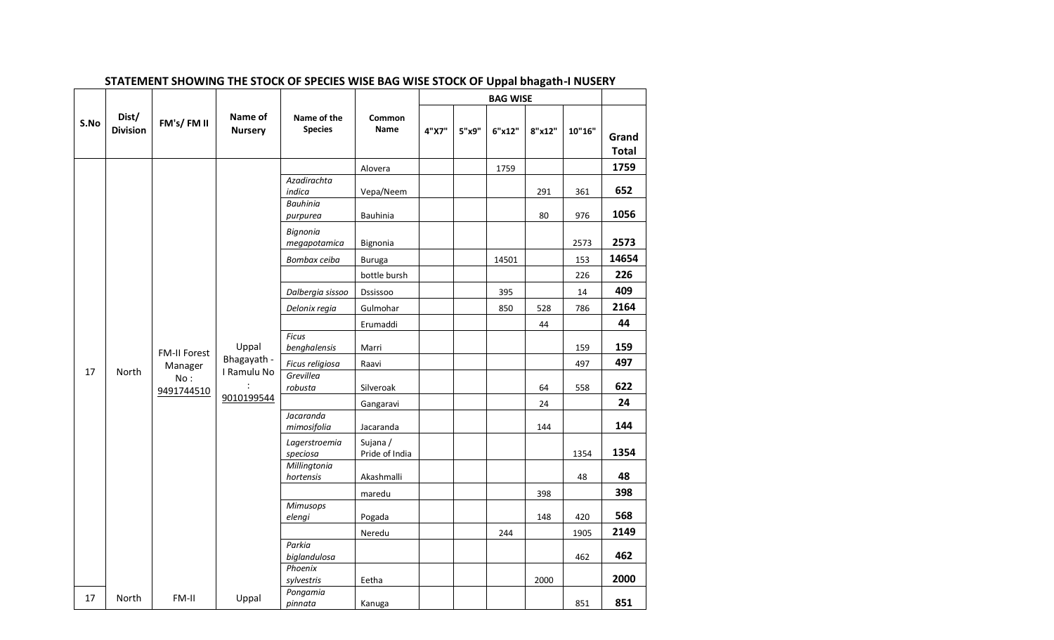**STATEMENT SHOWING THE STOCK OF SPECIES WISE BAG WISE STOCK OF Uppal bhagath-I NUSERY**

| S.No | Dist/ Division | FM's/ FM II | Name of Nursery | Name of the Species | Common Name | BAG WISE | | | | | Grand Total |
|---|---|---|---|---|---|---|---|---|---|---|---|
| | | | | | | 4"X7" | 5"x9" | 6"x12" | 8"x12" | 10"16" | |
| 17 | North | FM-II Forest Manager No : 9491744510 | Uppal Bhagayath - I Ramulu No : 9010199544 | | Alovera | | | 1759 | | | **1759** |
| | | | | *Azadirachta indica* | Vepa/Neem | | | | 291 | 361 | **652** |
| | | | | *Bauhinia purpurea* | Bauhinia | | | | 80 | 976 | **1056** |
| | | | | *Bignonia megapotamica* | Bignonia | | | | | 2573 | **2573** |
| | | | | *Bombax ceiba* | Buruga | | | 14501 | | 153 | **14654** |
| | | | | | bottle bursh | | | | | 226 | **226** |
| | | | | *Dalbergia sissoo* | Dssissoo | | | 395 | | 14 | **409** |
| | | | | *Delonix regia* | Gulmohar | | | 850 | 528 | 786 | **2164** |
| | | | | | Erumaddi | | | | 44 | | **44** |
| | | | | *Ficus benghalensis* | Marri | | | | | 159 | **159** |
| | | | | *Ficus religiosa* | Raavi | | | | | 497 | **497** |
| | | | | *Grevillea robusta* | Silveroak | | | | 64 | 558 | **622** |
| | | | | | Gangaravi | | | | 24 | | **24** |
| | | | | *Jacaranda mimosifolia* | Jacaranda | | | | 144 | | **144** |
| | | | | *Lagerstroemia speciosa* | Sujana / Pride of India | | | | | 1354 | **1354** |
| | | | | *Millingtonia hortensis* | Akashmalli | | | | | 48 | **48** |
| | | | | | maredu | | | | 398 | | **398** |
| | | | | *Mimusops elengi* | Pogada | | | | 148 | 420 | **568** |
| | | | | | Neredu | | | 244 | | 1905 | **2149** |
| | | | | *Parkia biglandulosa* | | | | | | 462 | **462** |
| | | | | *Phoenix sylvestris* | Eetha | | | | 2000 | | **2000** |
| 17 | North | FM-II | Uppal | *Pongamia pinnata* | Kanuga | | | | | 851 | **851** |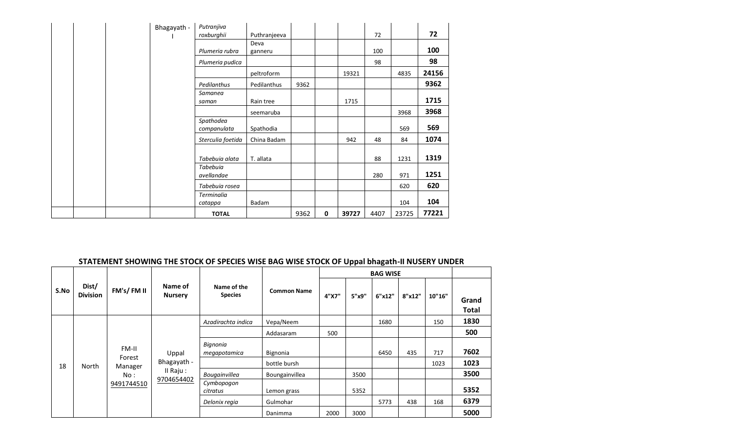| | | | Bhagayath - I | *Putranjiva roxburghii* | Puthranjeeva | | | | 72 | | **72** |
|---|---|---|---|---|---|---|---|---|---|---|---|
| | | | | *Plumeria rubra* | Deva ganneru | | | | 100 | | **100** |
| | | | | *Plumeria pudica* | | | | | 98 | | **98** |
| | | | | | peltroform | | | 19321 | | 4835 | **24156** |
| | | | | *Pedilanthus* | Pedilanthus | 9362 | | | | | **9362** |
| | | | | *Samanea saman* | Rain tree | | | 1715 | | | **1715** |
| | | | | | seemaruba | | | | | 3968 | **3968** |
| | | | | *Spathodea companulata* | Spathodia | | | | | 569 | **569** |
| | | | | *Sterculia foetida* | China Badam | | | 942 | 48 | 84 | **1074** |
| | | | | *Tabebuia alata* | T. allata | | | | 88 | 1231 | **1319** |
| | | | | *Tabebuia avellandae* | | | | | 280 | 971 | **1251** |
| | | | | *Tabebuia rosea* | | | | | | 620 | **620** |
| | | | | *Terminalia catappa* | Badam | | | | | 104 | **104** |
| | | | | **TOTAL** | | 9362 | **0** | **39727** | 4407 | 23725 | **77221** |

## STATEMENT SHOWING THE STOCK OF SPECIES WISE BAG WISE STOCK OF Uppal bhagath-II NUSERY UNDER

| S.No | Dist/ Division | FM's/ FM II | Name of Nursery | Name of the Species | Common Name | BAG WISE | | | | | Grand Total |
|---|---|---|---|---|---|---|---|---|---|---|---|
| | | | | | | 4"X7" | 5"x9" | 6"x12" | 8"x12" | 10"16" | |
| 18 | North | FM-II Forest Manager No : 9491744510 | Uppal Bhagayath - II Raju : 9704654402 | *Azadirachta indica* | Vepa/Neem | | | 1680 | | 150 | **1830** |
| | | | | | Addasaram | 500 | | | | | **500** |
| | | | | *Bignonia megapotamica* | Bignonia | | | 6450 | 435 | 717 | **7602** |
| | | | | | bottle bursh | | | | | 1023 | **1023** |
| | | | | *Bougainvillea* | Boungainvillea | | 3500 | | | | **3500** |
| | | | | *Cymbopogon citratus* | Lemon grass | | 5352 | | | | **5352** |
| | | | | *Delonix regia* | Gulmohar | | | 5773 | 438 | 168 | **6379** |
| | | | | | Danimma | 2000 | 3000 | | | | **5000** |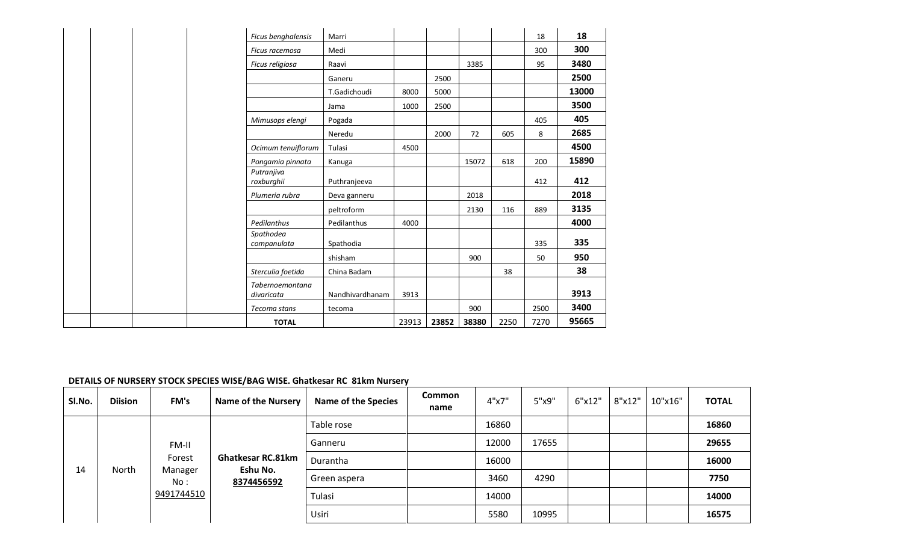| | | | | Name of the Species | Common name | 4"x7" | 5"x9" | 6"x12" | 8"x12" | 10"x16" | TOTAL |
|---|---|---|---|---|---|---|---|---|---|---|---|
| | | | | *Ficus benghalensis* | Marri | | | | | 18 | **18** |
| | | | | *Ficus racemosa* | Medi | | | | | 300 | **300** |
| | | | | *Ficus religiosa* | Raavi | | | 3385 | | 95 | **3480** |
| | | | | | Ganeru | | 2500 | | | | **2500** |
| | | | | | T.Gadichoudi | 8000 | 5000 | | | | **13000** |
| | | | | | Jama | 1000 | 2500 | | | | **3500** |
| | | | | *Mimusops elengi* | Pogada | | | | | 405 | **405** |
| | | | | | Neredu | | 2000 | 72 | 605 | 8 | **2685** |
| | | | | *Ocimum tenuiflorum* | Tulasi | 4500 | | | | | **4500** |
| | | | | *Pongamia pinnata* | Kanuga | | | 15072 | 618 | 200 | **15890** |
| | | | | *Putranjiva roxburghii* | Puthranjeeva | | | | | 412 | **412** |
| | | | | *Plumeria rubra* | Deva ganneru | | | 2018 | | | **2018** |
| | | | | | peltroform | | | 2130 | 116 | 889 | **3135** |
| | | | | *Pedilanthus* | Pedilanthus | 4000 | | | | | **4000** |
| | | | | *Spathodea companulata* | Spathodia | | | | | 335 | **335** |
| | | | | | shisham | | | 900 | | 50 | **950** |
| | | | | *Sterculia foetida* | China Badam | | | | 38 | | **38** |
| | | | | *Tabernoemontana divaricata* | Nandhivardhanam | 3913 | | | | | **3913** |
| | | | | *Tecoma stans* | tecoma | | | 900 | | 2500 | **3400** |
| | | | | **TOTAL** | | 23913 | **23852** | **38380** | 2250 | 7270 | **95665** |

**DETAILS OF NURSERY STOCK SPECIES WISE/BAG WISE. Ghatkesar RC 81km Nursery**

| Sl.No. | Diision | FM's | Name of the Nursery | Name of the Species | Common name | 4"x7" | 5"x9" | 6"x12" | 8"x12" | 10"x16" | TOTAL |
|---|---|---|---|---|---|---|---|---|---|---|---|
| 14 | North | FM-II Forest Manager No : 9491744510 | **Ghatkesar RC.81km Eshu No. 8374456592** | Table rose | | 16860 | | | | | **16860** |
| | | | | Ganneru | | 12000 | 17655 | | | | **29655** |
| | | | | Durantha | | 16000 | | | | | **16000** |
| | | | | Green aspera | | 3460 | 4290 | | | | **7750** |
| | | | | Tulasi | | 14000 | | | | | **14000** |
| | | | | Usiri | | 5580 | 10995 | | | | **16575** |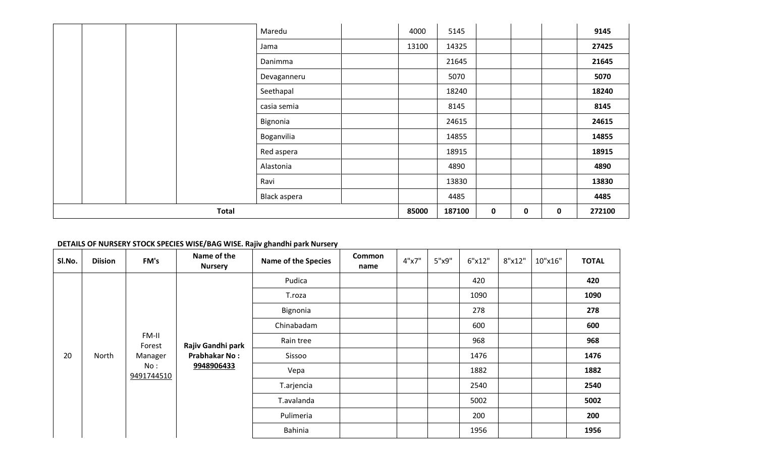| | | | | Maredu | | 4000 | 5145 | | | | **9145** |
|---|---|---|---|---|---|---|---|---|---|---|---|
| | | | | Jama | | 13100 | 14325 | | | | **27425** |
| | | | | Danimma | | | 21645 | | | | **21645** |
| | | | | Devaganneru | | | 5070 | | | | **5070** |
| | | | | Seethapal | | | 18240 | | | | **18240** |
| | | | | casia semia | | | 8145 | | | | **8145** |
| | | | | Bignonia | | | 24615 | | | | **24615** |
| | | | | Boganvilia | | | 14855 | | | | **14855** |
| | | | | Red aspera | | | 18915 | | | | **18915** |
| | | | | Alastonia | | | 4890 | | | | **4890** |
| | | | | Ravi | | | 13830 | | | | **13830** |
| | | | | Black aspera | | | 4485 | | | | **4485** |
| **Total** | | | | | | **85000** | **187100** | **0** | **0** | **0** | **272100** |

**DETAILS OF NURSERY STOCK SPECIES WISE/BAG WISE. Rajiv ghandhi park Nursery**

| Sl.No. | Diision | FM's | Name of the Nursery | Name of the Species | Common name | 4"x7" | 5"x9" | 6"x12" | 8"x12" | 10"x16" | TOTAL |
|---|---|---|---|---|---|---|---|---|---|---|---|
| 20 | North | FM-II Forest Manager No : 9491744510 | **Rajiv Gandhi park Prabhakar No : 9948906433** | Pudica | | | | 420 | | | **420** |
| | | | | T.roza | | | | 1090 | | | **1090** |
| | | | | Bignonia | | | | 278 | | | **278** |
| | | | | Chinabadam | | | | 600 | | | **600** |
| | | | | Rain tree | | | | 968 | | | **968** |
| | | | | Sissoo | | | | 1476 | | | **1476** |
| | | | | Vepa | | | | 1882 | | | **1882** |
| | | | | T.arjencia | | | | 2540 | | | **2540** |
| | | | | T.avalanda | | | | 5002 | | | **5002** |
| | | | | Pulimeria | | | | 200 | | | **200** |
| | | | | Bahinia | | | | 1956 | | | **1956** |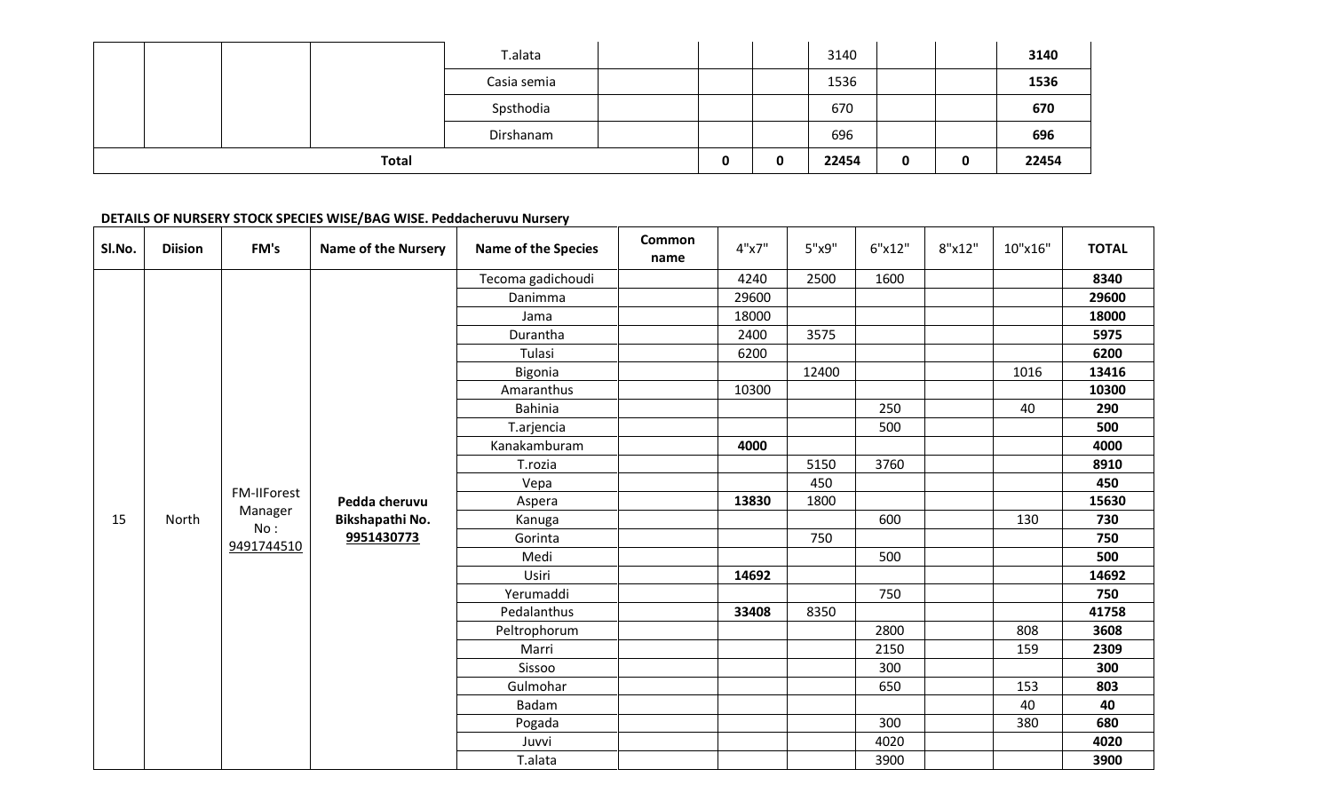| | | | | Name of the Species | Common name | | | | | | TOTAL |
|---|---|---|---|---|---|---|---|---|---|---|---|
| | | | | T.alata | | | | 3140 | | | **3140** |
| | | | | Casia semia | | | | 1536 | | | **1536** |
| | | | | Spsthodia | | | | 670 | | | **670** |
| | | | | Dirshanam | | | | 696 | | | **696** |
| **Total** | | | | | | **0** | **0** | **22454** | **0** | **0** | **22454** |

**DETAILS OF NURSERY STOCK SPECIES WISE/BAG WISE. Peddacheruvu Nursery**

| Sl.No. | Diision | FM's | Name of the Nursery | Name of the Species | Common name | 4"x7" | 5"x9" | 6"x12" | 8"x12" | 10"x16" | TOTAL |
|---|---|---|---|---|---|---|---|---|---|---|---|
| 15 | North | FM-IIForest Manager No : 9491744510 | **Pedda cheruvu Bikshapathi No. 9951430773** | Tecoma gadichoudi | | 4240 | 2500 | 1600 | | | **8340** |
| | | | | Danimma | | 29600 | | | | | **29600** |
| | | | | Jama | | 18000 | | | | | **18000** |
| | | | | Durantha | | 2400 | 3575 | | | | **5975** |
| | | | | Tulasi | | 6200 | | | | | **6200** |
| | | | | Bigonia | | | 12400 | | | 1016 | **13416** |
| | | | | Amaranthus | | 10300 | | | | | **10300** |
| | | | | Bahinia | | | | 250 | | 40 | **290** |
| | | | | T.arjencia | | | | 500 | | | **500** |
| | | | | Kanakamburam | | **4000** | | | | | **4000** |
| | | | | T.rozia | | | 5150 | 3760 | | | **8910** |
| | | | | Vepa | | | 450 | | | | **450** |
| | | | | Aspera | | **13830** | 1800 | | | | **15630** |
| | | | | Kanuga | | | | 600 | | 130 | **730** |
| | | | | Gorinta | | | 750 | | | | **750** |
| | | | | Medi | | | | 500 | | | **500** |
| | | | | Usiri | | **14692** | | | | | **14692** |
| | | | | Yerumaddi | | | | 750 | | | **750** |
| | | | | Pedalanthus | | **33408** | 8350 | | | | **41758** |
| | | | | Peltrophorum | | | | 2800 | | 808 | **3608** |
| | | | | Marri | | | | 2150 | | 159 | **2309** |
| | | | | Sissoo | | | | 300 | | | **300** |
| | | | | Gulmohar | | | | 650 | | 153 | **803** |
| | | | | Badam | | | | | | 40 | **40** |
| | | | | Pogada | | | | 300 | | 380 | **680** |
| | | | | Juvvi | | | | 4020 | | | **4020** |
| | | | | T.alata | | | | 3900 | | | **3900** |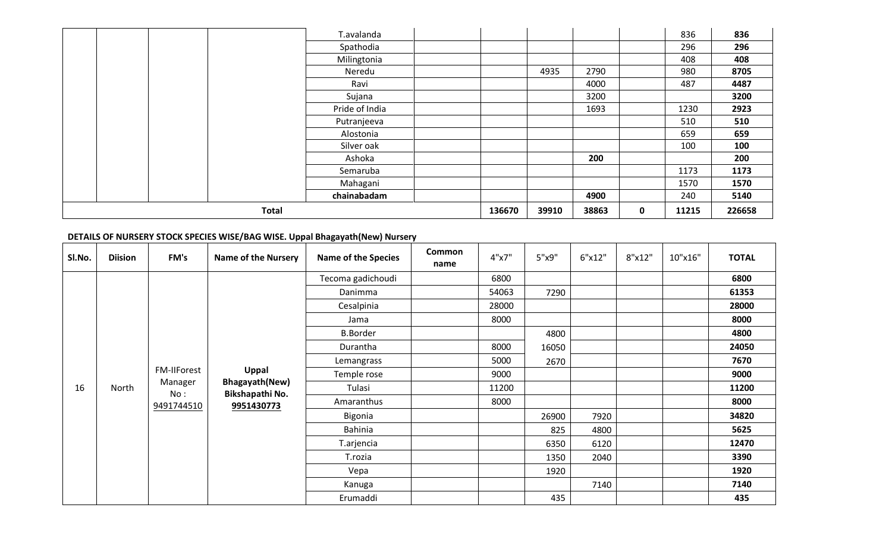| | | | | T.avalanda | | | | | | 836 | 836 |
|---|---|---|---|---|---|---|---|---|---|---|---|
| | | | | Spathodia | | | | | | 296 | **296** |
| | | | | Milingtonia | | | | | | 408 | **408** |
| | | | | Neredu | | | 4935 | 2790 | | 980 | **8705** |
| | | | | Ravi | | | | 4000 | | 487 | **4487** |
| | | | | Sujana | | | | 3200 | | | **3200** |
| | | | | Pride of India | | | | 1693 | | 1230 | **2923** |
| | | | | Putranjeeva | | | | | | 510 | **510** |
| | | | | Alostonia | | | | | | 659 | **659** |
| | | | | Silver oak | | | | | | 100 | **100** |
| | | | | Ashoka | | | | **200** | | | **200** |
| | | | | Semaruba | | | | | | 1173 | **1173** |
| | | | | Mahagani | | | | | | 1570 | **1570** |
| | | | | **chainabadam** | | | | **4900** | | 240 | **5140** |
| **Total** | | | | | | **136670** | **39910** | **38863** | **0** | **11215** | **226658** |

**DETAILS OF NURSERY STOCK SPECIES WISE/BAG WISE. Uppal Bhagayath(New) Nursery**

| Sl.No. | Diision | FM's | Name of the Nursery | Name of the Species | Common name | 4"x7" | 5"x9" | 6"x12" | 8"x12" | 10"x16" | TOTAL |
|---|---|---|---|---|---|---|---|---|---|---|---|
| 16 | North | FM-IIForest Manager No : 9491744510 | **Uppal Bhagayath(New) Bikshapathi No. 9951430773** | Tecoma gadichoudi | | 6800 | | | | | **6800** |
| | | | | Danimma | | 54063 | 7290 | | | | **61353** |
| | | | | Cesalpinia | | 28000 | | | | | **28000** |
| | | | | Jama | | 8000 | | | | | **8000** |
| | | | | B.Border | | | 4800 | | | | **4800** |
| | | | | Durantha | | 8000 | 16050 | | | | **24050** |
| | | | | Lemangrass | | 5000 | 2670 | | | | **7670** |
| | | | | Temple rose | | 9000 | | | | | **9000** |
| | | | | Tulasi | | 11200 | | | | | **11200** |
| | | | | Amaranthus | | 8000 | | | | | **8000** |
| | | | | Bigonia | | | 26900 | 7920 | | | **34820** |
| | | | | Bahinia | | | 825 | 4800 | | | **5625** |
| | | | | T.arjencia | | | 6350 | 6120 | | | **12470** |
| | | | | T.rozia | | | 1350 | 2040 | | | **3390** |
| | | | | Vepa | | | 1920 | | | | **1920** |
| | | | | Kanuga | | | | 7140 | | | **7140** |
| | | | | Erumaddi | | | 435 | | | | **435** |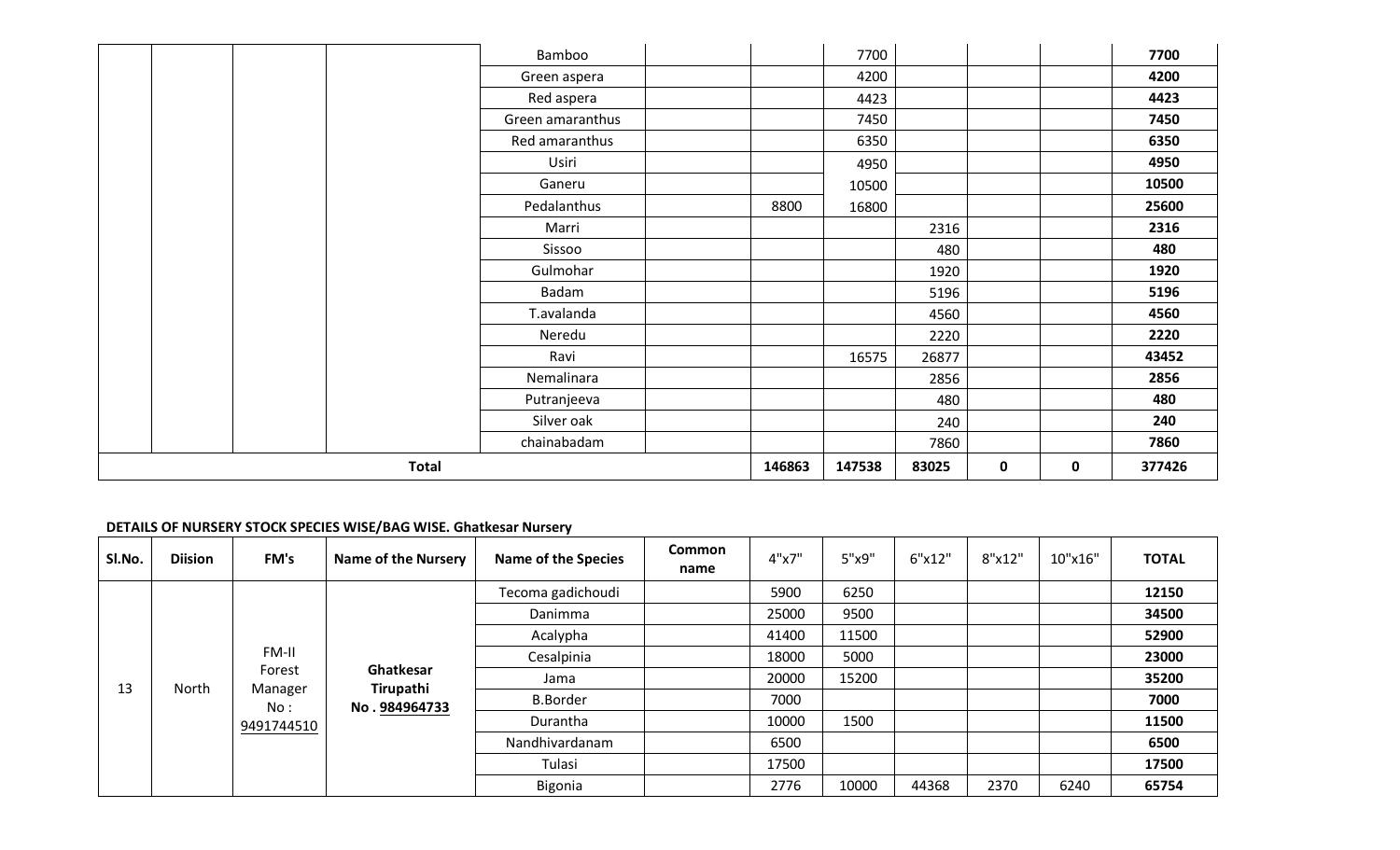| | | | | Bamboo | | | 7700 | | | | 7700 |
|---|---|---|---|---|---|---|---|---|---|---|---|
| | | | | Green aspera | | | 4200 | | | | **4200** |
| | | | | Red aspera | | | 4423 | | | | **4423** |
| | | | | Green amaranthus | | | 7450 | | | | **7450** |
| | | | | Red amaranthus | | | 6350 | | | | **6350** |
| | | | | Usiri | | | 4950 | | | | **4950** |
| | | | | Ganeru | | | 10500 | | | | **10500** |
| | | | | Pedalanthus | | 8800 | 16800 | | | | **25600** |
| | | | | Marri | | | | 2316 | | | **2316** |
| | | | | Sissoo | | | | 480 | | | **480** |
| | | | | Gulmohar | | | | 1920 | | | **1920** |
| | | | | Badam | | | | 5196 | | | **5196** |
| | | | | T.avalanda | | | | 4560 | | | **4560** |
| | | | | Neredu | | | | 2220 | | | **2220** |
| | | | | Ravi | | | 16575 | 26877 | | | **43452** |
| | | | | Nemalinara | | | | 2856 | | | **2856** |
| | | | | Putranjeeva | | | | 480 | | | **480** |
| | | | | Silver oak | | | | 240 | | | **240** |
| | | | | chainabadam | | | | 7860 | | | **7860** |
| **Total** | | | | | | **146863** | **147538** | **83025** | **0** | **0** | **377426** |

**DETAILS OF NURSERY STOCK SPECIES WISE/BAG WISE. Ghatkesar Nursery**

| Sl.No. | Diision | FM's | Name of the Nursery | Name of the Species | Common name | 4"x7" | 5"x9" | 6"x12" | 8"x12" | 10"x16" | TOTAL |
|---|---|---|---|---|---|---|---|---|---|---|---|
| 13 | North | FM-II Forest Manager No : 9491744510 | **Ghatkesar Tirupathi No . 984964733** | Tecoma gadichoudi | | 5900 | 6250 | | | | **12150** |
| | | | | Danimma | | 25000 | 9500 | | | | **34500** |
| | | | | Acalypha | | 41400 | 11500 | | | | **52900** |
| | | | | Cesalpinia | | 18000 | 5000 | | | | **23000** |
| | | | | Jama | | 20000 | 15200 | | | | **35200** |
| | | | | B.Border | | 7000 | | | | | **7000** |
| | | | | Durantha | | 10000 | 1500 | | | | **11500** |
| | | | | Nandhivardanam | | 6500 | | | | | **6500** |
| | | | | Tulasi | | 17500 | | | | | **17500** |
| | | | | Bigonia | | 2776 | 10000 | 44368 | 2370 | 6240 | **65754** |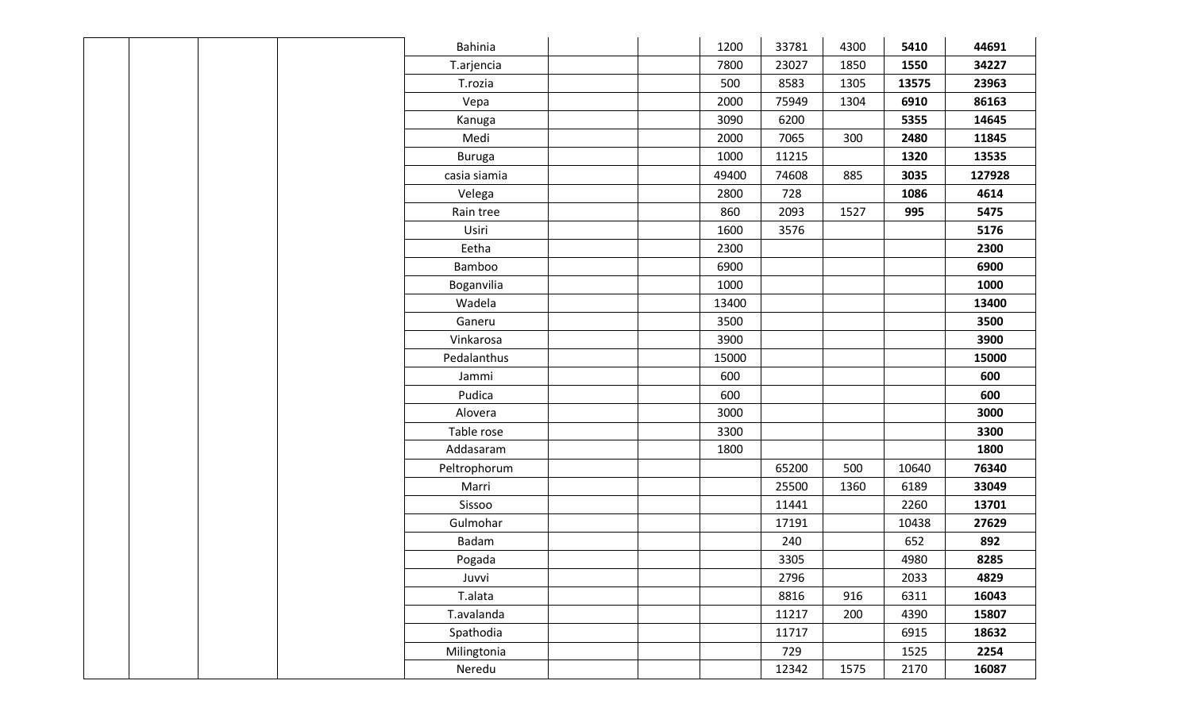| | | | | | | | | | | | |
|---|---|---|---|---|---|---|---|---|---|---|---|
| | | | | Bahinia | | | 1200 | 33781 | 4300 | **5410** | **44691** |
| | | | | T.arjencia | | | 7800 | 23027 | 1850 | **1550** | **34227** |
| | | | | T.rozia | | | 500 | 8583 | 1305 | **13575** | **23963** |
| | | | | Vepa | | | 2000 | 75949 | 1304 | **6910** | **86163** |
| | | | | Kanuga | | | 3090 | 6200 | | **5355** | **14645** |
| | | | | Medi | | | 2000 | 7065 | 300 | **2480** | **11845** |
| | | | | Buruga | | | 1000 | 11215 | | **1320** | **13535** |
| | | | | casia siamia | | | 49400 | 74608 | 885 | **3035** | **127928** |
| | | | | Velega | | | 2800 | 728 | | **1086** | **4614** |
| | | | | Rain tree | | | 860 | 2093 | 1527 | **995** | **5475** |
| | | | | Usiri | | | 1600 | 3576 | | | **5176** |
| | | | | Eetha | | | 2300 | | | | **2300** |
| | | | | Bamboo | | | 6900 | | | | **6900** |
| | | | | Boganvilia | | | 1000 | | | | **1000** |
| | | | | Wadela | | | 13400 | | | | **13400** |
| | | | | Ganeru | | | 3500 | | | | **3500** |
| | | | | Vinkarosa | | | 3900 | | | | **3900** |
| | | | | Pedalanthus | | | 15000 | | | | **15000** |
| | | | | Jammi | | | 600 | | | | **600** |
| | | | | Pudica | | | 600 | | | | **600** |
| | | | | Alovera | | | 3000 | | | | **3000** |
| | | | | Table rose | | | 3300 | | | | **3300** |
| | | | | Addasaram | | | 1800 | | | | **1800** |
| | | | | Peltrophorum | | | | 65200 | 500 | 10640 | **76340** |
| | | | | Marri | | | | 25500 | 1360 | 6189 | **33049** |
| | | | | Sissoo | | | | 11441 | | 2260 | **13701** |
| | | | | Gulmohar | | | | 17191 | | 10438 | **27629** |
| | | | | Badam | | | | 240 | | 652 | **892** |
| | | | | Pogada | | | | 3305 | | 4980 | **8285** |
| | | | | Juvvi | | | | 2796 | | 2033 | **4829** |
| | | | | T.alata | | | | 8816 | 916 | 6311 | **16043** |
| | | | | T.avalanda | | | | 11217 | 200 | 4390 | **15807** |
| | | | | Spathodia | | | | 11717 | | 6915 | **18632** |
| | | | | Milingtonia | | | | 729 | | 1525 | **2254** |
| | | | | Neredu | | | | 12342 | 1575 | 2170 | **16087** |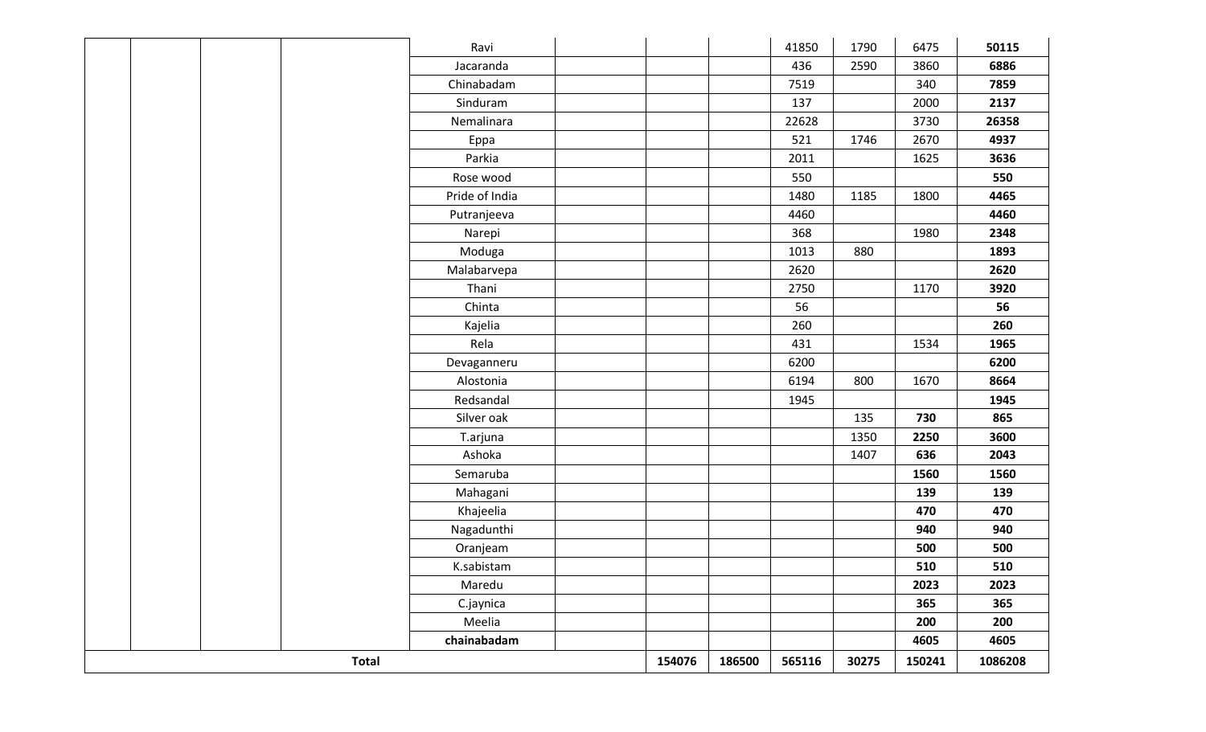| | | | | | | | | | | | |
|---|---|---|---|---|---|---|---|---|---|---|---|
| | | | | Ravi | | | | 41850 | 1790 | 6475 | **50115** |
| | | | | Jacaranda | | | | 436 | 2590 | 3860 | **6886** |
| | | | | Chinabadam | | | | 7519 | | 340 | **7859** |
| | | | | Sinduram | | | | 137 | | 2000 | **2137** |
| | | | | Nemalinara | | | | 22628 | | 3730 | **26358** |
| | | | | Eppa | | | | 521 | 1746 | 2670 | **4937** |
| | | | | Parkia | | | | 2011 | | 1625 | **3636** |
| | | | | Rose wood | | | | 550 | | | **550** |
| | | | | Pride of India | | | | 1480 | 1185 | 1800 | **4465** |
| | | | | Putranjeeva | | | | 4460 | | | **4460** |
| | | | | Narepi | | | | 368 | | 1980 | **2348** |
| | | | | Moduga | | | | 1013 | 880 | | **1893** |
| | | | | Malabarvepa | | | | 2620 | | | **2620** |
| | | | | Thani | | | | 2750 | | 1170 | **3920** |
| | | | | Chinta | | | | 56 | | | **56** |
| | | | | Kajelia | | | | 260 | | | **260** |
| | | | | Rela | | | | 431 | | 1534 | **1965** |
| | | | | Devaganneru | | | | 6200 | | | **6200** |
| | | | | Alostonia | | | | 6194 | 800 | 1670 | **8664** |
| | | | | Redsandal | | | | 1945 | | | **1945** |
| | | | | Silver oak | | | | | 135 | **730** | **865** |
| | | | | T.arjuna | | | | | 1350 | **2250** | **3600** |
| | | | | Ashoka | | | | | 1407 | **636** | **2043** |
| | | | | Semaruba | | | | | | **1560** | **1560** |
| | | | | Mahagani | | | | | | **139** | **139** |
| | | | | Khajeelia | | | | | | **470** | **470** |
| | | | | Nagadunthi | | | | | | **940** | **940** |
| | | | | Oranjeam | | | | | | **500** | **500** |
| | | | | K.sabistam | | | | | | **510** | **510** |
| | | | | Maredu | | | | | | **2023** | **2023** |
| | | | | C.jaynica | | | | | | **365** | **365** |
| | | | | Meelia | | | | | | **200** | **200** |
| | | | | **chainabadam** | | | | | | **4605** | **4605** |
| **Total** | | | | | | **154076** | **186500** | **565116** | **30275** | **150241** | **1086208** |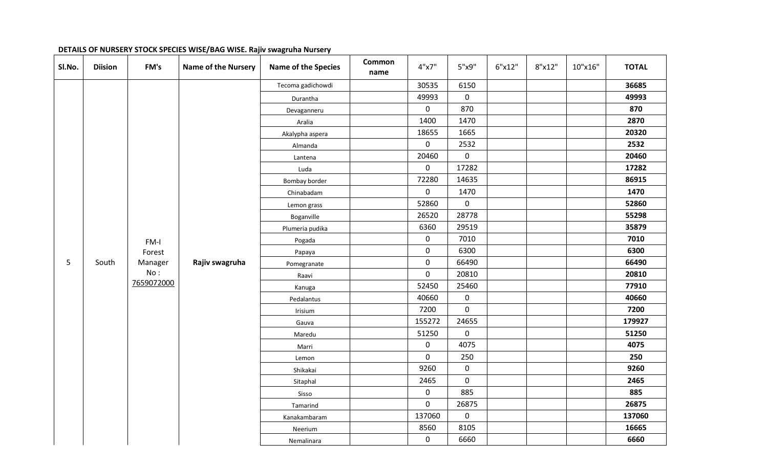**DETAILS OF NURSERY STOCK SPECIES WISE/BAG WISE. Rajiv swagruha Nursery**

| Sl.No. | Diision | FM's | Name of the Nursery | Name of the Species | Common name | 4"x7" | 5"x9" | 6"x12" | 8"x12" | 10"x16" | TOTAL |
|---|---|---|---|---|---|---|---|---|---|---|---|
| 5 | South | FM-I Forest Manager No : 7659072000 | **Rajiv swagruha** | Tecoma gadichowdi | | 30535 | 6150 | | | | **36685** |
| | | | | Durantha | | 49993 | 0 | | | | **49993** |
| | | | | Devaganneru | | 0 | 870 | | | | **870** |
| | | | | Aralia | | 1400 | 1470 | | | | **2870** |
| | | | | Akalypha aspera | | 18655 | 1665 | | | | **20320** |
| | | | | Almanda | | 0 | 2532 | | | | **2532** |
| | | | | Lantena | | 20460 | 0 | | | | **20460** |
| | | | | Luda | | 0 | 17282 | | | | **17282** |
| | | | | Bombay border | | 72280 | 14635 | | | | **86915** |
| | | | | Chinabadam | | 0 | 1470 | | | | **1470** |
| | | | | Lemon grass | | 52860 | 0 | | | | **52860** |
| | | | | Boganville | | 26520 | 28778 | | | | **55298** |
| | | | | Plumeria pudika | | 6360 | 29519 | | | | **35879** |
| | | | | Pogada | | 0 | 7010 | | | | **7010** |
| | | | | Papaya | | 0 | 6300 | | | | **6300** |
| | | | | Pomegranate | | 0 | 66490 | | | | **66490** |
| | | | | Raavi | | 0 | 20810 | | | | **20810** |
| | | | | Kanuga | | 52450 | 25460 | | | | **77910** |
| | | | | Pedalantus | | 40660 | 0 | | | | **40660** |
| | | | | Irisium | | 7200 | 0 | | | | **7200** |
| | | | | Gauva | | 155272 | 24655 | | | | **179927** |
| | | | | Maredu | | 51250 | 0 | | | | **51250** |
| | | | | Marri | | 0 | 4075 | | | | **4075** |
| | | | | Lemon | | 0 | 250 | | | | **250** |
| | | | | Shikakai | | 9260 | 0 | | | | **9260** |
| | | | | Sitaphal | | 2465 | 0 | | | | **2465** |
| | | | | Sisso | | 0 | 885 | | | | **885** |
| | | | | Tamarind | | 0 | 26875 | | | | **26875** |
| | | | | Kanakambaram | | 137060 | 0 | | | | **137060** |
| | | | | Neerium | | 8560 | 8105 | | | | **16665** |
| | | | | Nemalinara | | 0 | 6660 | | | | **6660** |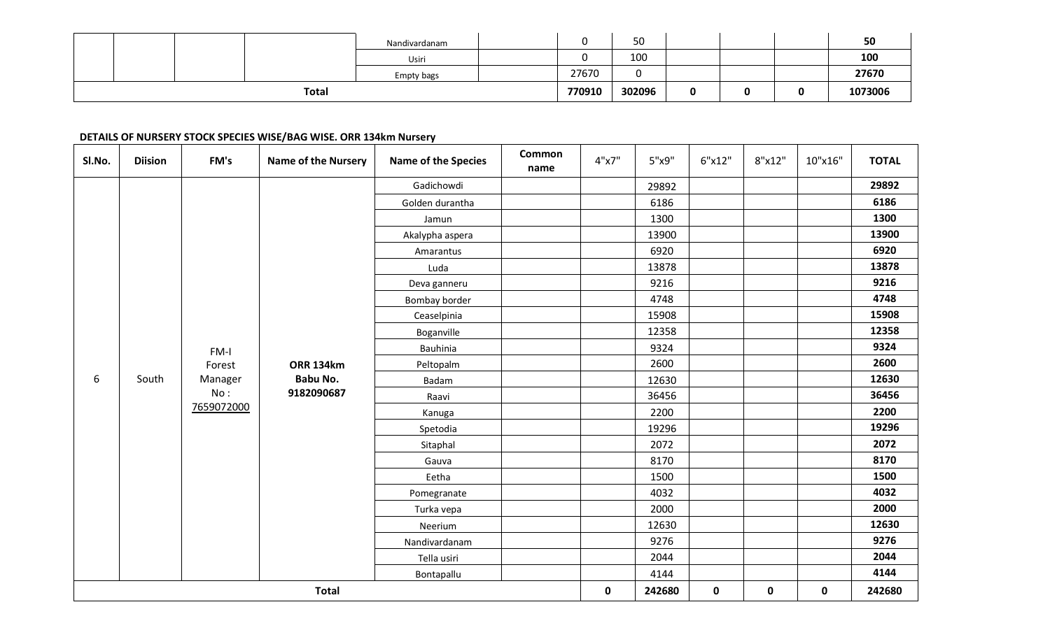| | | | | Nandivardanam | | 0 | 50 | | | | 50 |
|---|---|---|---|---|---|---|---|---|---|---|---|
| | | | | Usiri | | 0 | 100 | | | | 100 |
| | | | | Empty bags | | 27670 | 0 | | | | 27670 |
| Total | | | | | | 770910 | 302096 | 0 | 0 | 0 | 1073006 |

**DETAILS OF NURSERY STOCK SPECIES WISE/BAG WISE. ORR 134km Nursery**

| Sl.No. | Diision | FM's | Name of the Nursery | Name of the Species | Common name | 4"x7" | 5"x9" | 6"x12" | 8"x12" | 10"x16" | TOTAL |
|---|---|---|---|---|---|---|---|---|---|---|---|
| 6 | South | FM-I Forest Manager No : 7659072000 | **ORR 134km Babu No. 9182090687** | Gadichowdi | | | 29892 | | | | **29892** |
| | | | | Golden durantha | | | 6186 | | | | **6186** |
| | | | | Jamun | | | 1300 | | | | **1300** |
| | | | | Akalypha aspera | | | 13900 | | | | **13900** |
| | | | | Amarantus | | | 6920 | | | | **6920** |
| | | | | Luda | | | 13878 | | | | **13878** |
| | | | | Deva ganneru | | | 9216 | | | | **9216** |
| | | | | Bombay border | | | 4748 | | | | **4748** |
| | | | | Ceaselpinia | | | 15908 | | | | **15908** |
| | | | | Boganville | | | 12358 | | | | **12358** |
| | | | | Bauhinia | | | 9324 | | | | **9324** |
| | | | | Peltopalm | | | 2600 | | | | **2600** |
| | | | | Badam | | | 12630 | | | | **12630** |
| | | | | Raavi | | | 36456 | | | | **36456** |
| | | | | Kanuga | | | 2200 | | | | **2200** |
| | | | | Spetodia | | | 19296 | | | | **19296** |
| | | | | Sitaphal | | | 2072 | | | | **2072** |
| | | | | Gauva | | | 8170 | | | | **8170** |
| | | | | Eetha | | | 1500 | | | | **1500** |
| | | | | Pomegranate | | | 4032 | | | | **4032** |
| | | | | Turka vepa | | | 2000 | | | | **2000** |
| | | | | Neerium | | | 12630 | | | | **12630** |
| | | | | Nandivardanam | | | 9276 | | | | **9276** |
| | | | | Tella usiri | | | 2044 | | | | **2044** |
| | | | | Bontapallu | | | 4144 | | | | **4144** |
| **Total** | | | | | | **0** | **242680** | **0** | **0** | **0** | **242680** |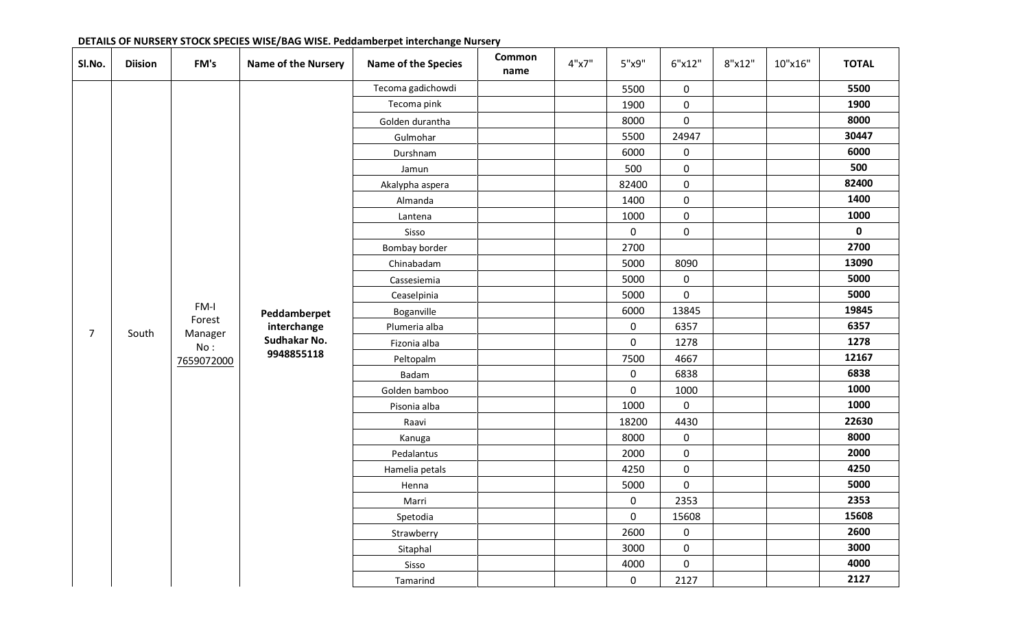**DETAILS OF NURSERY STOCK SPECIES WISE/BAG WISE. Peddamberpet interchange Nursery**

| Sl.No. | Diision | FM's | Name of the Nursery | Name of the Species | Common name | 4"x7" | 5"x9" | 6"x12" | 8"x12" | 10"x16" | TOTAL |
|---|---|---|---|---|---|---|---|---|---|---|---|
| 7 | South | FM-I Forest Manager No : 7659072000 | **Peddamberpet interchange Sudhakar No. 9948855118** | Tecoma gadichowdi | | | 5500 | 0 | | | **5500** |
| | | | | Tecoma pink | | | 1900 | 0 | | | **1900** |
| | | | | Golden durantha | | | 8000 | 0 | | | **8000** |
| | | | | Gulmohar | | | 5500 | 24947 | | | **30447** |
| | | | | Durshnam | | | 6000 | 0 | | | **6000** |
| | | | | Jamun | | | 500 | 0 | | | **500** |
| | | | | Akalypha aspera | | | 82400 | 0 | | | **82400** |
| | | | | Almanda | | | 1400 | 0 | | | **1400** |
| | | | | Lantena | | | 1000 | 0 | | | **1000** |
| | | | | Sisso | | | 0 | 0 | | | **0** |
| | | | | Bombay border | | | 2700 | | | | **2700** |
| | | | | Chinabadam | | | 5000 | 8090 | | | **13090** |
| | | | | Cassesiemia | | | 5000 | 0 | | | **5000** |
| | | | | Ceaselpinia | | | 5000 | 0 | | | **5000** |
| | | | | Boganville | | | 6000 | 13845 | | | **19845** |
| | | | | Plumeria alba | | | 0 | 6357 | | | **6357** |
| | | | | Fizonia alba | | | 0 | 1278 | | | **1278** |
| | | | | Peltopalm | | | 7500 | 4667 | | | **12167** |
| | | | | Badam | | | 0 | 6838 | | | **6838** |
| | | | | Golden bamboo | | | 0 | 1000 | | | **1000** |
| | | | | Pisonia alba | | | 1000 | 0 | | | **1000** |
| | | | | Raavi | | | 18200 | 4430 | | | **22630** |
| | | | | Kanuga | | | 8000 | 0 | | | **8000** |
| | | | | Pedalantus | | | 2000 | 0 | | | **2000** |
| | | | | Hamelia petals | | | 4250 | 0 | | | **4250** |
| | | | | Henna | | | 5000 | 0 | | | **5000** |
| | | | | Marri | | | 0 | 2353 | | | **2353** |
| | | | | Spetodia | | | 0 | 15608 | | | **15608** |
| | | | | Strawberry | | | 2600 | 0 | | | **2600** |
| | | | | Sitaphal | | | 3000 | 0 | | | **3000** |
| | | | | Sisso | | | 4000 | 0 | | | **4000** |
| | | | | Tamarind | | | 0 | 2127 | | | **2127** |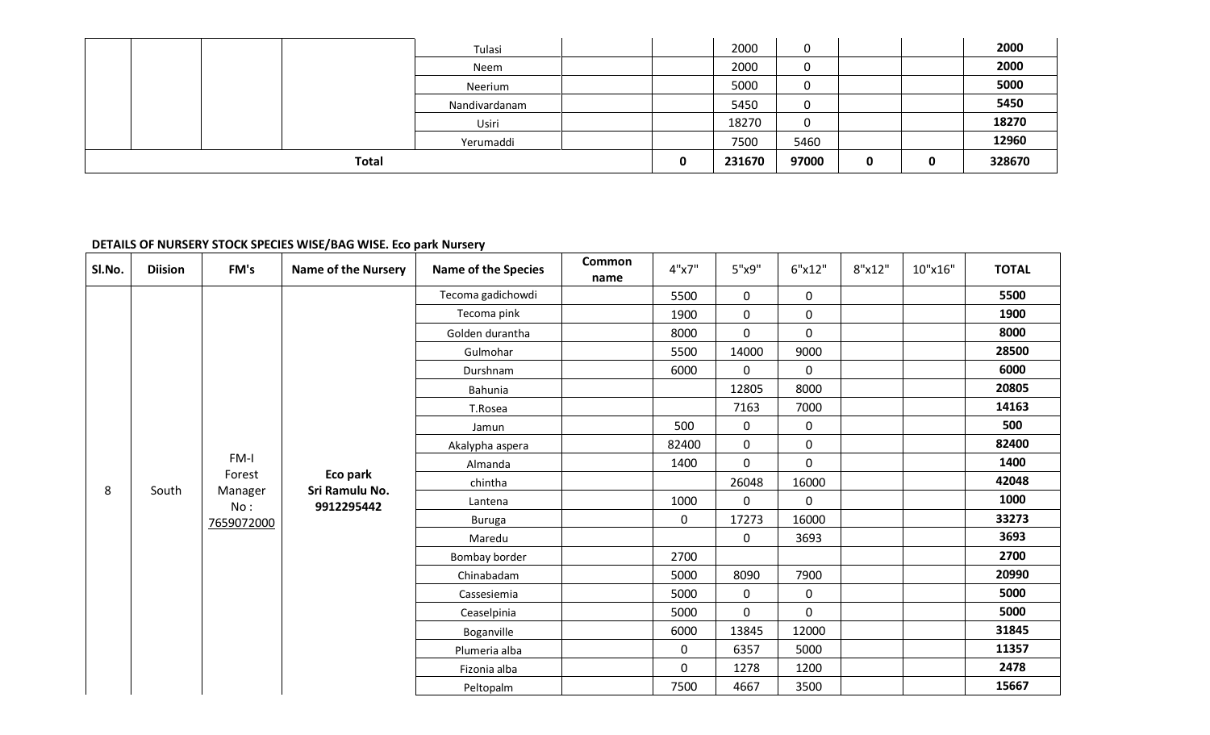| | | | | Tulasi | | | 2000 | 0 | | | 2000 |
|---|---|---|---|---|---|---|---|---|---|---|---|
| | | | | Neem | | | 2000 | 0 | | | 2000 |
| | | | | Neerium | | | 5000 | 0 | | | 5000 |
| | | | | Nandivardanam | | | 5450 | 0 | | | 5450 |
| | | | | Usiri | | | 18270 | 0 | | | 18270 |
| | | | | Yerumaddi | | | 7500 | 5460 | | | 12960 |
| **Total** | | | | | | **0** | **231670** | **97000** | **0** | **0** | **328670** |

**DETAILS OF NURSERY STOCK SPECIES WISE/BAG WISE. Eco park Nursery**

| Sl.No. | Diision | FM's | Name of the Nursery | Name of the Species | Common name | 4"x7" | 5"x9" | 6"x12" | 8"x12" | 10"x16" | TOTAL |
|---|---|---|---|---|---|---|---|---|---|---|---|
| 8 | South | FM-I Forest Manager No : 7659072000 | **Eco park Sri Ramulu No. 9912295442** | Tecoma gadichowdi | | 5500 | 0 | 0 | | | **5500** |
| | | | | Tecoma pink | | 1900 | 0 | 0 | | | **1900** |
| | | | | Golden durantha | | 8000 | 0 | 0 | | | **8000** |
| | | | | Gulmohar | | 5500 | 14000 | 9000 | | | **28500** |
| | | | | Durshnam | | 6000 | 0 | 0 | | | **6000** |
| | | | | Bahunia | | | 12805 | 8000 | | | **20805** |
| | | | | T.Rosea | | | 7163 | 7000 | | | **14163** |
| | | | | Jamun | | 500 | 0 | 0 | | | **500** |
| | | | | Akalypha aspera | | 82400 | 0 | 0 | | | **82400** |
| | | | | Almanda | | 1400 | 0 | 0 | | | **1400** |
| | | | | chintha | | | 26048 | 16000 | | | **42048** |
| | | | | Lantena | | 1000 | 0 | 0 | | | **1000** |
| | | | | Buruga | | 0 | 17273 | 16000 | | | **33273** |
| | | | | Maredu | | | 0 | 3693 | | | **3693** |
| | | | | Bombay border | | 2700 | | | | | **2700** |
| | | | | Chinabadam | | 5000 | 8090 | 7900 | | | **20990** |
| | | | | Cassesiemia | | 5000 | 0 | 0 | | | **5000** |
| | | | | Ceaselpinia | | 5000 | 0 | 0 | | | **5000** |
| | | | | Boganville | | 6000 | 13845 | 12000 | | | **31845** |
| | | | | Plumeria alba | | 0 | 6357 | 5000 | | | **11357** |
| | | | | Fizonia alba | | 0 | 1278 | 1200 | | | **2478** |
| | | | | Peltopalm | | 7500 | 4667 | 3500 | | | **15667** |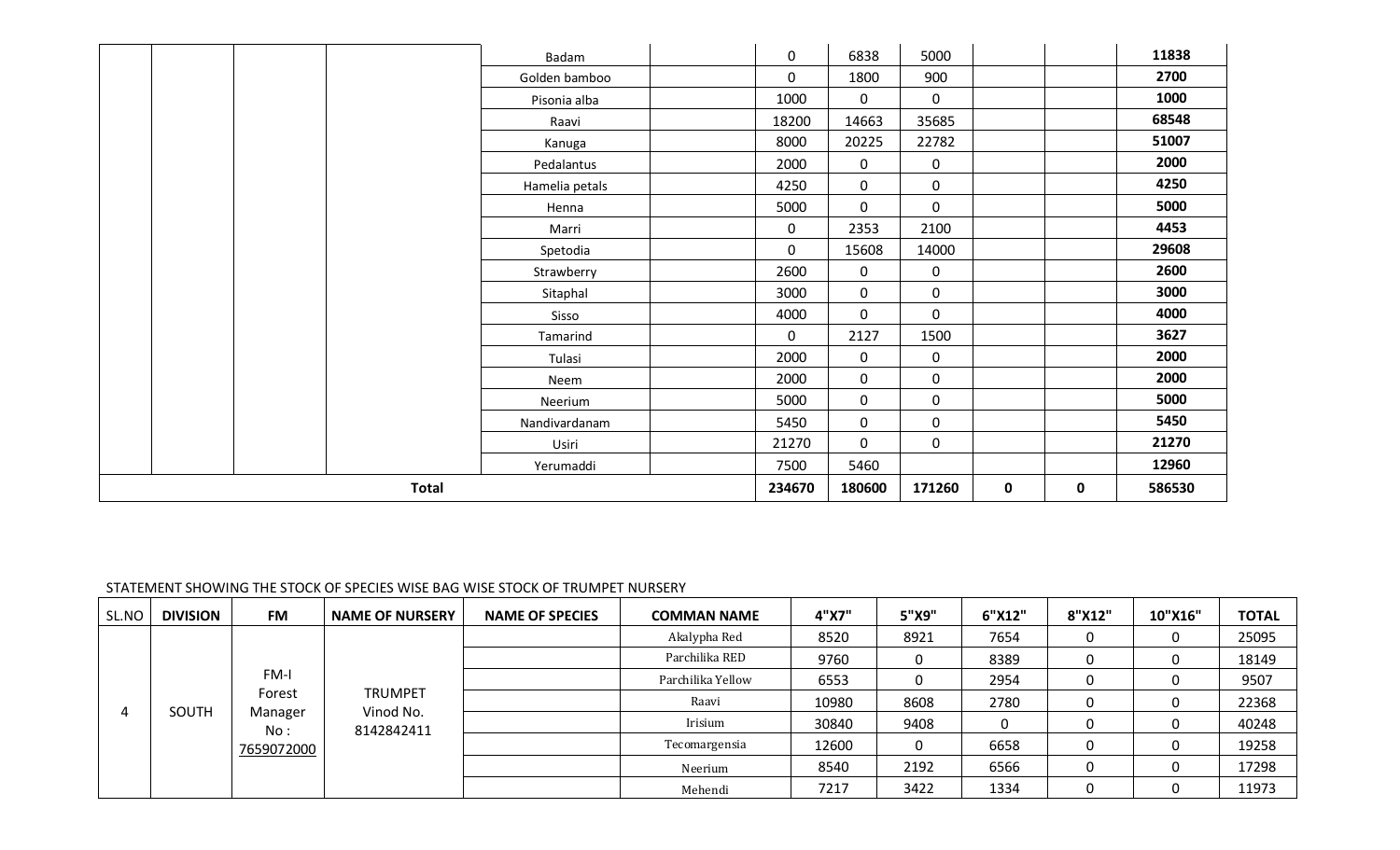| | | | | | | | | | | | |
|---|---|---|---|---|---|---|---|---|---|---|---|
| | | | | Badam | | 0 | 6838 | 5000 | | | **11838** |
| | | | | Golden bamboo | | 0 | 1800 | 900 | | | **2700** |
| | | | | Pisonia alba | | 1000 | 0 | 0 | | | **1000** |
| | | | | Raavi | | 18200 | 14663 | 35685 | | | **68548** |
| | | | | Kanuga | | 8000 | 20225 | 22782 | | | **51007** |
| | | | | Pedalantus | | 2000 | 0 | 0 | | | **2000** |
| | | | | Hamelia petals | | 4250 | 0 | 0 | | | **4250** |
| | | | | Henna | | 5000 | 0 | 0 | | | **5000** |
| | | | | Marri | | 0 | 2353 | 2100 | | | **4453** |
| | | | | Spetodia | | 0 | 15608 | 14000 | | | **29608** |
| | | | | Strawberry | | 2600 | 0 | 0 | | | **2600** |
| | | | | Sitaphal | | 3000 | 0 | 0 | | | **3000** |
| | | | | Sisso | | 4000 | 0 | 0 | | | **4000** |
| | | | | Tamarind | | 0 | 2127 | 1500 | | | **3627** |
| | | | | Tulasi | | 2000 | 0 | 0 | | | **2000** |
| | | | | Neem | | 2000 | 0 | 0 | | | **2000** |
| | | | | Neerium | | 5000 | 0 | 0 | | | **5000** |
| | | | | Nandivardanam | | 5450 | 0 | 0 | | | **5450** |
| | | | | Usiri | | 21270 | 0 | 0 | | | **21270** |
| | | | | Yerumaddi | | 7500 | 5460 | | | | **12960** |
| **Total** | | | | | | **234670** | **180600** | **171260** | **0** | **0** | **586530** |

STATEMENT SHOWING THE STOCK OF SPECIES WISE BAG WISE STOCK OF TRUMPET NURSERY

| SL.NO | DIVISION | FM | NAME OF NURSERY | NAME OF SPECIES | COMMAN NAME | 4"X7" | 5"X9" | 6"X12" | 8"X12" | 10"X16" | TOTAL |
|---|---|---|---|---|---|---|---|---|---|---|---|
| 4 | SOUTH | FM-I Forest Manager No : 7659072000 | TRUMPET Vinod No. 8142842411 | | Akalypha Red | 8520 | 8921 | 7654 | 0 | 0 | 25095 |
| | | | | | Parchilika RED | 9760 | 0 | 8389 | 0 | 0 | 18149 |
| | | | | | Parchilika Yellow | 6553 | 0 | 2954 | 0 | 0 | 9507 |
| | | | | | Raavi | 10980 | 8608 | 2780 | 0 | 0 | 22368 |
| | | | | | Irisium | 30840 | 9408 | 0 | 0 | 0 | 40248 |
| | | | | | Tecomargensia | 12600 | 0 | 6658 | 0 | 0 | 19258 |
| | | | | | Neerium | 8540 | 2192 | 6566 | 0 | 0 | 17298 |
| | | | | | Mehendi | 7217 | 3422 | 1334 | 0 | 0 | 11973 |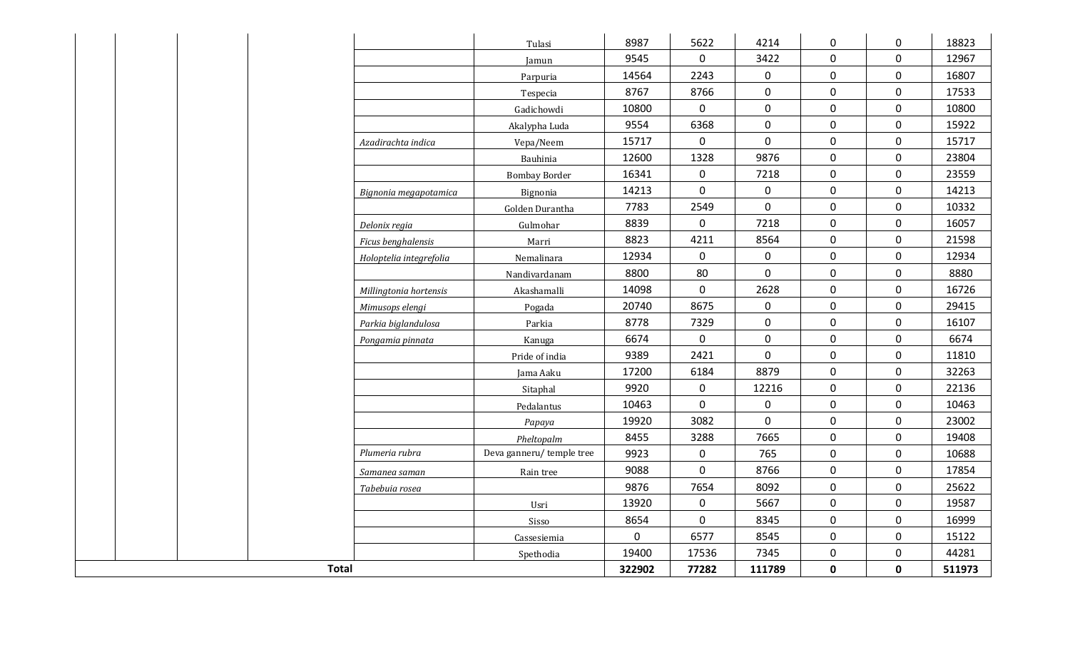| | | | | | | | | | | | |
|---|---|---|---|---|---|---|---|---|---|---|---|
| | | | | | Tulasi | 8987 | 5622 | 4214 | 0 | 0 | 18823 |
| | | | | | Jamun | 9545 | 0 | 3422 | 0 | 0 | 12967 |
| | | | | | Parpuria | 14564 | 2243 | 0 | 0 | 0 | 16807 |
| | | | | | Tespecia | 8767 | 8766 | 0 | 0 | 0 | 17533 |
| | | | | | Gadichowdi | 10800 | 0 | 0 | 0 | 0 | 10800 |
| | | | | | Akalypha Luda | 9554 | 6368 | 0 | 0 | 0 | 15922 |
| | | | | *Azadirachta indica* | Vepa/Neem | 15717 | 0 | 0 | 0 | 0 | 15717 |
| | | | | | Bauhinia | 12600 | 1328 | 9876 | 0 | 0 | 23804 |
| | | | | | Bombay Border | 16341 | 0 | 7218 | 0 | 0 | 23559 |
| | | | | *Bignonia megapotamica* | Bignonia | 14213 | 0 | 0 | 0 | 0 | 14213 |
| | | | | | Golden Durantha | 7783 | 2549 | 0 | 0 | 0 | 10332 |
| | | | | *Delonix regia* | Gulmohar | 8839 | 0 | 7218 | 0 | 0 | 16057 |
| | | | | *Ficus benghalensis* | Marri | 8823 | 4211 | 8564 | 0 | 0 | 21598 |
| | | | | *Holoptelia integrefolia* | Nemalinara | 12934 | 0 | 0 | 0 | 0 | 12934 |
| | | | | | Nandivardanam | 8800 | 80 | 0 | 0 | 0 | 8880 |
| | | | | *Millingtonia hortensis* | Akashamalli | 14098 | 0 | 2628 | 0 | 0 | 16726 |
| | | | | *Mimusops elengi* | Pogada | 20740 | 8675 | 0 | 0 | 0 | 29415 |
| | | | | *Parkia biglandulosa* | Parkia | 8778 | 7329 | 0 | 0 | 0 | 16107 |
| | | | | *Pongamia pinnata* | Kanuga | 6674 | 0 | 0 | 0 | 0 | 6674 |
| | | | | | Pride of india | 9389 | 2421 | 0 | 0 | 0 | 11810 |
| | | | | | Jama Aaku | 17200 | 6184 | 8879 | 0 | 0 | 32263 |
| | | | | | Sitaphal | 9920 | 0 | 12216 | 0 | 0 | 22136 |
| | | | | | Pedalantus | 10463 | 0 | 0 | 0 | 0 | 10463 |
| | | | | | *Papaya* | 19920 | 3082 | 0 | 0 | 0 | 23002 |
| | | | | | *Pheltopalm* | 8455 | 3288 | 7665 | 0 | 0 | 19408 |
| | | | | *Plumeria rubra* | Deva ganneru/ temple tree | 9923 | 0 | 765 | 0 | 0 | 10688 |
| | | | | *Samanea saman* | Rain tree | 9088 | 0 | 8766 | 0 | 0 | 17854 |
| | | | | *Tabebuia rosea* | | 9876 | 7654 | 8092 | 0 | 0 | 25622 |
| | | | | | Usri | 13920 | 0 | 5667 | 0 | 0 | 19587 |
| | | | | | Sisso | 8654 | 0 | 8345 | 0 | 0 | 16999 |
| | | | | | Cassesiemia | 0 | 6577 | 8545 | 0 | 0 | 15122 |
| | | | | | Spethodia | 19400 | 17536 | 7345 | 0 | 0 | 44281 |
| **Total** | | | | | | **322902** | **77282** | **111789** | **0** | **0** | **511973** |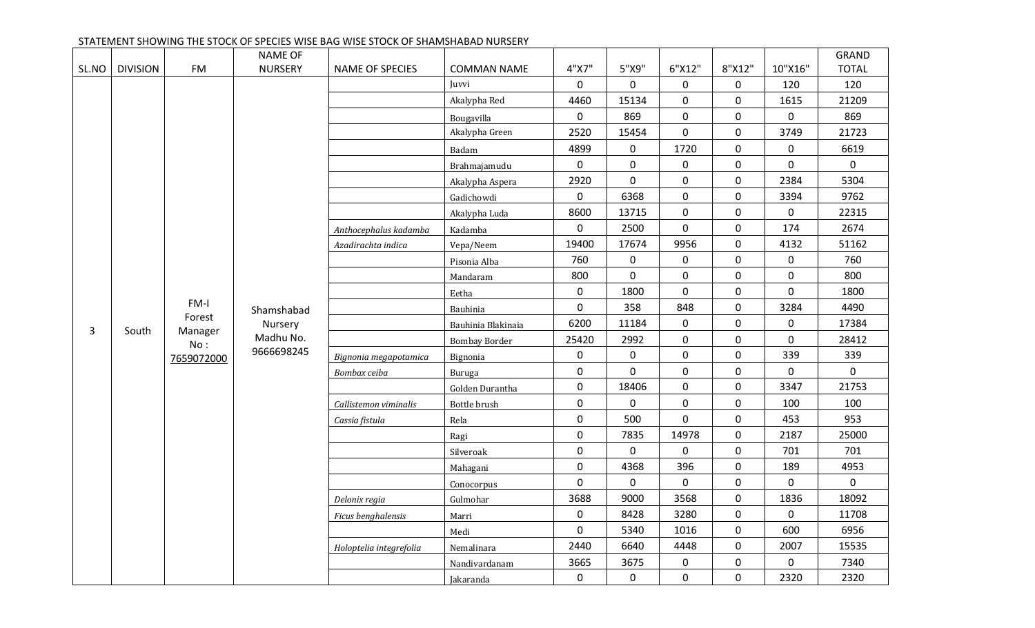STATEMENT SHOWING THE STOCK OF SPECIES WISE BAG WISE STOCK OF SHAMSHABAD NURSERY

| SL.NO | DIVISION | FM | NAME OF NURSERY | NAME OF SPECIES | COMMAN NAME | 4"X7" | 5"X9" | 6"X12" | 8"X12" | 10"X16" | GRAND TOTAL |
|---|---|---|---|---|---|---|---|---|---|---|---|
| 3 | South | FM-I Forest Manager No : 7659072000 | Shamshabad Nursery Madhu No. 9666698245 | | Juvvi | 0 | 0 | 0 | 0 | 120 | 120 |
| | | | | | Akalypha Red | 4460 | 15134 | 0 | 0 | 1615 | 21209 |
| | | | | | Bougavilla | 0 | 869 | 0 | 0 | 0 | 869 |
| | | | | | Akalypha Green | 2520 | 15454 | 0 | 0 | 3749 | 21723 |
| | | | | | Badam | 4899 | 0 | 1720 | 0 | 0 | 6619 |
| | | | | | Brahmajamudu | 0 | 0 | 0 | 0 | 0 | 0 |
| | | | | | Akalypha Aspera | 2920 | 0 | 0 | 0 | 2384 | 5304 |
| | | | | | Gadichowdi | 0 | 6368 | 0 | 0 | 3394 | 9762 |
| | | | | | Akalypha Luda | 8600 | 13715 | 0 | 0 | 0 | 22315 |
| | | | | *Anthocephalus kadamba* | Kadamba | 0 | 2500 | 0 | 0 | 174 | 2674 |
| | | | | *Azadirachta indica* | Vepa/Neem | 19400 | 17674 | 9956 | 0 | 4132 | 51162 |
| | | | | | Pisonia Alba | 760 | 0 | 0 | 0 | 0 | 760 |
| | | | | | Mandaram | 800 | 0 | 0 | 0 | 0 | 800 |
| | | | | | Eetha | 0 | 1800 | 0 | 0 | 0 | 1800 |
| | | | | | Bauhinia | 0 | 358 | 848 | 0 | 3284 | 4490 |
| | | | | | Bauhinia Blakinaia | 6200 | 11184 | 0 | 0 | 0 | 17384 |
| | | | | | Bombay Border | 25420 | 2992 | 0 | 0 | 0 | 28412 |
| | | | | *Bignonia megapotamica* | Bignonia | 0 | 0 | 0 | 0 | 339 | 339 |
| | | | | *Bombax ceiba* | Buruga | 0 | 0 | 0 | 0 | 0 | 0 |
| | | | | | Golden Durantha | 0 | 18406 | 0 | 0 | 3347 | 21753 |
| | | | | *Callistemon viminalis* | Bottle brush | 0 | 0 | 0 | 0 | 100 | 100 |
| | | | | *Cassia fistula* | Rela | 0 | 500 | 0 | 0 | 453 | 953 |
| | | | | | Ragi | 0 | 7835 | 14978 | 0 | 2187 | 25000 |
| | | | | | Silveroak | 0 | 0 | 0 | 0 | 701 | 701 |
| | | | | | Mahagani | 0 | 4368 | 396 | 0 | 189 | 4953 |
| | | | | | Conocorpus | 0 | 0 | 0 | 0 | 0 | 0 |
| | | | | *Delonix regia* | Gulmohar | 3688 | 9000 | 3568 | 0 | 1836 | 18092 |
| | | | | *Ficus benghalensis* | Marri | 0 | 8428 | 3280 | 0 | 0 | 11708 |
| | | | | | Medi | 0 | 5340 | 1016 | 0 | 600 | 6956 |
| | | | | *Holoptelia integrefolia* | Nemalinara | 2440 | 6640 | 4448 | 0 | 2007 | 15535 |
| | | | | | Nandivardanam | 3665 | 3675 | 0 | 0 | 0 | 7340 |
| | | | | | Jakaranda | 0 | 0 | 0 | 0 | 2320 | 2320 |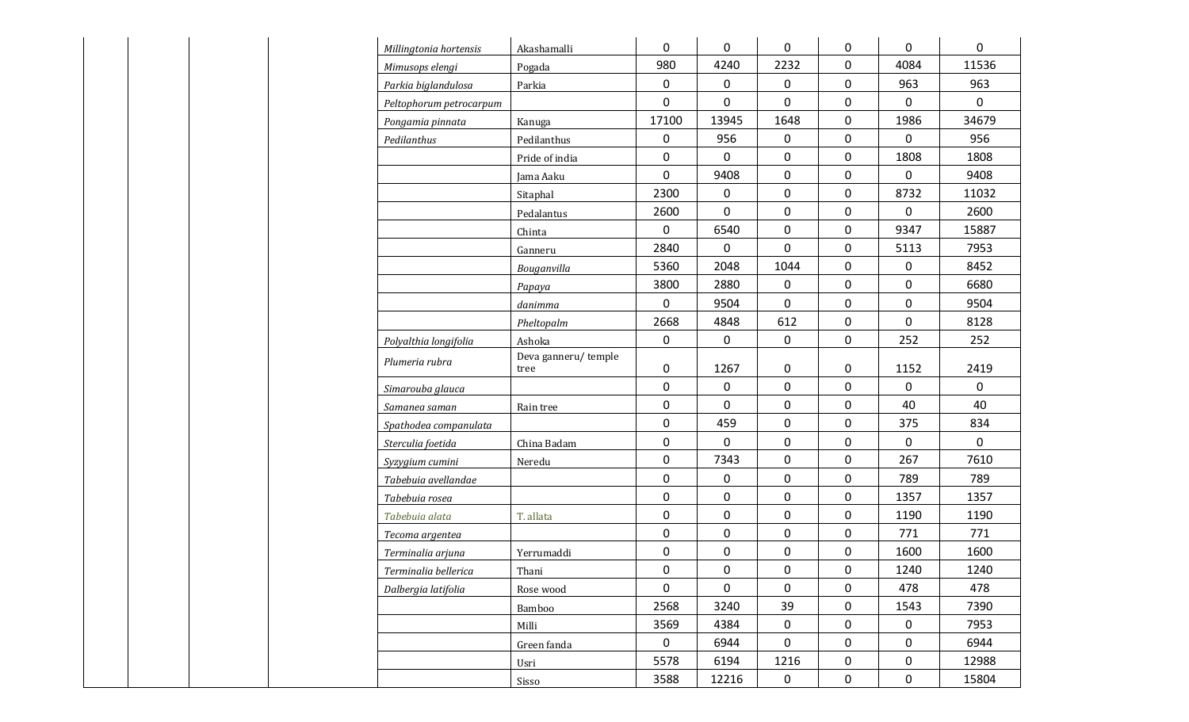| | | | | | | | | | | | |
|---|---|---|---|---|---|---|---|---|---|---|---|
| | | | | *Millingtonia hortensis* | Akashamalli | 0 | 0 | 0 | 0 | 0 | 0 |
| | | | | *Mimusops elengi* | Pogada | 980 | 4240 | 2232 | 0 | 4084 | 11536 |
| | | | | *Parkia biglandulosa* | Parkia | 0 | 0 | 0 | 0 | 963 | 963 |
| | | | | *Peltophorum petrocarpum* | | 0 | 0 | 0 | 0 | 0 | 0 |
| | | | | *Pongamia pinnata* | Kanuga | 17100 | 13945 | 1648 | 0 | 1986 | 34679 |
| | | | | *Pedilanthus* | Pedilanthus | 0 | 956 | 0 | 0 | 0 | 956 |
| | | | | | Pride of india | 0 | 0 | 0 | 0 | 1808 | 1808 |
| | | | | | Jama Aaku | 0 | 9408 | 0 | 0 | 0 | 9408 |
| | | | | | Sitaphal | 2300 | 0 | 0 | 0 | 8732 | 11032 |
| | | | | | Pedalantus | 2600 | 0 | 0 | 0 | 0 | 2600 |
| | | | | | Chinta | 0 | 6540 | 0 | 0 | 9347 | 15887 |
| | | | | | Ganneru | 2840 | 0 | 0 | 0 | 5113 | 7953 |
| | | | | | *Bouganvilla* | 5360 | 2048 | 1044 | 0 | 0 | 8452 |
| | | | | | *Papaya* | 3800 | 2880 | 0 | 0 | 0 | 6680 |
| | | | | | *danimma* | 0 | 9504 | 0 | 0 | 0 | 9504 |
| | | | | | *Pheltopalm* | 2668 | 4848 | 612 | 0 | 0 | 8128 |
| | | | | *Polyalthia longifolia* | Ashoka | 0 | 0 | 0 | 0 | 252 | 252 |
| | | | | *Plumeria rubra* | Deva ganneru/ temple tree | 0 | 1267 | 0 | 0 | 1152 | 2419 |
| | | | | *Simarouba glauca* | | 0 | 0 | 0 | 0 | 0 | 0 |
| | | | | *Samanea saman* | Rain tree | 0 | 0 | 0 | 0 | 40 | 40 |
| | | | | *Spathodea companulata* | | 0 | 459 | 0 | 0 | 375 | 834 |
| | | | | *Sterculia foetida* | China Badam | 0 | 0 | 0 | 0 | 0 | 0 |
| | | | | *Syzygium cumini* | Neredu | 0 | 7343 | 0 | 0 | 267 | 7610 |
| | | | | *Tabebuia avellandae* | | 0 | 0 | 0 | 0 | 789 | 789 |
| | | | | *Tabebuia rosea* | | 0 | 0 | 0 | 0 | 1357 | 1357 |
| | | | | *Tabebuia alata* | T. allata | 0 | 0 | 0 | 0 | 1190 | 1190 |
| | | | | *Tecoma argentea* | | 0 | 0 | 0 | 0 | 771 | 771 |
| | | | | *Terminalia arjuna* | Yerrumaddi | 0 | 0 | 0 | 0 | 1600 | 1600 |
| | | | | *Terminalia bellerica* | Thani | 0 | 0 | 0 | 0 | 1240 | 1240 |
| | | | | *Dalbergia latifolia* | Rose wood | 0 | 0 | 0 | 0 | 478 | 478 |
| | | | | | Bamboo | 2568 | 3240 | 39 | 0 | 1543 | 7390 |
| | | | | | Milli | 3569 | 4384 | 0 | 0 | 0 | 7953 |
| | | | | | Green fanda | 0 | 6944 | 0 | 0 | 0 | 6944 |
| | | | | | Usri | 5578 | 6194 | 1216 | 0 | 0 | 12988 |
| | | | | | Sisso | 3588 | 12216 | 0 | 0 | 0 | 15804 |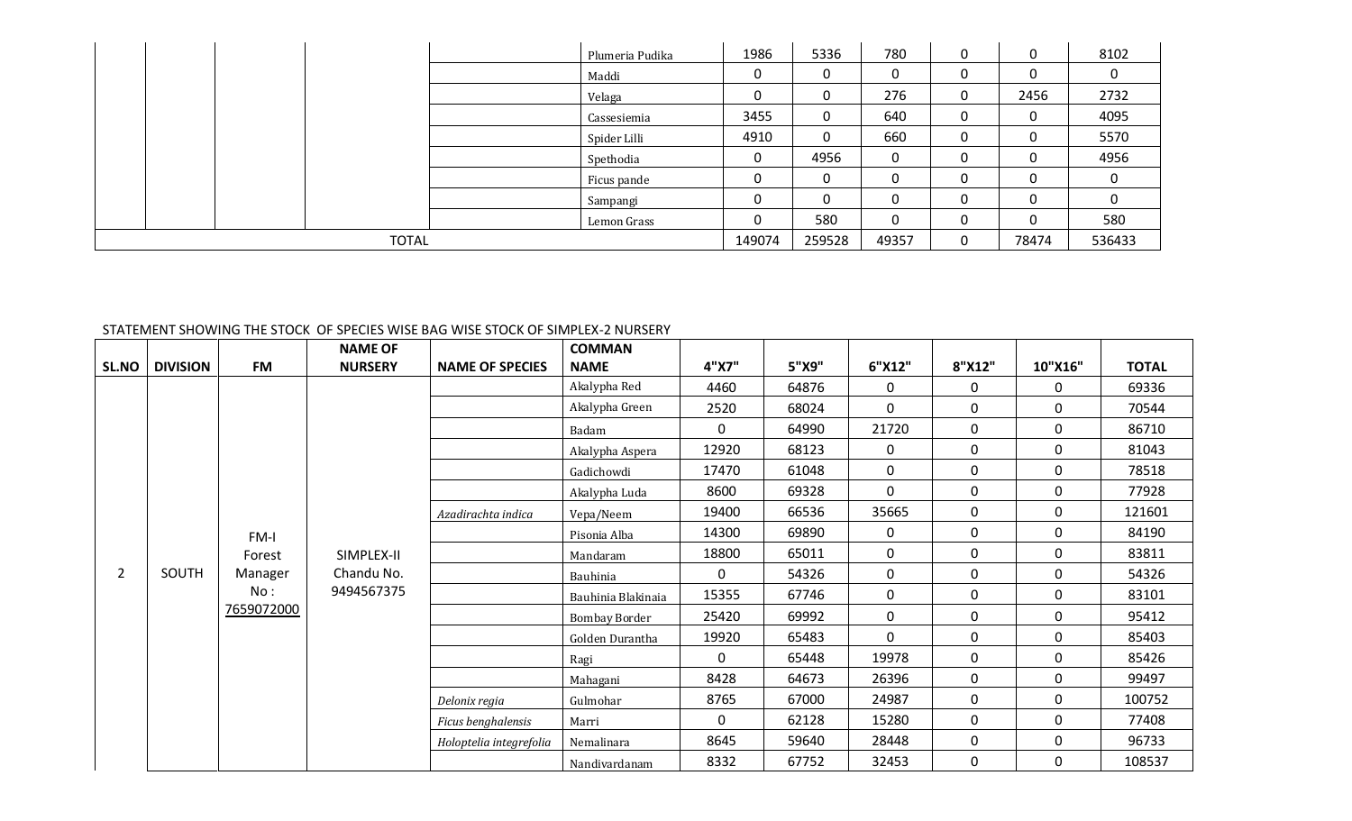| | | | | | Plumeria Pudika | 1986 | 5336 | 780 | 0 | 0 | 8102 |
|---|---|---|---|---|---|---|---|---|---|---|---|
| | | | | | Maddi | 0 | 0 | 0 | 0 | 0 | 0 |
| | | | | | Velaga | 0 | 0 | 276 | 0 | 2456 | 2732 |
| | | | | | Cassesiemia | 3455 | 0 | 640 | 0 | 0 | 4095 |
| | | | | | Spider Lilli | 4910 | 0 | 660 | 0 | 0 | 5570 |
| | | | | | Spethodia | 0 | 4956 | 0 | 0 | 0 | 4956 |
| | | | | | Ficus pande | 0 | 0 | 0 | 0 | 0 | 0 |
| | | | | | Sampangi | 0 | 0 | 0 | 0 | 0 | 0 |
| | | | | | Lemon Grass | 0 | 580 | 0 | 0 | 0 | 580 |
| TOTAL | | | | | | 149074 | 259528 | 49357 | 0 | 78474 | 536433 |

STATEMENT SHOWING THE STOCK OF SPECIES WISE BAG WISE STOCK OF SIMPLEX-2 NURSERY

| SL.NO | DIVISION | FM | NAME OF NURSERY | NAME OF SPECIES | COMMAN NAME | 4"X7" | 5"X9" | 6"X12" | 8"X12" | 10"X16" | TOTAL |
|---|---|---|---|---|---|---|---|---|---|---|---|
| 2 | SOUTH | FM-I Forest Manager No : 7659072000 | SIMPLEX-II Chandu No. 9494567375 | | Akalypha Red | 4460 | 64876 | 0 | 0 | 0 | 69336 |
| | | | | | Akalypha Green | 2520 | 68024 | 0 | 0 | 0 | 70544 |
| | | | | | Badam | 0 | 64990 | 21720 | 0 | 0 | 86710 |
| | | | | | Akalypha Aspera | 12920 | 68123 | 0 | 0 | 0 | 81043 |
| | | | | | Gadichowdi | 17470 | 61048 | 0 | 0 | 0 | 78518 |
| | | | | | Akalypha Luda | 8600 | 69328 | 0 | 0 | 0 | 77928 |
| | | | | *Azadirachta indica* | Vepa/Neem | 19400 | 66536 | 35665 | 0 | 0 | 121601 |
| | | | | | Pisonia Alba | 14300 | 69890 | 0 | 0 | 0 | 84190 |
| | | | | | Mandaram | 18800 | 65011 | 0 | 0 | 0 | 83811 |
| | | | | | Bauhinia | 0 | 54326 | 0 | 0 | 0 | 54326 |
| | | | | | Bauhinia Blakinaia | 15355 | 67746 | 0 | 0 | 0 | 83101 |
| | | | | | Bombay Border | 25420 | 69992 | 0 | 0 | 0 | 95412 |
| | | | | | Golden Durantha | 19920 | 65483 | 0 | 0 | 0 | 85403 |
| | | | | | Ragi | 0 | 65448 | 19978 | 0 | 0 | 85426 |
| | | | | | Mahagani | 8428 | 64673 | 26396 | 0 | 0 | 99497 |
| | | | | *Delonix regia* | Gulmohar | 8765 | 67000 | 24987 | 0 | 0 | 100752 |
| | | | | *Ficus benghalensis* | Marri | 0 | 62128 | 15280 | 0 | 0 | 77408 |
| | | | | *Holoptelia integrefolia* | Nemalinara | 8645 | 59640 | 28448 | 0 | 0 | 96733 |
| | | | | | Nandivardanam | 8332 | 67752 | 32453 | 0 | 0 | 108537 |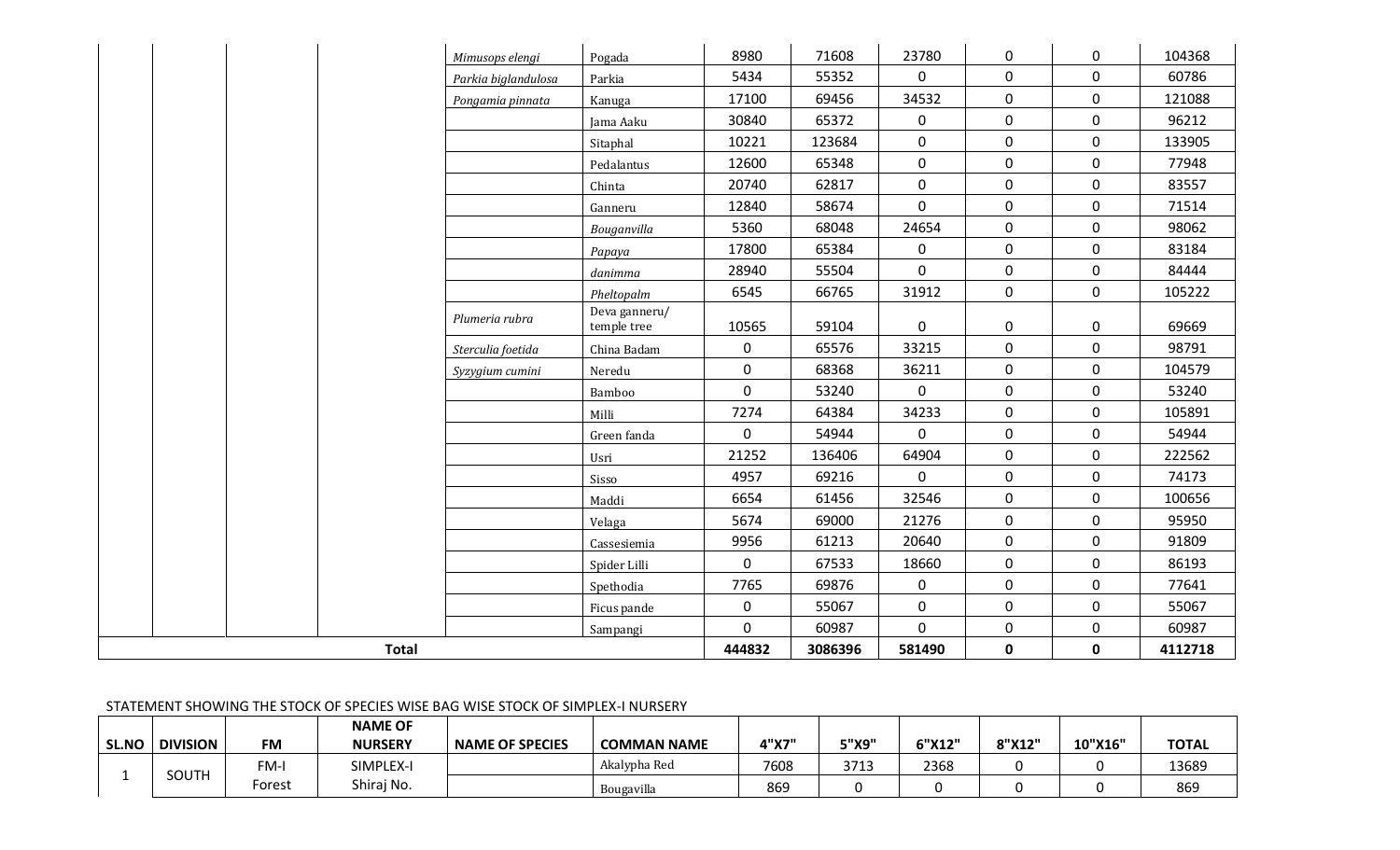| | | | | *Mimusops elengi* | Pogada | 8980 | 71608 | 23780 | 0 | 0 | 104368 |
|---|---|---|---|---|---|---|---|---|---|---|---|
| | | | | *Parkia biglandulosa* | Parkia | 5434 | 55352 | 0 | 0 | 0 | 60786 |
| | | | | *Pongamia pinnata* | Kanuga | 17100 | 69456 | 34532 | 0 | 0 | 121088 |
| | | | | | Jama Aaku | 30840 | 65372 | 0 | 0 | 0 | 96212 |
| | | | | | Sitaphal | 10221 | 123684 | 0 | 0 | 0 | 133905 |
| | | | | | Pedalantus | 12600 | 65348 | 0 | 0 | 0 | 77948 |
| | | | | | Chinta | 20740 | 62817 | 0 | 0 | 0 | 83557 |
| | | | | | Ganneru | 12840 | 58674 | 0 | 0 | 0 | 71514 |
| | | | | | *Bouganvilla* | 5360 | 68048 | 24654 | 0 | 0 | 98062 |
| | | | | | *Papaya* | 17800 | 65384 | 0 | 0 | 0 | 83184 |
| | | | | | *danimma* | 28940 | 55504 | 0 | 0 | 0 | 84444 |
| | | | | | *Pheltopalm* | 6545 | 66765 | 31912 | 0 | 0 | 105222 |
| | | | | *Plumeria rubra* | Deva ganneru/ temple tree | 10565 | 59104 | 0 | 0 | 0 | 69669 |
| | | | | *Sterculia foetida* | China Badam | 0 | 65576 | 33215 | 0 | 0 | 98791 |
| | | | | *Syzygium cumini* | Neredu | 0 | 68368 | 36211 | 0 | 0 | 104579 |
| | | | | | Bamboo | 0 | 53240 | 0 | 0 | 0 | 53240 |
| | | | | | Milli | 7274 | 64384 | 34233 | 0 | 0 | 105891 |
| | | | | | Green fanda | 0 | 54944 | 0 | 0 | 0 | 54944 |
| | | | | | Usri | 21252 | 136406 | 64904 | 0 | 0 | 222562 |
| | | | | | Sisso | 4957 | 69216 | 0 | 0 | 0 | 74173 |
| | | | | | Maddi | 6654 | 61456 | 32546 | 0 | 0 | 100656 |
| | | | | | Velaga | 5674 | 69000 | 21276 | 0 | 0 | 95950 |
| | | | | | Cassesiemia | 9956 | 61213 | 20640 | 0 | 0 | 91809 |
| | | | | | Spider Lilli | 0 | 67533 | 18660 | 0 | 0 | 86193 |
| | | | | | Spethodia | 7765 | 69876 | 0 | 0 | 0 | 77641 |
| | | | | | Ficus pande | 0 | 55067 | 0 | 0 | 0 | 55067 |
| | | | | | Sampangi | 0 | 60987 | 0 | 0 | 0 | 60987 |
| **Total** | | | | | | **444832** | **3086396** | **581490** | **0** | **0** | **4112718** |

STATEMENT SHOWING THE STOCK OF SPECIES WISE BAG WISE STOCK OF SIMPLEX-I NURSERY

| SL.NO | DIVISION | FM | NAME OF NURSERY | NAME OF SPECIES | COMMAN NAME | 4"X7" | 5"X9" | 6"X12" | 8"X12" | 10"X16" | TOTAL |
|---|---|---|---|---|---|---|---|---|---|---|---|
| 1 | SOUTH | FM-I Forest | SIMPLEX-I Shiraj No. | | Akalypha Red | 7608 | 3713 | 2368 | 0 | 0 | 13689 |
| | | | | | Bougavilla | 869 | 0 | 0 | 0 | 0 | 869 |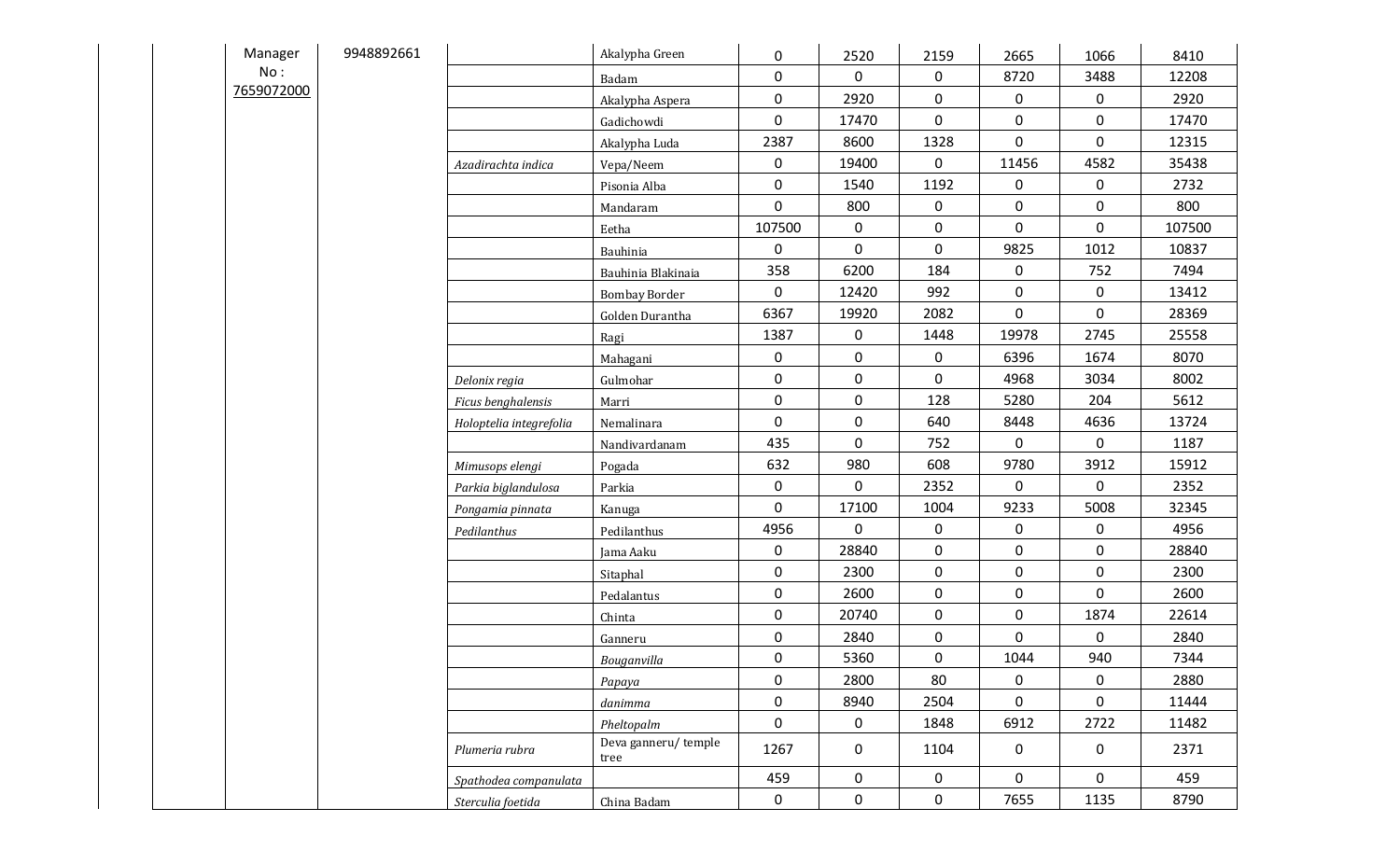| | | | | | | | | | | |
|---|---|---|---|---|---|---|---|---|---|---|
| | | Manager No : 7659072000 | 9948892661 | | Akalypha Green | 0 | 2520 | 2159 | 2665 | 1066 | 8410 |
| | | | | | Badam | 0 | 0 | 0 | 8720 | 3488 | 12208 |
| | | | | | Akalypha Aspera | 0 | 2920 | 0 | 0 | 0 | 2920 |
| | | | | | Gadichowdi | 0 | 17470 | 0 | 0 | 0 | 17470 |
| | | | | | Akalypha Luda | 2387 | 8600 | 1328 | 0 | 0 | 12315 |
| | | | | *Azadirachta indica* | Vepa/Neem | 0 | 19400 | 0 | 11456 | 4582 | 35438 |
| | | | | | Pisonia Alba | 0 | 1540 | 1192 | 0 | 0 | 2732 |
| | | | | | Mandaram | 0 | 800 | 0 | 0 | 0 | 800 |
| | | | | | Eetha | 107500 | 0 | 0 | 0 | 0 | 107500 |
| | | | | | Bauhinia | 0 | 0 | 0 | 9825 | 1012 | 10837 |
| | | | | | Bauhinia Blakinaia | 358 | 6200 | 184 | 0 | 752 | 7494 |
| | | | | | Bombay Border | 0 | 12420 | 992 | 0 | 0 | 13412 |
| | | | | | Golden Durantha | 6367 | 19920 | 2082 | 0 | 0 | 28369 |
| | | | | | Ragi | 1387 | 0 | 1448 | 19978 | 2745 | 25558 |
| | | | | | Mahagani | 0 | 0 | 0 | 6396 | 1674 | 8070 |
| | | | | *Delonix regia* | Gulmohar | 0 | 0 | 0 | 4968 | 3034 | 8002 |
| | | | | *Ficus benghalensis* | Marri | 0 | 0 | 128 | 5280 | 204 | 5612 |
| | | | | *Holoptelia integrefolia* | Nemalinara | 0 | 0 | 640 | 8448 | 4636 | 13724 |
| | | | | | Nandivardanam | 435 | 0 | 752 | 0 | 0 | 1187 |
| | | | | *Mimusops elengi* | Pogada | 632 | 980 | 608 | 9780 | 3912 | 15912 |
| | | | | *Parkia biglandulosa* | Parkia | 0 | 0 | 2352 | 0 | 0 | 2352 |
| | | | | *Pongamia pinnata* | Kanuga | 0 | 17100 | 1004 | 9233 | 5008 | 32345 |
| | | | | *Pedilanthus* | Pedilanthus | 4956 | 0 | 0 | 0 | 0 | 4956 |
| | | | | | Jama Aaku | 0 | 28840 | 0 | 0 | 0 | 28840 |
| | | | | | Sitaphal | 0 | 2300 | 0 | 0 | 0 | 2300 |
| | | | | | Pedalantus | 0 | 2600 | 0 | 0 | 0 | 2600 |
| | | | | | Chinta | 0 | 20740 | 0 | 0 | 1874 | 22614 |
| | | | | | Ganneru | 0 | 2840 | 0 | 0 | 0 | 2840 |
| | | | | | *Bouganvilla* | 0 | 5360 | 0 | 1044 | 940 | 7344 |
| | | | | | *Papaya* | 0 | 2800 | 80 | 0 | 0 | 2880 |
| | | | | | *danimma* | 0 | 8940 | 2504 | 0 | 0 | 11444 |
| | | | | | *Pheltopalm* | 0 | 0 | 1848 | 6912 | 2722 | 11482 |
| | | | | *Plumeria rubra* | Deva ganneru/ temple tree | 1267 | 0 | 1104 | 0 | 0 | 2371 |
| | | | | *Spathodea companulata* | | 459 | 0 | 0 | 0 | 0 | 459 |
| | | | | *Sterculia foetida* | China Badam | 0 | 0 | 0 | 7655 | 1135 | 8790 |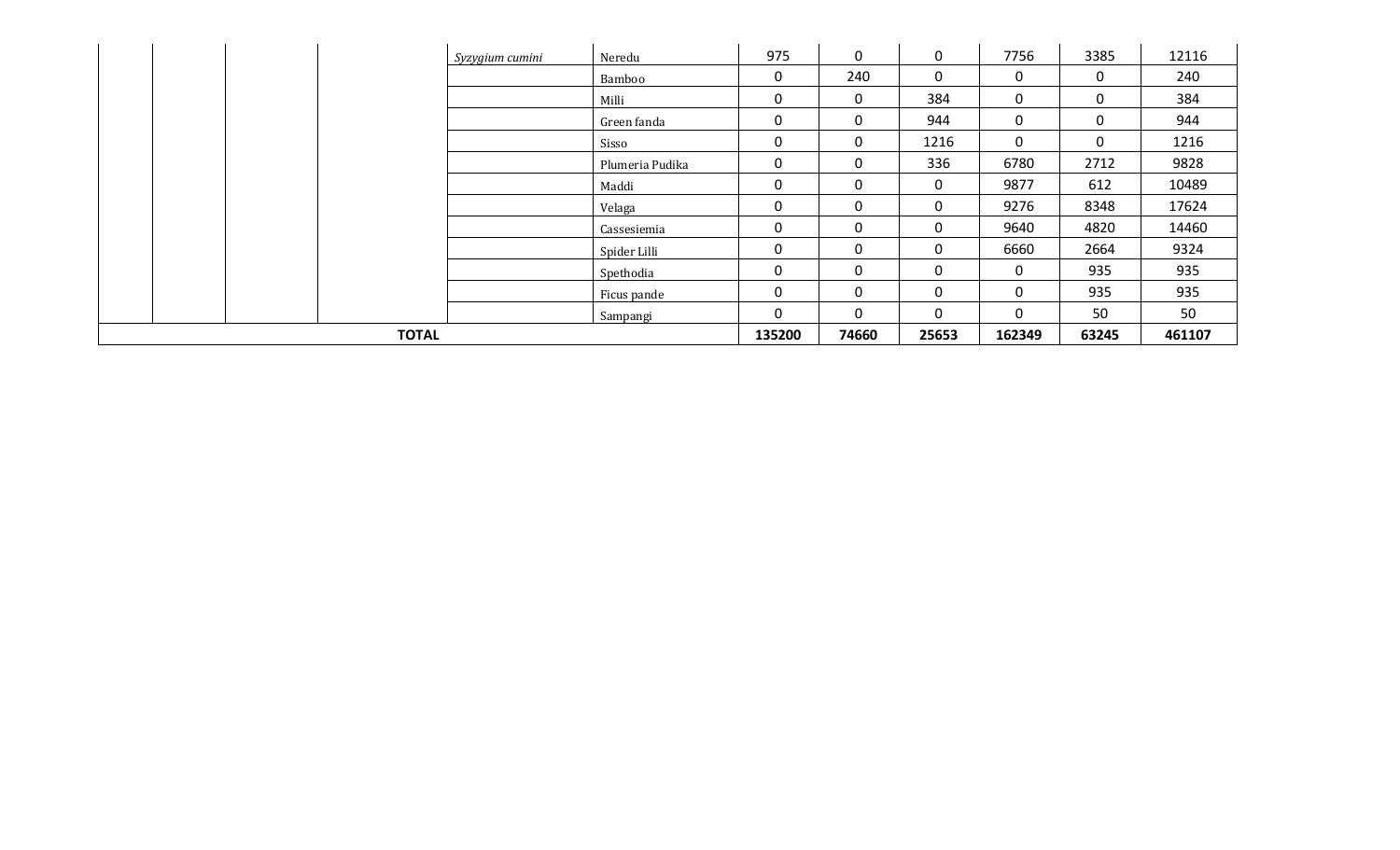| | | | | | | | | | | | |
|---|---|---|---|---|---|---|---|---|---|---|---|
| | | | | *Syzygium cumini* | Neredu | 975 | 0 | 0 | 7756 | 3385 | 12116 |
| | | | | | Bamboo | 0 | 240 | 0 | 0 | 0 | 240 |
| | | | | | Milli | 0 | 0 | 384 | 0 | 0 | 384 |
| | | | | | Green fanda | 0 | 0 | 944 | 0 | 0 | 944 |
| | | | | | Sisso | 0 | 0 | 1216 | 0 | 0 | 1216 |
| | | | | | Plumeria Pudika | 0 | 0 | 336 | 6780 | 2712 | 9828 |
| | | | | | Maddi | 0 | 0 | 0 | 9877 | 612 | 10489 |
| | | | | | Velaga | 0 | 0 | 0 | 9276 | 8348 | 17624 |
| | | | | | Cassesiemia | 0 | 0 | 0 | 9640 | 4820 | 14460 |
| | | | | | Spider Lilli | 0 | 0 | 0 | 6660 | 2664 | 9324 |
| | | | | | Spethodia | 0 | 0 | 0 | 0 | 935 | 935 |
| | | | | | Ficus pande | 0 | 0 | 0 | 0 | 935 | 935 |
| | | | | | Sampangi | 0 | 0 | 0 | 0 | 50 | 50 |
| **TOTAL** | | | | | | **135200** | **74660** | **25653** | **162349** | **63245** | **461107** |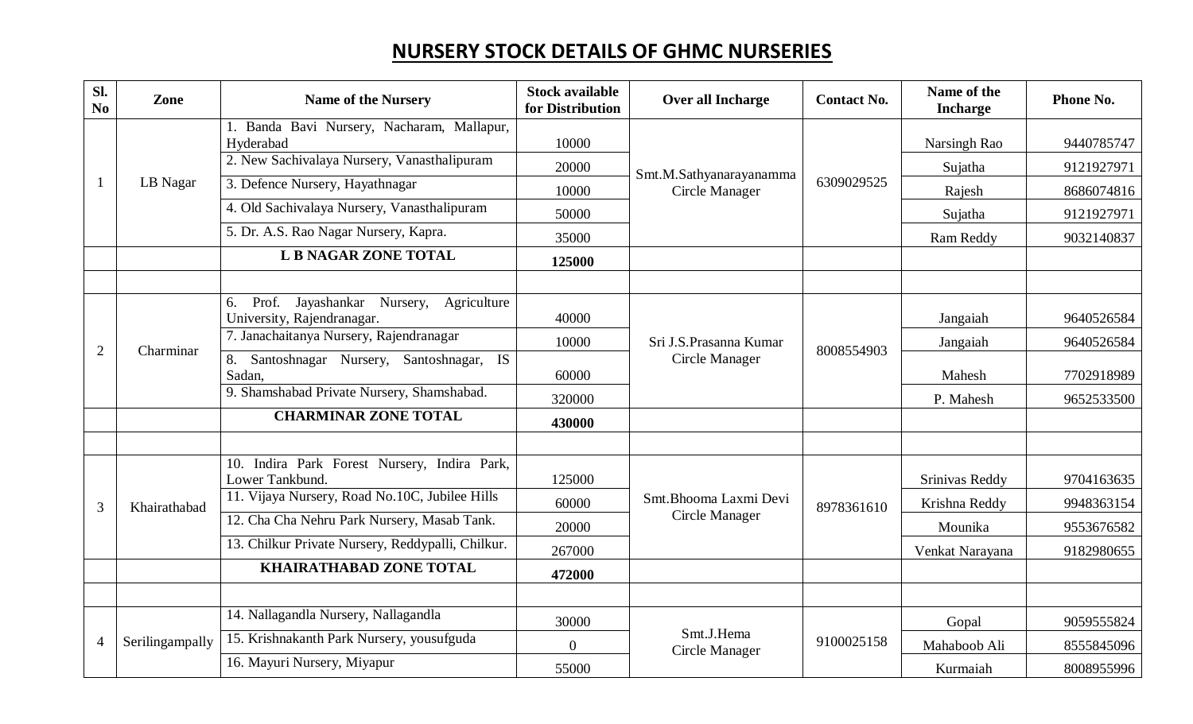# NURSERY STOCK DETAILS OF GHMC NURSERIES

| Sl. No | Zone | Name of the Nursery | Stock available for Distribution | Over all Incharge | Contact No. | Name of the Incharge | Phone No. |
|---|---|---|---|---|---|---|---|
| 1 | LB Nagar | 1. Banda Bavi Nursery, Nacharam, Mallapur, Hyderabad | 10000 | Smt.M.Sathyanarayanamma Circle Manager | 6309029525 | Narsingh Rao | 9440785747 |
| | | 2. New Sachivalaya Nursery, Vanasthalipuram | 20000 | | | Sujatha | 9121927971 |
| | | 3. Defence Nursery, Hayathnagar | 10000 | | | Rajesh | 8686074816 |
| | | 4. Old Sachivalaya Nursery, Vanasthalipuram | 50000 | | | Sujatha | 9121927971 |
| | | 5. Dr. A.S. Rao Nagar Nursery, Kapra. | 35000 | | | Ram Reddy | 9032140837 |
| | | **L B NAGAR ZONE TOTAL** | **125000** | | | | |
| | | | | | | | |
| 2 | Charminar | 6. Prof. Jayashankar Nursery, Agriculture University, Rajendranagar. | 40000 | Sri J.S.Prasanna Kumar Circle Manager | 8008554903 | Jangaiah | 9640526584 |
| | | 7. Janachaitanya Nursery, Rajendranagar | 10000 | | | Jangaiah | 9640526584 |
| | | 8. Santoshnagar Nursery, Santoshnagar, IS Sadan, | 60000 | | | Mahesh | 7702918989 |
| | | 9. Shamshabad Private Nursery, Shamshabad. | 320000 | | | P. Mahesh | 9652533500 |
| | | **CHARMINAR ZONE TOTAL** | **430000** | | | | |
| | | | | | | | |
| 3 | Khairathabad | 10. Indira Park Forest Nursery, Indira Park, Lower Tankbund. | 125000 | Smt.Bhooma Laxmi Devi Circle Manager | 8978361610 | Srinivas Reddy | 9704163635 |
| | | 11. Vijaya Nursery, Road No.10C, Jubilee Hills | 60000 | | | Krishna Reddy | 9948363154 |
| | | 12. Cha Cha Nehru Park Nursery, Masab Tank. | 20000 | | | Mounika | 9553676582 |
| | | 13. Chilkur Private Nursery, Reddypalli, Chilkur. | 267000 | | | Venkat Narayana | 9182980655 |
| | | **KHAIRATHABAD ZONE TOTAL** | **472000** | | | | |
| | | | | | | | |
| 4 | Serilingampally | 14. Nallagandla Nursery, Nallagandla | 30000 | Smt.J.Hema Circle Manager | 9100025158 | Gopal | 9059555824 |
| | | 15. Krishnakanth Park Nursery, yousufguda | 0 | | | Mahaboob Ali | 8555845096 |
| | | 16. Mayuri Nursery, Miyapur | 55000 | | | Kurmaiah | 8008955996 |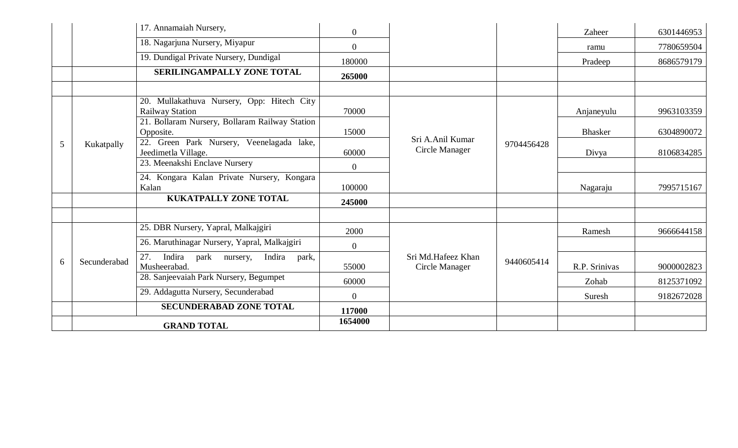| | | | | | | | |
|---|---|---|---|---|---|---|---|
| | | 17. Annamaiah Nursery, | 0 | | | Zaheer | 6301446953 |
| | | 18. Nagarjuna Nursery, Miyapur | 0 | | | ramu | 7780659504 |
| | | 19. Dundigal Private Nursery, Dundigal | 180000 | | | Pradeep | 8686579179 |
| | | **SERILINGAMPALLY ZONE TOTAL** | **265000** | | | | |
| | | | | | | | |
| 5 | Kukatpally | 20. Mullakathuva Nursery, Opp: Hitech City Railway Station | 70000 | Sri A.Anil Kumar Circle Manager | 9704456428 | Anjaneyulu | 9963103359 |
| | | 21. Bollaram Nursery, Bollaram Railway Station Opposite. | 15000 | | | Bhasker | 6304890072 |
| | | 22. Green Park Nursery, Veenelagada lake, Jeedimetla Village. | 60000 | | | Divya | 8106834285 |
| | | 23. Meenakshi Enclave Nursery | 0 | | | | |
| | | 24. Kongara Kalan Private Nursery, Kongara Kalan | 100000 | | | Nagaraju | 7995715167 |
| | | **KUKATPALLY ZONE TOTAL** | **245000** | | | | |
| | | | | | | | |
| 6 | Secunderabad | 25. DBR Nursery, Yapral, Malkajgiri | 2000 | Sri Md.Hafeez Khan Circle Manager | 9440605414 | Ramesh | 9666644158 |
| | | 26. Maruthinagar Nursery, Yapral, Malkajgiri | 0 | | | | |
| | | 27. Indira park nursery, Indira park, Musheerabad. | 55000 | | | R.P. Srinivas | 9000002823 |
| | | 28. Sanjeevaiah Park Nursery, Begumpet | 60000 | | | Zohab | 8125371092 |
| | | 29. Addagutta Nursery, Secunderabad | 0 | | | Suresh | 9182672028 |
| | | **SECUNDERABAD ZONE TOTAL** | **117000** | | | | |
| | **GRAND TOTAL** | | **1654000** | | | | |